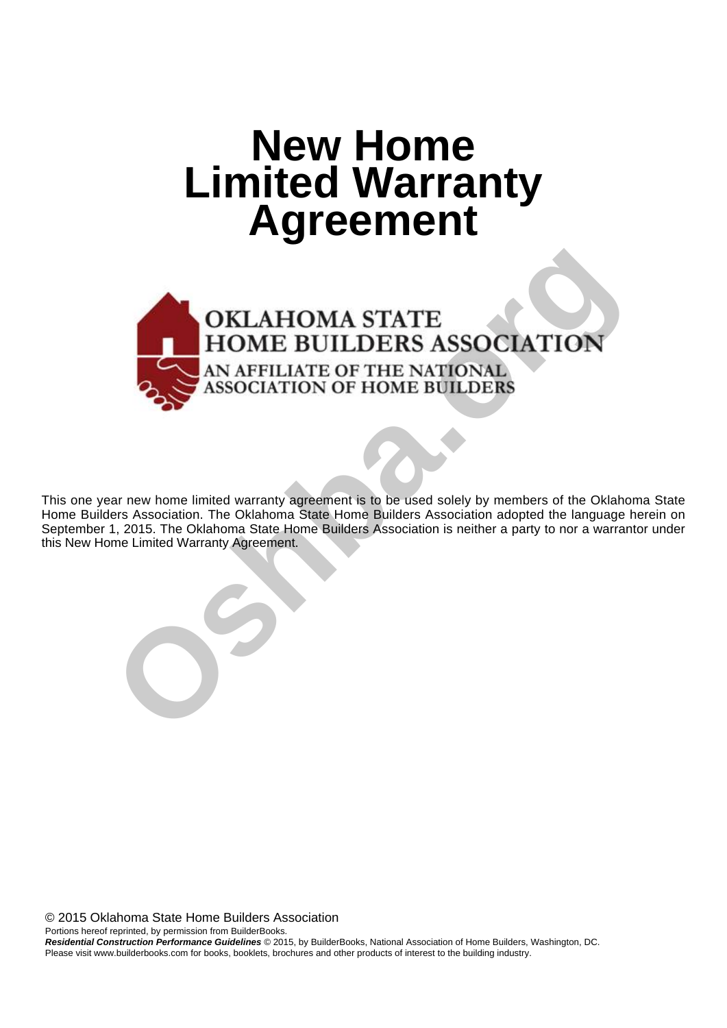# New Home Limited Warranty Agreement

OKLAHOMA STATE HOME BUILDERS ASSOCIATION

AN AFFILIATE OF THE NATIONAL ASSOCIATION OF HOME BUILDERS

This one year new home limited warranty agreement is to be used solely by members of the Oklahoma State Home Builders Association. The Oklahoma State Home Builders Association adopted the language herein on September 1, 2015. The Oklahoma State Home Builders Association is neither a party to nor a warrantor under this New Home Limited Warranty Agreement.

© 2015 Oklahoma State Home Builders Association

Portions hereof reprinted, by permission from BuilderBooks.

***Residential Construction Performance Guidelines*** © 2015, by BuilderBooks, National Association of Home Builders, Washington, DC.

Please visit www.builderbooks.com for books, booklets, brochures and other products of interest to the building industry.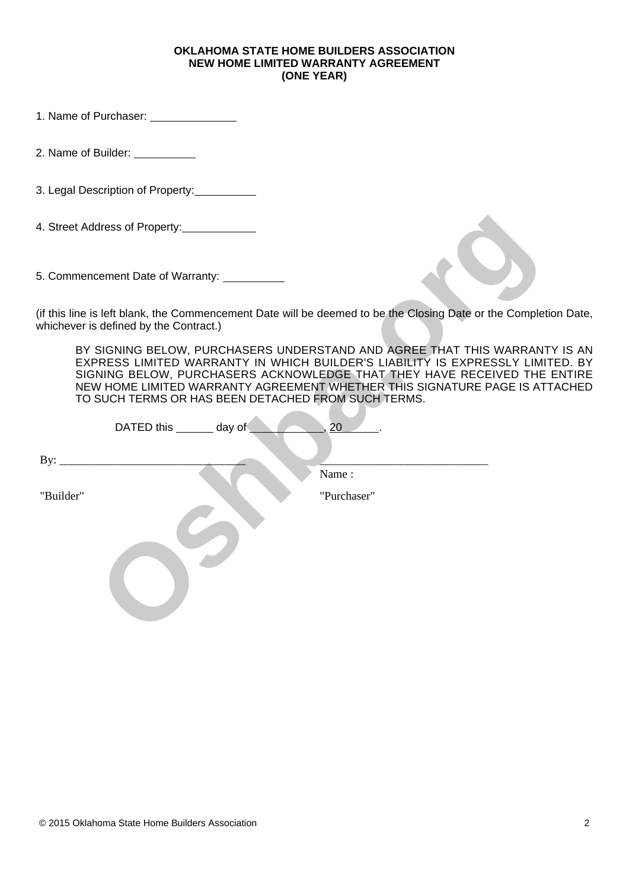**OKLAHOMA STATE HOME BUILDERS ASSOCIATION**
**NEW HOME LIMITED WARRANTY AGREEMENT**
**(ONE YEAR)**

1. Name of Purchaser: ______________

2. Name of Builder: __________

3. Legal Description of Property: __________

4. Street Address of Property: ____________

5. Commencement Date of Warranty: __________

(if this line is left blank, the Commencement Date will be deemed to be the Closing Date or the Completion Date, whichever is defined by the Contract.)

BY SIGNING BELOW, PURCHASERS UNDERSTAND AND AGREE THAT THIS WARRANTY IS AN EXPRESS LIMITED WARRANTY IN WHICH BUILDER'S LIABILITY IS EXPRESSLY LIMITED. BY SIGNING BELOW, PURCHASERS ACKNOWLEDGE THAT THEY HAVE RECEIVED THE ENTIRE NEW HOME LIMITED WARRANTY AGREEMENT WHETHER THIS SIGNATURE PAGE IS ATTACHED TO SUCH TERMS OR HAS BEEN DETACHED FROM SUCH TERMS.

DATED this ______ day of ____________, 20______.

By: ______________________________ ____________________________
Name :

"Builder" "Purchaser"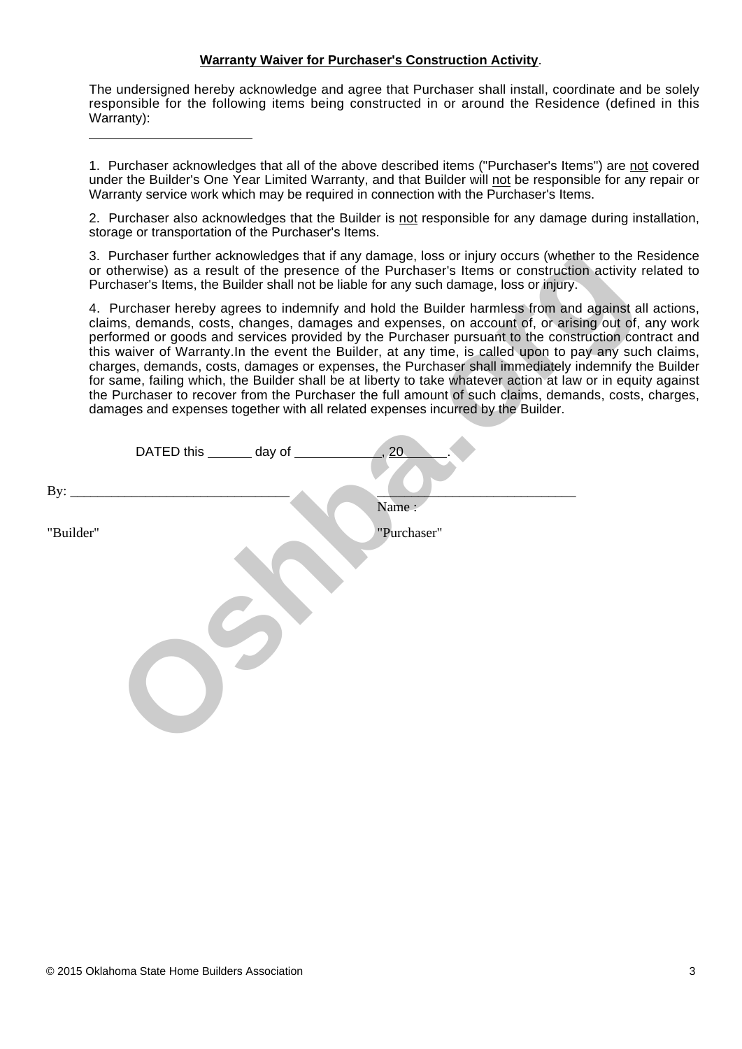**<u>Warranty Waiver for Purchaser's Construction Activity</u>**.

The undersigned hereby acknowledge and agree that Purchaser shall install, coordinate and be solely responsible for the following items being constructed in or around the Residence (defined in this Warranty):

________________________

1. Purchaser acknowledges that all of the above described items ("Purchaser's Items") are <u>not</u> covered under the Builder's One Year Limited Warranty, and that Builder will <u>not</u> be responsible for any repair or Warranty service work which may be required in connection with the Purchaser's Items.

2. Purchaser also acknowledges that the Builder is <u>not</u> responsible for any damage during installation, storage or transportation of the Purchaser's Items.

3. Purchaser further acknowledges that if any damage, loss or injury occurs (whether to the Residence or otherwise) as a result of the presence of the Purchaser's Items or construction activity related to Purchaser's Items, the Builder shall not be liable for any such damage, loss or injury.

4. Purchaser hereby agrees to indemnify and hold the Builder harmless from and against all actions, claims, demands, costs, changes, damages and expenses, on account of, or arising out of, any work performed or goods and services provided by the Purchaser pursuant to the construction contract and this waiver of Warranty.In the event the Builder, at any time, is called upon to pay any such claims, charges, demands, costs, damages or expenses, the Purchaser shall immediately indemnify the Builder for same, failing which, the Builder shall be at liberty to take whatever action at law or in equity against the Purchaser to recover from the Purchaser the full amount of such claims, demands, costs, charges, damages and expenses together with all related expenses incurred by the Builder.

DATED this ______ day of ____________, 20______.

By: ______________________________ ______________________________

Name :

"Builder" "Purchaser"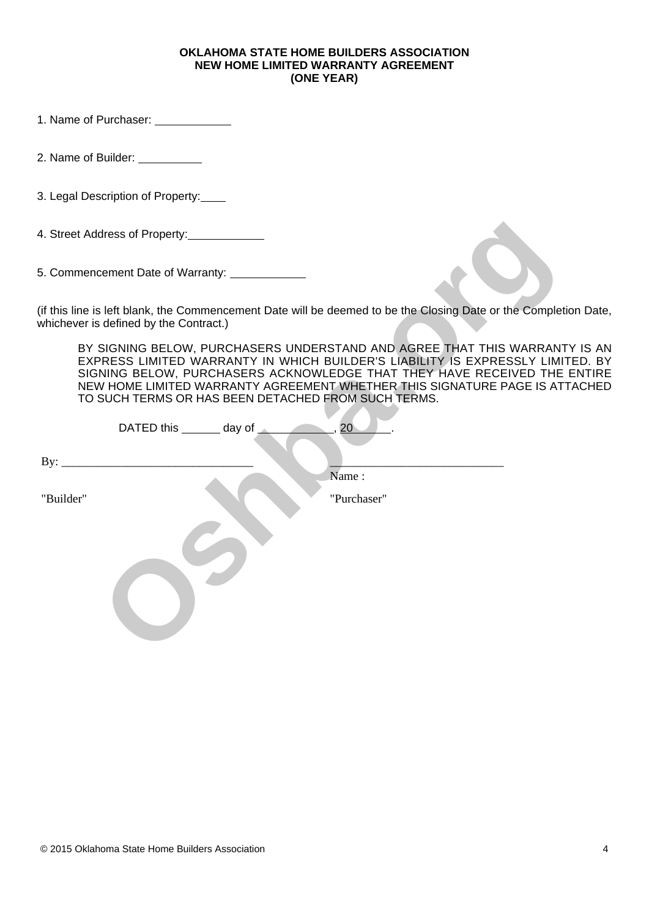**OKLAHOMA STATE HOME BUILDERS ASSOCIATION**
**NEW HOME LIMITED WARRANTY AGREEMENT**
**(ONE YEAR)**

1. Name of Purchaser: ____________

2. Name of Builder: __________

3. Legal Description of Property: ____

4. Street Address of Property: ____________

5. Commencement Date of Warranty: ____________

(if this line is left blank, the Commencement Date will be deemed to be the Closing Date or the Completion Date, whichever is defined by the Contract.)

> BY SIGNING BELOW, PURCHASERS UNDERSTAND AND AGREE THAT THIS WARRANTY IS AN EXPRESS LIMITED WARRANTY IN WHICH BUILDER'S LIABILITY IS EXPRESSLY LIMITED. BY SIGNING BELOW, PURCHASERS ACKNOWLEDGE THAT THEY HAVE RECEIVED THE ENTIRE NEW HOME LIMITED WARRANTY AGREEMENT WHETHER THIS SIGNATURE PAGE IS ATTACHED TO SUCH TERMS OR HAS BEEN DETACHED FROM SUCH TERMS.

DATED this ______ day of ____________, 20______.

By: _______________________________ _____________________________

Name :

"Builder" "Purchaser"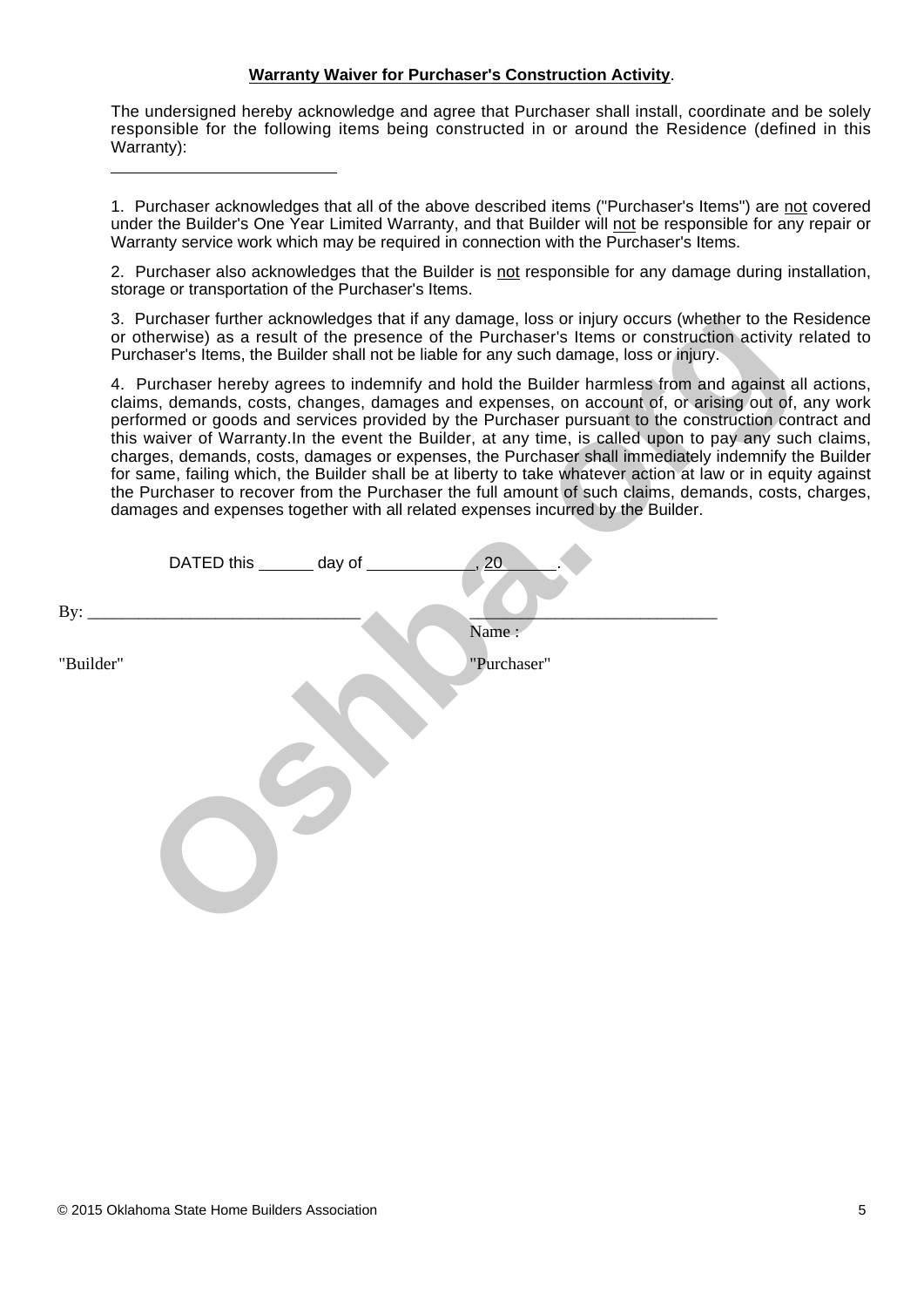**Warranty Waiver for Purchaser's Construction Activity**.

The undersigned hereby acknowledge and agree that Purchaser shall install, coordinate and be solely responsible for the following items being constructed in or around the Residence (defined in this Warranty):

\_\_\_\_\_\_\_\_\_\_\_\_\_\_\_\_\_\_\_\_\_\_\_\_\_\_

1. Purchaser acknowledges that all of the above described items ("Purchaser's Items") are not covered under the Builder's One Year Limited Warranty, and that Builder will not be responsible for any repair or Warranty service work which may be required in connection with the Purchaser's Items.

2. Purchaser also acknowledges that the Builder is not responsible for any damage during installation, storage or transportation of the Purchaser's Items.

3. Purchaser further acknowledges that if any damage, loss or injury occurs (whether to the Residence or otherwise) as a result of the presence of the Purchaser's Items or construction activity related to Purchaser's Items, the Builder shall not be liable for any such damage, loss or injury.

4. Purchaser hereby agrees to indemnify and hold the Builder harmless from and against all actions, claims, demands, costs, changes, damages and expenses, on account of, or arising out of, any work performed or goods and services provided by the Purchaser pursuant to the construction contract and this waiver of Warranty.In the event the Builder, at any time, is called upon to pay any such claims, charges, demands, costs, damages or expenses, the Purchaser shall immediately indemnify the Builder for same, failing which, the Builder shall be at liberty to take whatever action at law or in equity against the Purchaser to recover from the Purchaser the full amount of such claims, demands, costs, charges, damages and expenses together with all related expenses incurred by the Builder.

DATED this \_\_\_\_\_\_ day of \_\_\_\_\_\_\_\_\_\_\_\_, 20\_\_\_\_\_\_.

By: \_\_\_\_\_\_\_\_\_\_\_\_\_\_\_\_\_\_\_\_\_\_\_\_\_\_\_\_\_\_ \_\_\_\_\_\_\_\_\_\_\_\_\_\_\_\_\_\_\_\_\_\_\_\_\_\_\_\_

Name :

"Builder" "Purchaser"

© 2015 Oklahoma State Home Builders Association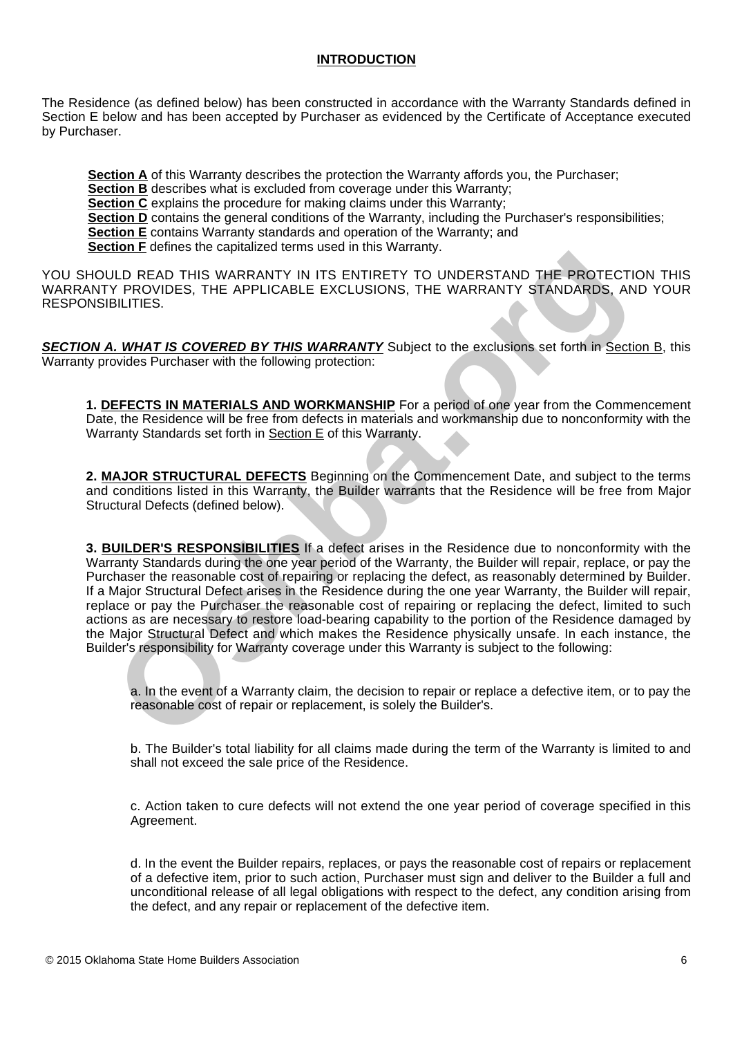## INTRODUCTION

The Residence (as defined below) has been constructed in accordance with the Warranty Standards defined in Section E below and has been accepted by Purchaser as evidenced by the Certificate of Acceptance executed by Purchaser.

**Section A** of this Warranty describes the protection the Warranty affords you, the Purchaser;
**Section B** describes what is excluded from coverage under this Warranty;
**Section C** explains the procedure for making claims under this Warranty;
**Section D** contains the general conditions of the Warranty, including the Purchaser's responsibilities;
**Section E** contains Warranty standards and operation of the Warranty; and
**Section F** defines the capitalized terms used in this Warranty.

YOU SHOULD READ THIS WARRANTY IN ITS ENTIRETY TO UNDERSTAND THE PROTECTION THIS WARRANTY PROVIDES, THE APPLICABLE EXCLUSIONS, THE WARRANTY STANDARDS, AND YOUR RESPONSIBILITIES.

***SECTION A. WHAT IS COVERED BY THIS WARRANTY*** Subject to the exclusions set forth in Section B, this Warranty provides Purchaser with the following protection:

**1. DEFECTS IN MATERIALS AND WORKMANSHIP** For a period of one year from the Commencement Date, the Residence will be free from defects in materials and workmanship due to nonconformity with the Warranty Standards set forth in Section E of this Warranty.

**2. MAJOR STRUCTURAL DEFECTS** Beginning on the Commencement Date, and subject to the terms and conditions listed in this Warranty, the Builder warrants that the Residence will be free from Major Structural Defects (defined below).

**3. BUILDER'S RESPONSIBILITIES** If a defect arises in the Residence due to nonconformity with the Warranty Standards during the one year period of the Warranty, the Builder will repair, replace, or pay the Purchaser the reasonable cost of repairing or replacing the defect, as reasonably determined by Builder. If a Major Structural Defect arises in the Residence during the one year Warranty, the Builder will repair, replace or pay the Purchaser the reasonable cost of repairing or replacing the defect, limited to such actions as are necessary to restore load-bearing capability to the portion of the Residence damaged by the Major Structural Defect and which makes the Residence physically unsafe. In each instance, the Builder's responsibility for Warranty coverage under this Warranty is subject to the following:

a. In the event of a Warranty claim, the decision to repair or replace a defective item, or to pay the reasonable cost of repair or replacement, is solely the Builder's.

b. The Builder's total liability for all claims made during the term of the Warranty is limited to and shall not exceed the sale price of the Residence.

c. Action taken to cure defects will not extend the one year period of coverage specified in this Agreement.

d. In the event the Builder repairs, replaces, or pays the reasonable cost of repairs or replacement of a defective item, prior to such action, Purchaser must sign and deliver to the Builder a full and unconditional release of all legal obligations with respect to the defect, any condition arising from the defect, and any repair or replacement of the defective item.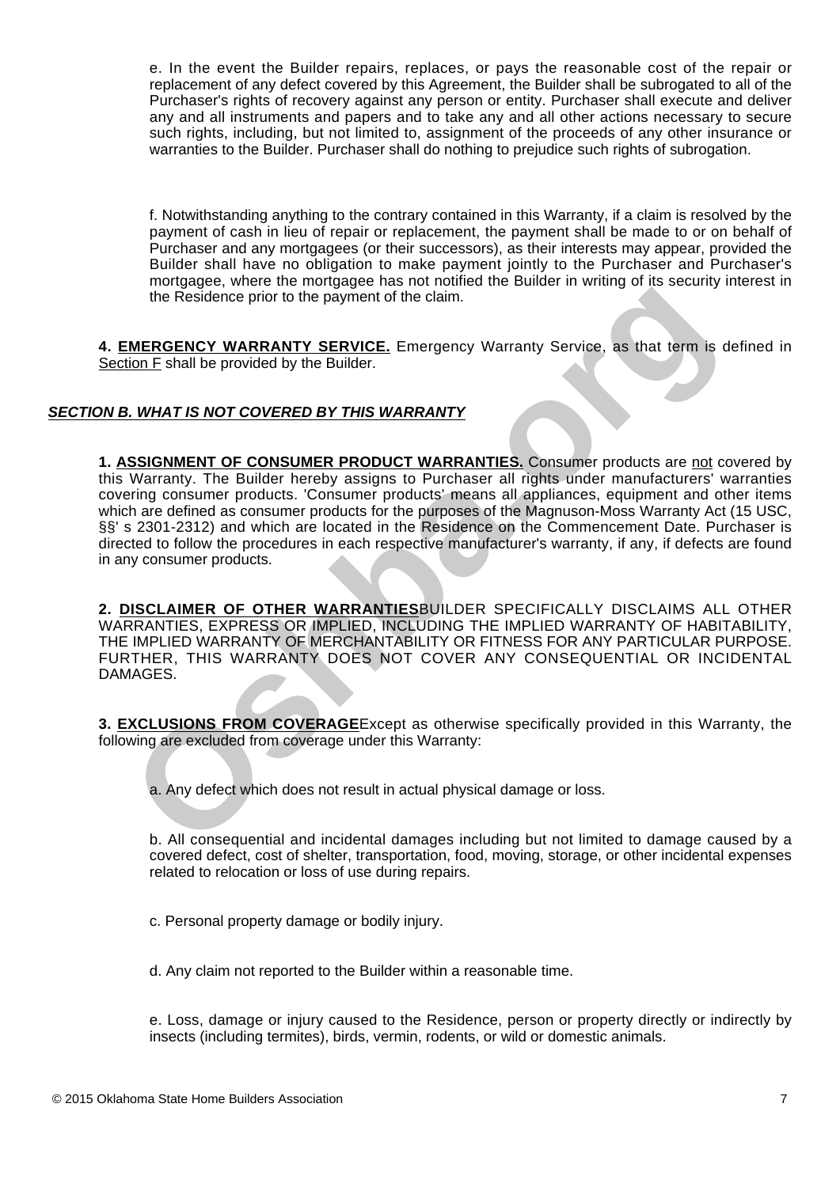e. In the event the Builder repairs, replaces, or pays the reasonable cost of the repair or replacement of any defect covered by this Agreement, the Builder shall be subrogated to all of the Purchaser's rights of recovery against any person or entity. Purchaser shall execute and deliver any and all instruments and papers and to take any and all other actions necessary to secure such rights, including, but not limited to, assignment of the proceeds of any other insurance or warranties to the Builder. Purchaser shall do nothing to prejudice such rights of subrogation.

f. Notwithstanding anything to the contrary contained in this Warranty, if a claim is resolved by the payment of cash in lieu of repair or replacement, the payment shall be made to or on behalf of Purchaser and any mortgagees (or their successors), as their interests may appear, provided the Builder shall have no obligation to make payment jointly to the Purchaser and Purchaser's mortgagee, where the mortgagee has not notified the Builder in writing of its security interest in the Residence prior to the payment of the claim.

**4. EMERGENCY WARRANTY SERVICE.** Emergency Warranty Service, as that term is defined in Section F shall be provided by the Builder.

## *SECTION B. WHAT IS NOT COVERED BY THIS WARRANTY*

**1. ASSIGNMENT OF CONSUMER PRODUCT WARRANTIES.** Consumer products are not covered by this Warranty. The Builder hereby assigns to Purchaser all rights under manufacturers' warranties covering consumer products. 'Consumer products' means all appliances, equipment and other items which are defined as consumer products for the purposes of the Magnuson-Moss Warranty Act (15 USC, §§' s 2301-2312) and which are located in the Residence on the Commencement Date. Purchaser is directed to follow the procedures in each respective manufacturer's warranty, if any, if defects are found in any consumer products.

**2. DISCLAIMER OF OTHER WARRANTIES**BUILDER SPECIFICALLY DISCLAIMS ALL OTHER WARRANTIES, EXPRESS OR IMPLIED, INCLUDING THE IMPLIED WARRANTY OF HABITABILITY, THE IMPLIED WARRANTY OF MERCHANTABILITY OR FITNESS FOR ANY PARTICULAR PURPOSE. FURTHER, THIS WARRANTY DOES NOT COVER ANY CONSEQUENTIAL OR INCIDENTAL DAMAGES.

**3. EXCLUSIONS FROM COVERAGE**Except as otherwise specifically provided in this Warranty, the following are excluded from coverage under this Warranty:

a. Any defect which does not result in actual physical damage or loss.

b. All consequential and incidental damages including but not limited to damage caused by a covered defect, cost of shelter, transportation, food, moving, storage, or other incidental expenses related to relocation or loss of use during repairs.

c. Personal property damage or bodily injury.

d. Any claim not reported to the Builder within a reasonable time.

e. Loss, damage or injury caused to the Residence, person or property directly or indirectly by insects (including termites), birds, vermin, rodents, or wild or domestic animals.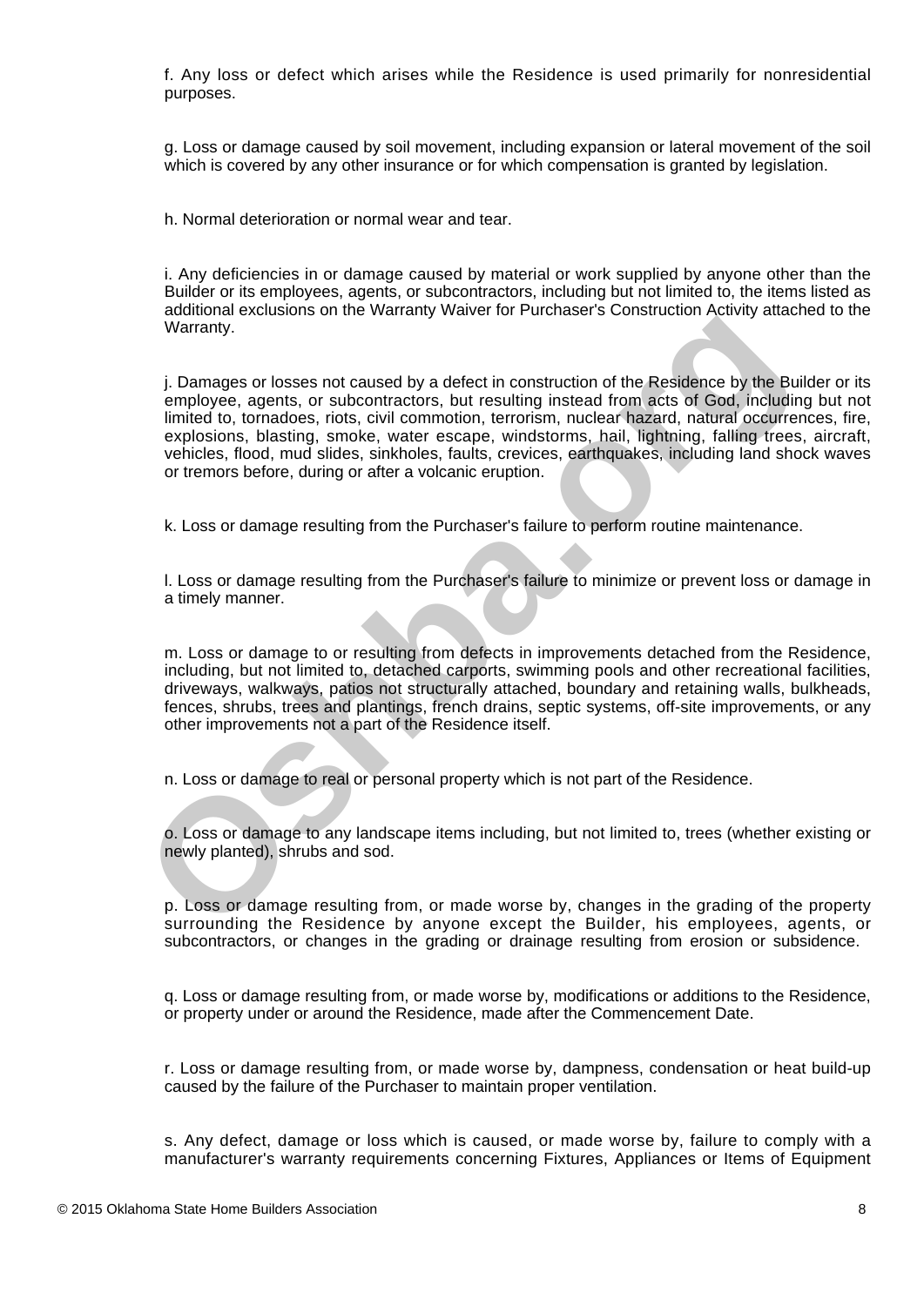f. Any loss or defect which arises while the Residence is used primarily for nonresidential purposes.

g. Loss or damage caused by soil movement, including expansion or lateral movement of the soil which is covered by any other insurance or for which compensation is granted by legislation.

h. Normal deterioration or normal wear and tear.

i. Any deficiencies in or damage caused by material or work supplied by anyone other than the Builder or its employees, agents, or subcontractors, including but not limited to, the items listed as additional exclusions on the Warranty Waiver for Purchaser's Construction Activity attached to the Warranty.

j. Damages or losses not caused by a defect in construction of the Residence by the Builder or its employee, agents, or subcontractors, but resulting instead from acts of God, including but not limited to, tornadoes, riots, civil commotion, terrorism, nuclear hazard, natural occurrences, fire, explosions, blasting, smoke, water escape, windstorms, hail, lightning, falling trees, aircraft, vehicles, flood, mud slides, sinkholes, faults, crevices, earthquakes, including land shock waves or tremors before, during or after a volcanic eruption.

k. Loss or damage resulting from the Purchaser's failure to perform routine maintenance.

l. Loss or damage resulting from the Purchaser's failure to minimize or prevent loss or damage in a timely manner.

m. Loss or damage to or resulting from defects in improvements detached from the Residence, including, but not limited to, detached carports, swimming pools and other recreational facilities, driveways, walkways, patios not structurally attached, boundary and retaining walls, bulkheads, fences, shrubs, trees and plantings, french drains, septic systems, off-site improvements, or any other improvements not a part of the Residence itself.

n. Loss or damage to real or personal property which is not part of the Residence.

o. Loss or damage to any landscape items including, but not limited to, trees (whether existing or newly planted), shrubs and sod.

p. Loss or damage resulting from, or made worse by, changes in the grading of the property surrounding the Residence by anyone except the Builder, his employees, agents, or subcontractors, or changes in the grading or drainage resulting from erosion or subsidence.

q. Loss or damage resulting from, or made worse by, modifications or additions to the Residence, or property under or around the Residence, made after the Commencement Date.

r. Loss or damage resulting from, or made worse by, dampness, condensation or heat build-up caused by the failure of the Purchaser to maintain proper ventilation.

s. Any defect, damage or loss which is caused, or made worse by, failure to comply with a manufacturer's warranty requirements concerning Fixtures, Appliances or Items of Equipment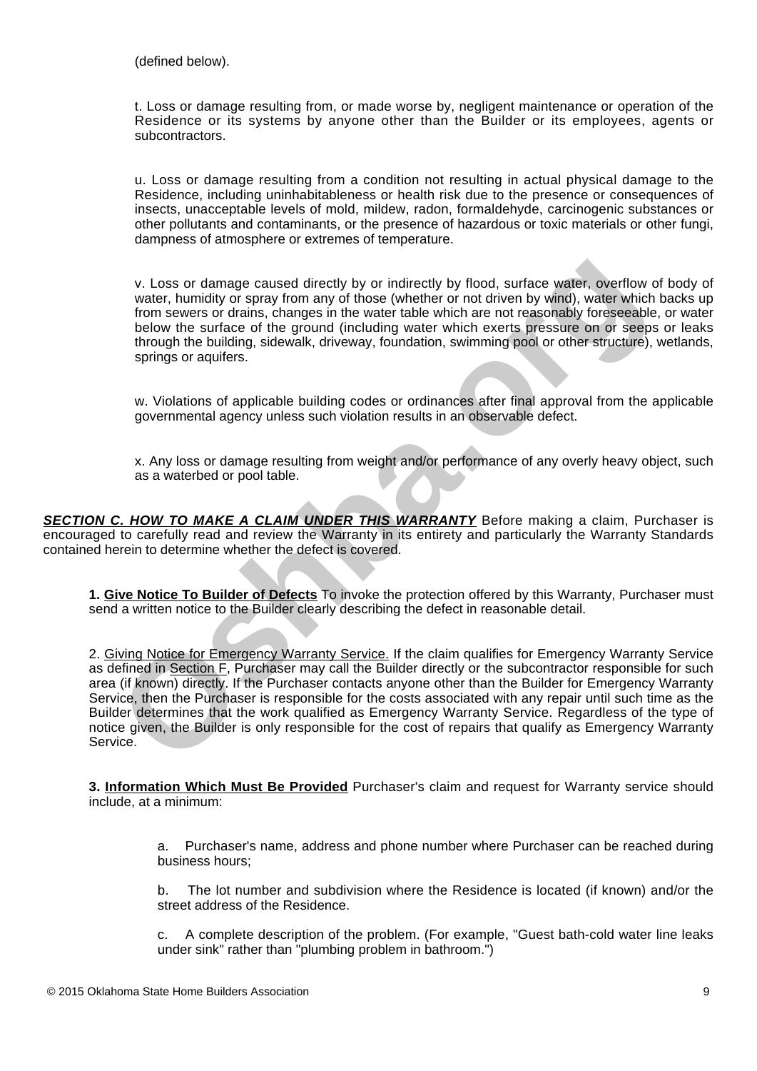(defined below).

t. Loss or damage resulting from, or made worse by, negligent maintenance or operation of the Residence or its systems by anyone other than the Builder or its employees, agents or subcontractors.

u. Loss or damage resulting from a condition not resulting in actual physical damage to the Residence, including uninhabitableness or health risk due to the presence or consequences of insects, unacceptable levels of mold, mildew, radon, formaldehyde, carcinogenic substances or other pollutants and contaminants, or the presence of hazardous or toxic materials or other fungi, dampness of atmosphere or extremes of temperature.

v. Loss or damage caused directly by or indirectly by flood, surface water, overflow of body of water, humidity or spray from any of those (whether or not driven by wind), water which backs up from sewers or drains, changes in the water table which are not reasonably foreseeable, or water below the surface of the ground (including water which exerts pressure on or seeps or leaks through the building, sidewalk, driveway, foundation, swimming pool or other structure), wetlands, springs or aquifers.

w. Violations of applicable building codes or ordinances after final approval from the applicable governmental agency unless such violation results in an observable defect.

x. Any loss or damage resulting from weight and/or performance of any overly heavy object, such as a waterbed or pool table.

***SECTION C. HOW TO MAKE A CLAIM UNDER THIS WARRANTY*** Before making a claim, Purchaser is encouraged to carefully read and review the Warranty in its entirety and particularly the Warranty Standards contained herein to determine whether the defect is covered.

**1. Give Notice To Builder of Defects** To invoke the protection offered by this Warranty, Purchaser must send a written notice to the Builder clearly describing the defect in reasonable detail.

2. Giving Notice for Emergency Warranty Service. If the claim qualifies for Emergency Warranty Service as defined in Section F, Purchaser may call the Builder directly or the subcontractor responsible for such area (if known) directly. If the Purchaser contacts anyone other than the Builder for Emergency Warranty Service, then the Purchaser is responsible for the costs associated with any repair until such time as the Builder determines that the work qualified as Emergency Warranty Service. Regardless of the type of notice given, the Builder is only responsible for the cost of repairs that qualify as Emergency Warranty Service.

**3. Information Which Must Be Provided** Purchaser's claim and request for Warranty service should include, at a minimum:

a. Purchaser's name, address and phone number where Purchaser can be reached during business hours;

b. The lot number and subdivision where the Residence is located (if known) and/or the street address of the Residence.

c. A complete description of the problem. (For example, "Guest bath-cold water line leaks under sink" rather than "plumbing problem in bathroom.")

© 2015 Oklahoma State Home Builders Association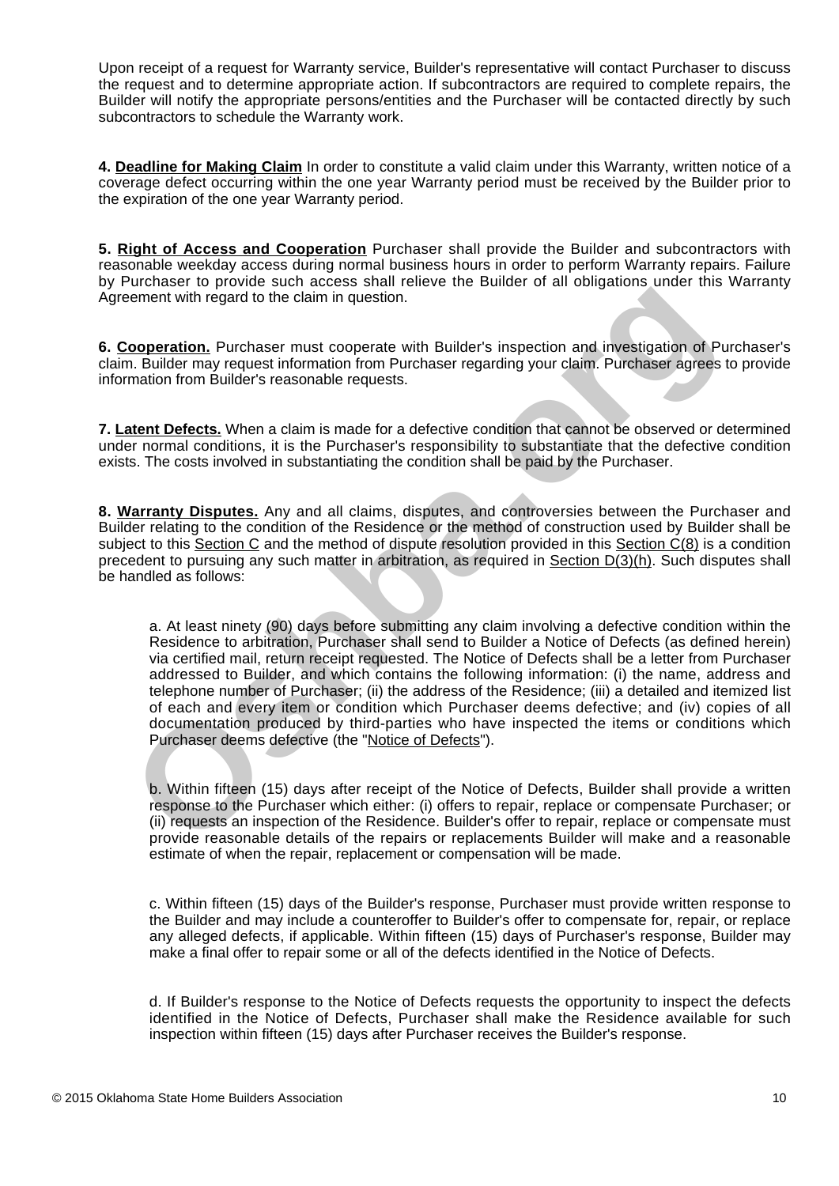Upon receipt of a request for Warranty service, Builder's representative will contact Purchaser to discuss the request and to determine appropriate action. If subcontractors are required to complete repairs, the Builder will notify the appropriate persons/entities and the Purchaser will be contacted directly by such subcontractors to schedule the Warranty work.

**4. Deadline for Making Claim** In order to constitute a valid claim under this Warranty, written notice of a coverage defect occurring within the one year Warranty period must be received by the Builder prior to the expiration of the one year Warranty period.

**5. Right of Access and Cooperation** Purchaser shall provide the Builder and subcontractors with reasonable weekday access during normal business hours in order to perform Warranty repairs. Failure by Purchaser to provide such access shall relieve the Builder of all obligations under this Warranty Agreement with regard to the claim in question.

**6. Cooperation.** Purchaser must cooperate with Builder's inspection and investigation of Purchaser's claim. Builder may request information from Purchaser regarding your claim. Purchaser agrees to provide information from Builder's reasonable requests.

**7. Latent Defects.** When a claim is made for a defective condition that cannot be observed or determined under normal conditions, it is the Purchaser's responsibility to substantiate that the defective condition exists. The costs involved in substantiating the condition shall be paid by the Purchaser.

**8. Warranty Disputes.** Any and all claims, disputes, and controversies between the Purchaser and Builder relating to the condition of the Residence or the method of construction used by Builder shall be subject to this Section C and the method of dispute resolution provided in this Section C(8) is a condition precedent to pursuing any such matter in arbitration, as required in Section D(3)(h). Such disputes shall be handled as follows:

a. At least ninety (90) days before submitting any claim involving a defective condition within the Residence to arbitration, Purchaser shall send to Builder a Notice of Defects (as defined herein) via certified mail, return receipt requested. The Notice of Defects shall be a letter from Purchaser addressed to Builder, and which contains the following information: (i) the name, address and telephone number of Purchaser; (ii) the address of the Residence; (iii) a detailed and itemized list of each and every item or condition which Purchaser deems defective; and (iv) copies of all documentation produced by third-parties who have inspected the items or conditions which Purchaser deems defective (the "Notice of Defects").

b. Within fifteen (15) days after receipt of the Notice of Defects, Builder shall provide a written response to the Purchaser which either: (i) offers to repair, replace or compensate Purchaser; or (ii) requests an inspection of the Residence. Builder's offer to repair, replace or compensate must provide reasonable details of the repairs or replacements Builder will make and a reasonable estimate of when the repair, replacement or compensation will be made.

c. Within fifteen (15) days of the Builder's response, Purchaser must provide written response to the Builder and may include a counteroffer to Builder's offer to compensate for, repair, or replace any alleged defects, if applicable. Within fifteen (15) days of Purchaser's response, Builder may make a final offer to repair some or all of the defects identified in the Notice of Defects.

d. If Builder's response to the Notice of Defects requests the opportunity to inspect the defects identified in the Notice of Defects, Purchaser shall make the Residence available for such inspection within fifteen (15) days after Purchaser receives the Builder's response.

© 2015 Oklahoma State Home Builders Association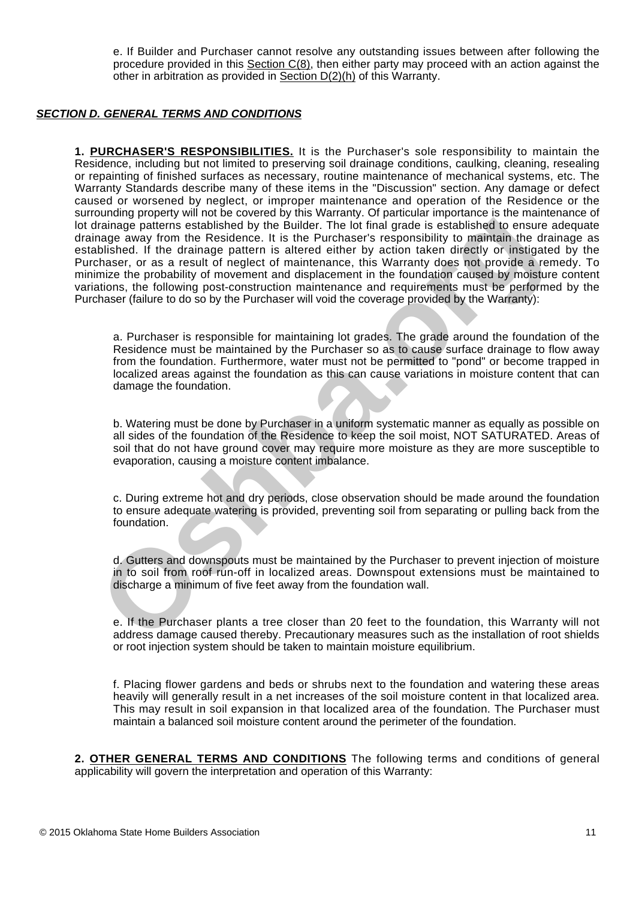e. If Builder and Purchaser cannot resolve any outstanding issues between after following the procedure provided in this Section C(8), then either party may proceed with an action against the other in arbitration as provided in Section D(2)(h) of this Warranty.

### ***SECTION D. GENERAL TERMS AND CONDITIONS***

**1. PURCHASER'S RESPONSIBILITIES.** It is the Purchaser's sole responsibility to maintain the Residence, including but not limited to preserving soil drainage conditions, caulking, cleaning, resealing or repainting of finished surfaces as necessary, routine maintenance of mechanical systems, etc. The Warranty Standards describe many of these items in the "Discussion" section. Any damage or defect caused or worsened by neglect, or improper maintenance and operation of the Residence or the surrounding property will not be covered by this Warranty. Of particular importance is the maintenance of lot drainage patterns established by the Builder. The lot final grade is established to ensure adequate drainage away from the Residence. It is the Purchaser's responsibility to maintain the drainage as established. If the drainage pattern is altered either by action taken directly or instigated by the Purchaser, or as a result of neglect of maintenance, this Warranty does not provide a remedy. To minimize the probability of movement and displacement in the foundation caused by moisture content variations, the following post-construction maintenance and requirements must be performed by the Purchaser (failure to do so by the Purchaser will void the coverage provided by the Warranty):

a. Purchaser is responsible for maintaining lot grades. The grade around the foundation of the Residence must be maintained by the Purchaser so as to cause surface drainage to flow away from the foundation. Furthermore, water must not be permitted to "pond" or become trapped in localized areas against the foundation as this can cause variations in moisture content that can damage the foundation.

b. Watering must be done by Purchaser in a uniform systematic manner as equally as possible on all sides of the foundation of the Residence to keep the soil moist, NOT SATURATED. Areas of soil that do not have ground cover may require more moisture as they are more susceptible to evaporation, causing a moisture content imbalance.

c. During extreme hot and dry periods, close observation should be made around the foundation to ensure adequate watering is provided, preventing soil from separating or pulling back from the foundation.

d. Gutters and downspouts must be maintained by the Purchaser to prevent injection of moisture in to soil from roof run-off in localized areas. Downspout extensions must be maintained to discharge a minimum of five feet away from the foundation wall.

e. If the Purchaser plants a tree closer than 20 feet to the foundation, this Warranty will not address damage caused thereby. Precautionary measures such as the installation of root shields or root injection system should be taken to maintain moisture equilibrium.

f. Placing flower gardens and beds or shrubs next to the foundation and watering these areas heavily will generally result in a net increases of the soil moisture content in that localized area. This may result in soil expansion in that localized area of the foundation. The Purchaser must maintain a balanced soil moisture content around the perimeter of the foundation.

**2. OTHER GENERAL TERMS AND CONDITIONS** The following terms and conditions of general applicability will govern the interpretation and operation of this Warranty: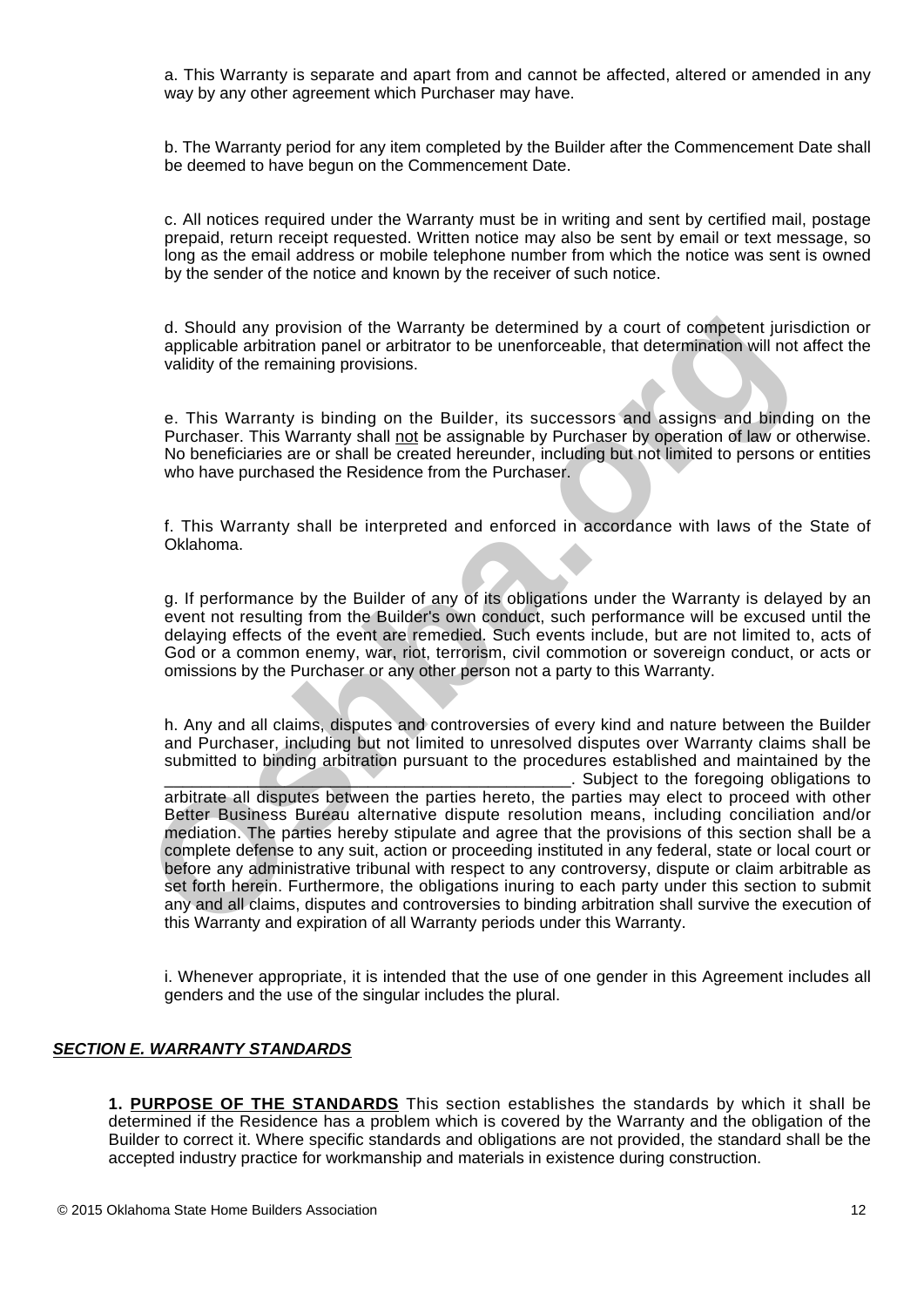a. This Warranty is separate and apart from and cannot be affected, altered or amended in any way by any other agreement which Purchaser may have.

b. The Warranty period for any item completed by the Builder after the Commencement Date shall be deemed to have begun on the Commencement Date.

c. All notices required under the Warranty must be in writing and sent by certified mail, postage prepaid, return receipt requested. Written notice may also be sent by email or text message, so long as the email address or mobile telephone number from which the notice was sent is owned by the sender of the notice and known by the receiver of such notice.

d. Should any provision of the Warranty be determined by a court of competent jurisdiction or applicable arbitration panel or arbitrator to be unenforceable, that determination will not affect the validity of the remaining provisions.

e. This Warranty is binding on the Builder, its successors and assigns and binding on the Purchaser. This Warranty shall <u>not</u> be assignable by Purchaser by operation of law or otherwise. No beneficiaries are or shall be created hereunder, including but not limited to persons or entities who have purchased the Residence from the Purchaser.

f. This Warranty shall be interpreted and enforced in accordance with laws of the State of Oklahoma.

g. If performance by the Builder of any of its obligations under the Warranty is delayed by an event not resulting from the Builder's own conduct, such performance will be excused until the delaying effects of the event are remedied. Such events include, but are not limited to, acts of God or a common enemy, war, riot, terrorism, civil commotion or sovereign conduct, or acts or omissions by the Purchaser or any other person not a party to this Warranty.

h. Any and all claims, disputes and controversies of every kind and nature between the Builder and Purchaser, including but not limited to unresolved disputes over Warranty claims shall be submitted to binding arbitration pursuant to the procedures established and maintained by the ____________________________________________. Subject to the foregoing obligations to arbitrate all disputes between the parties hereto, the parties may elect to proceed with other Better Business Bureau alternative dispute resolution means, including conciliation and/or mediation. The parties hereby stipulate and agree that the provisions of this section shall be a complete defense to any suit, action or proceeding instituted in any federal, state or local court or before any administrative tribunal with respect to any controversy, dispute or claim arbitrable as set forth herein. Furthermore, the obligations inuring to each party under this section to submit any and all claims, disputes and controversies to binding arbitration shall survive the execution of this Warranty and expiration of all Warranty periods under this Warranty.

i. Whenever appropriate, it is intended that the use of one gender in this Agreement includes all genders and the use of the singular includes the plural.

## ***<u>SECTION E. WARRANTY STANDARDS</u>***

**1. <u>PURPOSE OF THE STANDARDS</u>** This section establishes the standards by which it shall be determined if the Residence has a problem which is covered by the Warranty and the obligation of the Builder to correct it. Where specific standards and obligations are not provided, the standard shall be the accepted industry practice for workmanship and materials in existence during construction.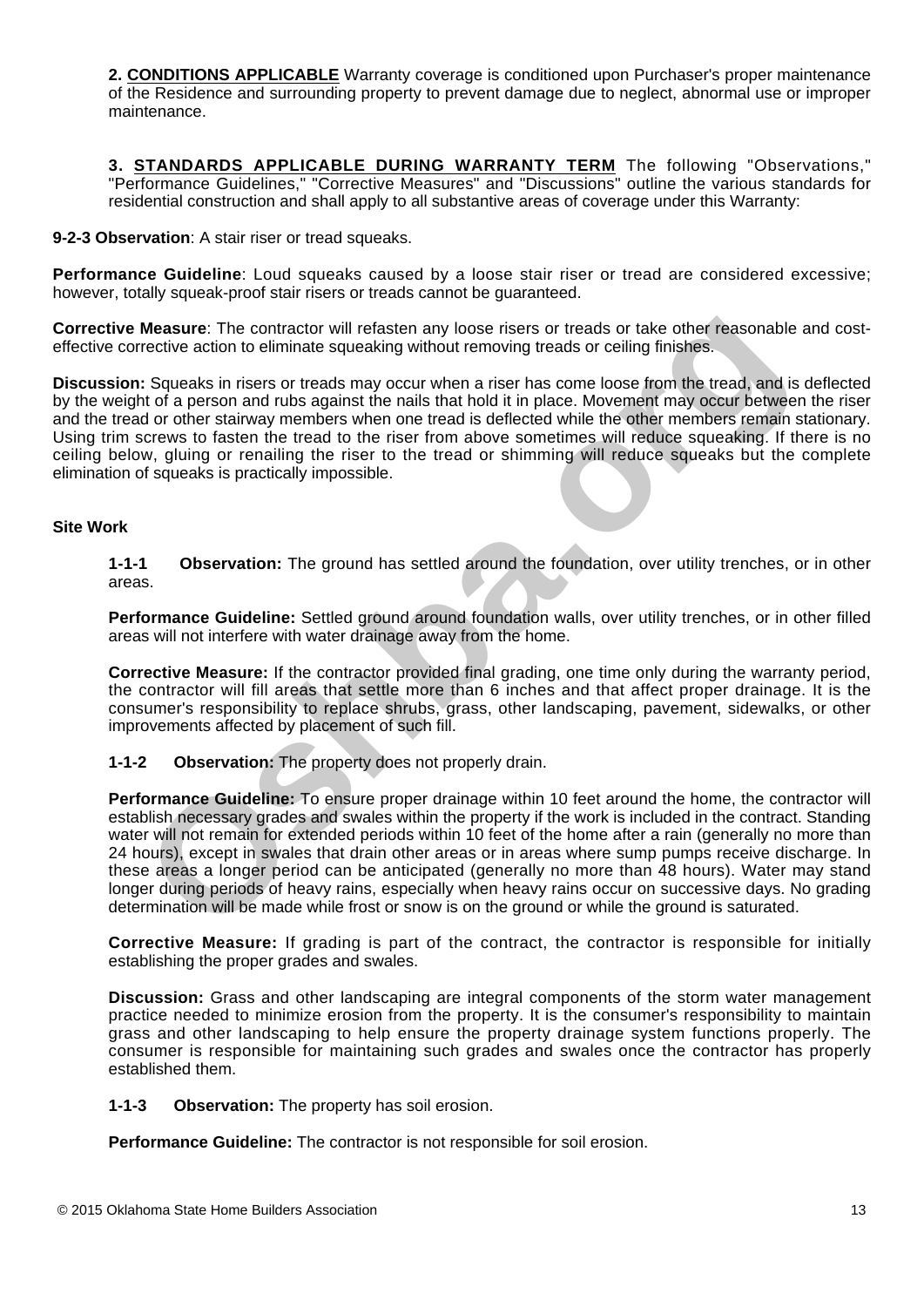**2. CONDITIONS APPLICABLE** Warranty coverage is conditioned upon Purchaser's proper maintenance of the Residence and surrounding property to prevent damage due to neglect, abnormal use or improper maintenance.

**3. STANDARDS APPLICABLE DURING WARRANTY TERM** The following "Observations," "Performance Guidelines," "Corrective Measures" and "Discussions" outline the various standards for residential construction and shall apply to all substantive areas of coverage under this Warranty:

**9-2-3 Observation**: A stair riser or tread squeaks.

**Performance Guideline**: Loud squeaks caused by a loose stair riser or tread are considered excessive; however, totally squeak-proof stair risers or treads cannot be guaranteed.

**Corrective Measure**: The contractor will refasten any loose risers or treads or take other reasonable and cost-effective corrective action to eliminate squeaking without removing treads or ceiling finishes.

**Discussion:** Squeaks in risers or treads may occur when a riser has come loose from the tread, and is deflected by the weight of a person and rubs against the nails that hold it in place. Movement may occur between the riser and the tread or other stairway members when one tread is deflected while the other members remain stationary. Using trim screws to fasten the tread to the riser from above sometimes will reduce squeaking. If there is no ceiling below, gluing or renailing the riser to the tread or shimming will reduce squeaks but the complete elimination of squeaks is practically impossible.

**Site Work**

**1-1-1 Observation:** The ground has settled around the foundation, over utility trenches, or in other areas.

**Performance Guideline:** Settled ground around foundation walls, over utility trenches, or in other filled areas will not interfere with water drainage away from the home.

**Corrective Measure:** If the contractor provided final grading, one time only during the warranty period, the contractor will fill areas that settle more than 6 inches and that affect proper drainage. It is the consumer's responsibility to replace shrubs, grass, other landscaping, pavement, sidewalks, or other improvements affected by placement of such fill.

**1-1-2 Observation:** The property does not properly drain.

**Performance Guideline:** To ensure proper drainage within 10 feet around the home, the contractor will establish necessary grades and swales within the property if the work is included in the contract. Standing water will not remain for extended periods within 10 feet of the home after a rain (generally no more than 24 hours), except in swales that drain other areas or in areas where sump pumps receive discharge. In these areas a longer period can be anticipated (generally no more than 48 hours). Water may stand longer during periods of heavy rains, especially when heavy rains occur on successive days. No grading determination will be made while frost or snow is on the ground or while the ground is saturated.

**Corrective Measure:** If grading is part of the contract, the contractor is responsible for initially establishing the proper grades and swales.

**Discussion:** Grass and other landscaping are integral components of the storm water management practice needed to minimize erosion from the property. It is the consumer's responsibility to maintain grass and other landscaping to help ensure the property drainage system functions properly. The consumer is responsible for maintaining such grades and swales once the contractor has properly established them.

**1-1-3 Observation:** The property has soil erosion.

**Performance Guideline:** The contractor is not responsible for soil erosion.

© 2015 Oklahoma State Home Builders Association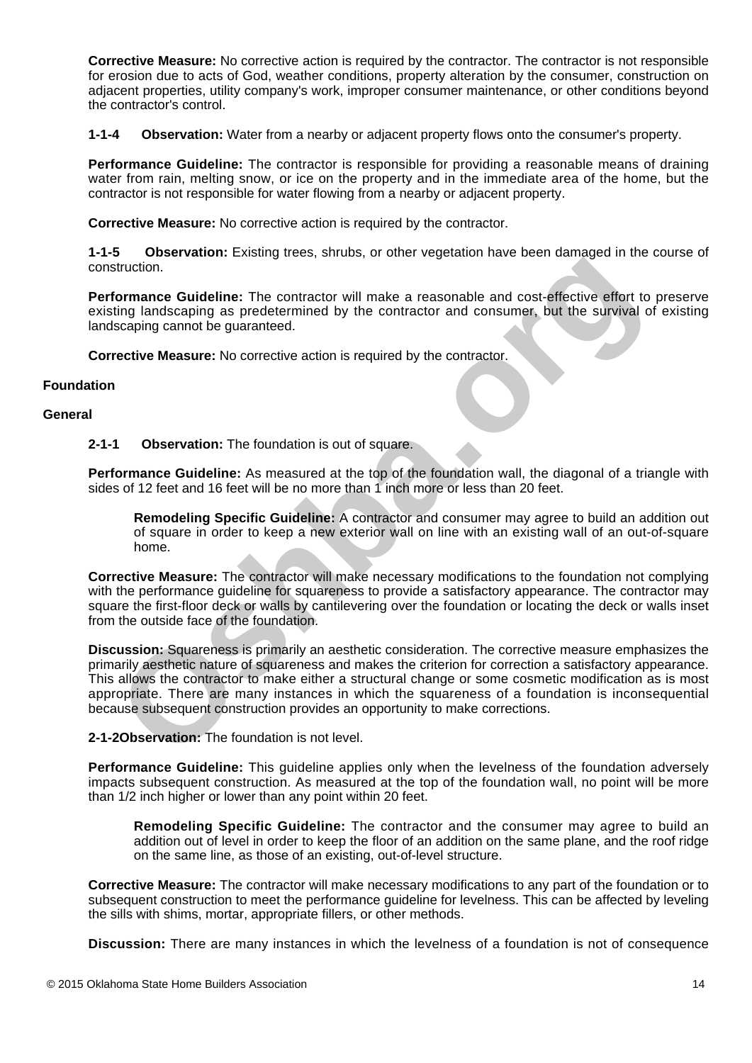**Corrective Measure:** No corrective action is required by the contractor. The contractor is not responsible for erosion due to acts of God, weather conditions, property alteration by the consumer, construction on adjacent properties, utility company's work, improper consumer maintenance, or other conditions beyond the contractor's control.

**1-1-4 Observation:** Water from a nearby or adjacent property flows onto the consumer's property.

**Performance Guideline:** The contractor is responsible for providing a reasonable means of draining water from rain, melting snow, or ice on the property and in the immediate area of the home, but the contractor is not responsible for water flowing from a nearby or adjacent property.

**Corrective Measure:** No corrective action is required by the contractor.

**1-1-5 Observation:** Existing trees, shrubs, or other vegetation have been damaged in the course of construction.

**Performance Guideline:** The contractor will make a reasonable and cost-effective effort to preserve existing landscaping as predetermined by the contractor and consumer, but the survival of existing landscaping cannot be guaranteed.

**Corrective Measure:** No corrective action is required by the contractor.

## Foundation

### General

**2-1-1 Observation:** The foundation is out of square.

**Performance Guideline:** As measured at the top of the foundation wall, the diagonal of a triangle with sides of 12 feet and 16 feet will be no more than 1 inch more or less than 20 feet.

> **Remodeling Specific Guideline:** A contractor and consumer may agree to build an addition out of square in order to keep a new exterior wall on line with an existing wall of an out-of-square home.

**Corrective Measure:** The contractor will make necessary modifications to the foundation not complying with the performance guideline for squareness to provide a satisfactory appearance. The contractor may square the first-floor deck or walls by cantilevering over the foundation or locating the deck or walls inset from the outside face of the foundation.

**Discussion:** Squareness is primarily an aesthetic consideration. The corrective measure emphasizes the primarily aesthetic nature of squareness and makes the criterion for correction a satisfactory appearance. This allows the contractor to make either a structural change or some cosmetic modification as is most appropriate. There are many instances in which the squareness of a foundation is inconsequential because subsequent construction provides an opportunity to make corrections.

**2-1-2Observation:** The foundation is not level.

**Performance Guideline:** This guideline applies only when the levelness of the foundation adversely impacts subsequent construction. As measured at the top of the foundation wall, no point will be more than 1/2 inch higher or lower than any point within 20 feet.

> **Remodeling Specific Guideline:** The contractor and the consumer may agree to build an addition out of level in order to keep the floor of an addition on the same plane, and the roof ridge on the same line, as those of an existing, out-of-level structure.

**Corrective Measure:** The contractor will make necessary modifications to any part of the foundation or to subsequent construction to meet the performance guideline for levelness. This can be affected by leveling the sills with shims, mortar, appropriate fillers, or other methods.

**Discussion:** There are many instances in which the levelness of a foundation is not of consequence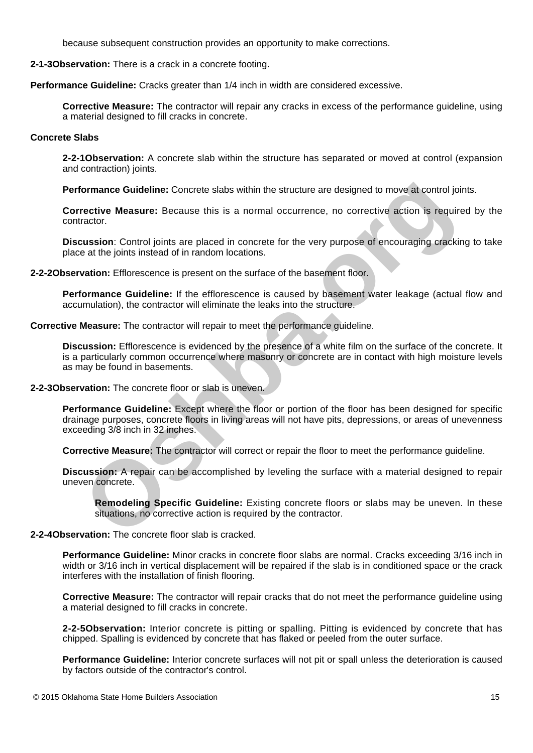because subsequent construction provides an opportunity to make corrections.

**2-1-3Observation:** There is a crack in a concrete footing.

**Performance Guideline:** Cracks greater than 1/4 inch in width are considered excessive.

**Corrective Measure:** The contractor will repair any cracks in excess of the performance guideline, using a material designed to fill cracks in concrete.

**Concrete Slabs**

**2-2-1Observation:** A concrete slab within the structure has separated or moved at control (expansion and contraction) joints.

**Performance Guideline:** Concrete slabs within the structure are designed to move at control joints.

**Corrective Measure:** Because this is a normal occurrence, no corrective action is required by the contractor.

**Discussion**: Control joints are placed in concrete for the very purpose of encouraging cracking to take place at the joints instead of in random locations.

**2-2-2Observation:** Efflorescence is present on the surface of the basement floor.

**Performance Guideline:** If the efflorescence is caused by basement water leakage (actual flow and accumulation), the contractor will eliminate the leaks into the structure.

**Corrective Measure:** The contractor will repair to meet the performance guideline.

**Discussion:** Efflorescence is evidenced by the presence of a white film on the surface of the concrete. It is a particularly common occurrence where masonry or concrete are in contact with high moisture levels as may be found in basements.

**2-2-3Observation:** The concrete floor or slab is uneven.

**Performance Guideline:** Except where the floor or portion of the floor has been designed for specific drainage purposes, concrete floors in living areas will not have pits, depressions, or areas of unevenness exceeding 3/8 inch in 32 inches.

**Corrective Measure:** The contractor will correct or repair the floor to meet the performance guideline.

**Discussion:** A repair can be accomplished by leveling the surface with a material designed to repair uneven concrete.

**Remodeling Specific Guideline:** Existing concrete floors or slabs may be uneven. In these situations, no corrective action is required by the contractor.

**2-2-4Observation:** The concrete floor slab is cracked.

**Performance Guideline:** Minor cracks in concrete floor slabs are normal. Cracks exceeding 3/16 inch in width or 3/16 inch in vertical displacement will be repaired if the slab is in conditioned space or the crack interferes with the installation of finish flooring.

**Corrective Measure:** The contractor will repair cracks that do not meet the performance guideline using a material designed to fill cracks in concrete.

**2-2-5Observation:** Interior concrete is pitting or spalling. Pitting is evidenced by concrete that has chipped. Spalling is evidenced by concrete that has flaked or peeled from the outer surface.

**Performance Guideline:** Interior concrete surfaces will not pit or spall unless the deterioration is caused by factors outside of the contractor's control.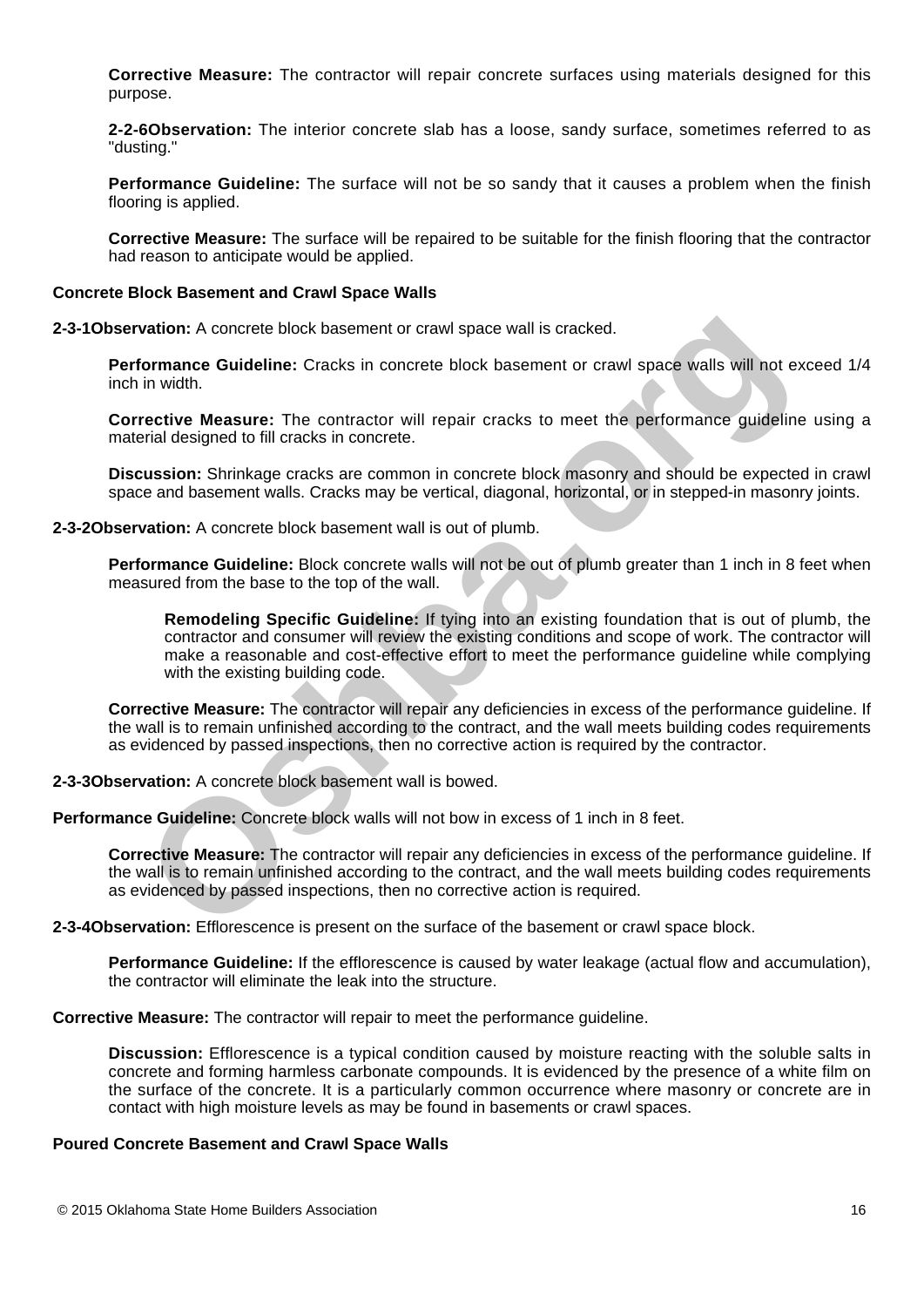**Corrective Measure:** The contractor will repair concrete surfaces using materials designed for this purpose.

**2-2-6Observation:** The interior concrete slab has a loose, sandy surface, sometimes referred to as "dusting."

**Performance Guideline:** The surface will not be so sandy that it causes a problem when the finish flooring is applied.

**Corrective Measure:** The surface will be repaired to be suitable for the finish flooring that the contractor had reason to anticipate would be applied.

**Concrete Block Basement and Crawl Space Walls**

**2-3-1Observation:** A concrete block basement or crawl space wall is cracked.

**Performance Guideline:** Cracks in concrete block basement or crawl space walls will not exceed 1/4 inch in width.

**Corrective Measure:** The contractor will repair cracks to meet the performance guideline using a material designed to fill cracks in concrete.

**Discussion:** Shrinkage cracks are common in concrete block masonry and should be expected in crawl space and basement walls. Cracks may be vertical, diagonal, horizontal, or in stepped-in masonry joints.

**2-3-2Observation:** A concrete block basement wall is out of plumb.

**Performance Guideline:** Block concrete walls will not be out of plumb greater than 1 inch in 8 feet when measured from the base to the top of the wall.

**Remodeling Specific Guideline:** If tying into an existing foundation that is out of plumb, the contractor and consumer will review the existing conditions and scope of work. The contractor will make a reasonable and cost-effective effort to meet the performance guideline while complying with the existing building code.

**Corrective Measure:** The contractor will repair any deficiencies in excess of the performance guideline. If the wall is to remain unfinished according to the contract, and the wall meets building codes requirements as evidenced by passed inspections, then no corrective action is required by the contractor.

**2-3-3Observation:** A concrete block basement wall is bowed.

**Performance Guideline:** Concrete block walls will not bow in excess of 1 inch in 8 feet.

**Corrective Measure:** The contractor will repair any deficiencies in excess of the performance guideline. If the wall is to remain unfinished according to the contract, and the wall meets building codes requirements as evidenced by passed inspections, then no corrective action is required.

**2-3-4Observation:** Efflorescence is present on the surface of the basement or crawl space block.

**Performance Guideline:** If the efflorescence is caused by water leakage (actual flow and accumulation), the contractor will eliminate the leak into the structure.

**Corrective Measure:** The contractor will repair to meet the performance guideline.

**Discussion:** Efflorescence is a typical condition caused by moisture reacting with the soluble salts in concrete and forming harmless carbonate compounds. It is evidenced by the presence of a white film on the surface of the concrete. It is a particularly common occurrence where masonry or concrete are in contact with high moisture levels as may be found in basements or crawl spaces.

**Poured Concrete Basement and Crawl Space Walls**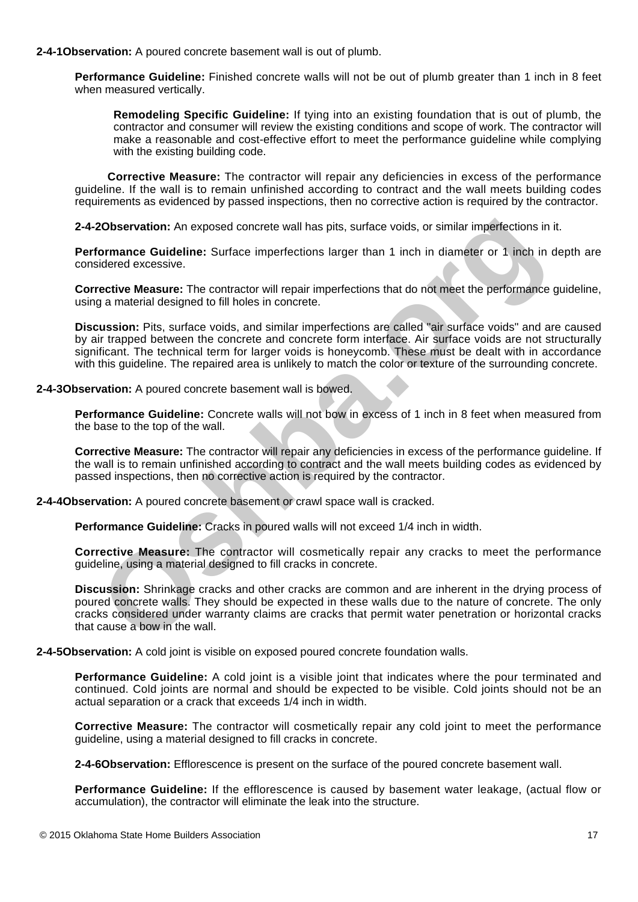**2-4-1Observation:** A poured concrete basement wall is out of plumb.

**Performance Guideline:** Finished concrete walls will not be out of plumb greater than 1 inch in 8 feet when measured vertically.

**Remodeling Specific Guideline:** If tying into an existing foundation that is out of plumb, the contractor and consumer will review the existing conditions and scope of work. The contractor will make a reasonable and cost-effective effort to meet the performance guideline while complying with the existing building code.

**Corrective Measure:** The contractor will repair any deficiencies in excess of the performance guideline. If the wall is to remain unfinished according to contract and the wall meets building codes requirements as evidenced by passed inspections, then no corrective action is required by the contractor.

**2-4-2Observation:** An exposed concrete wall has pits, surface voids, or similar imperfections in it.

**Performance Guideline:** Surface imperfections larger than 1 inch in diameter or 1 inch in depth are considered excessive.

**Corrective Measure:** The contractor will repair imperfections that do not meet the performance guideline, using a material designed to fill holes in concrete.

**Discussion:** Pits, surface voids, and similar imperfections are called "air surface voids" and are caused by air trapped between the concrete and concrete form interface. Air surface voids are not structurally significant. The technical term for larger voids is honeycomb. These must be dealt with in accordance with this guideline. The repaired area is unlikely to match the color or texture of the surrounding concrete.

**2-4-3Observation:** A poured concrete basement wall is bowed.

**Performance Guideline:** Concrete walls will not bow in excess of 1 inch in 8 feet when measured from the base to the top of the wall.

**Corrective Measure:** The contractor will repair any deficiencies in excess of the performance guideline. If the wall is to remain unfinished according to contract and the wall meets building codes as evidenced by passed inspections, then no corrective action is required by the contractor.

**2-4-4Observation:** A poured concrete basement or crawl space wall is cracked.

**Performance Guideline:** Cracks in poured walls will not exceed 1/4 inch in width.

**Corrective Measure:** The contractor will cosmetically repair any cracks to meet the performance guideline, using a material designed to fill cracks in concrete.

**Discussion:** Shrinkage cracks and other cracks are common and are inherent in the drying process of poured concrete walls. They should be expected in these walls due to the nature of concrete. The only cracks considered under warranty claims are cracks that permit water penetration or horizontal cracks that cause a bow in the wall.

**2-4-5Observation:** A cold joint is visible on exposed poured concrete foundation walls.

**Performance Guideline:** A cold joint is a visible joint that indicates where the pour terminated and continued. Cold joints are normal and should be expected to be visible. Cold joints should not be an actual separation or a crack that exceeds 1/4 inch in width.

**Corrective Measure:** The contractor will cosmetically repair any cold joint to meet the performance guideline, using a material designed to fill cracks in concrete.

**2-4-6Observation:** Efflorescence is present on the surface of the poured concrete basement wall.

**Performance Guideline:** If the efflorescence is caused by basement water leakage, (actual flow or accumulation), the contractor will eliminate the leak into the structure.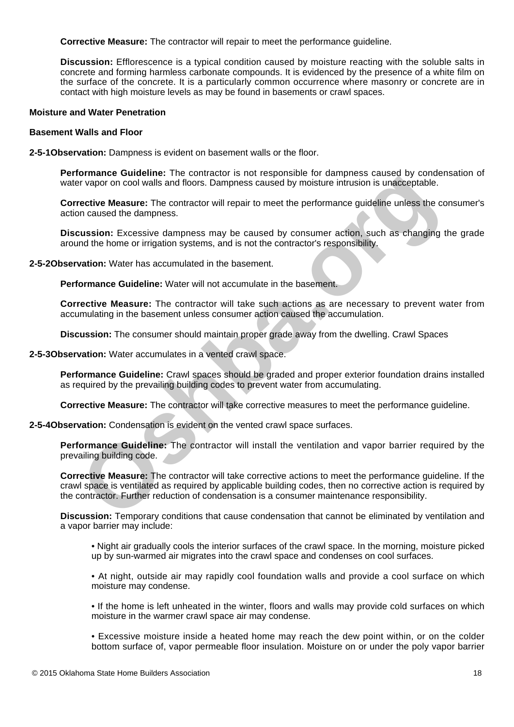**Corrective Measure:** The contractor will repair to meet the performance guideline.

**Discussion:** Efflorescence is a typical condition caused by moisture reacting with the soluble salts in concrete and forming harmless carbonate compounds. It is evidenced by the presence of a white film on the surface of the concrete. It is a particularly common occurrence where masonry or concrete are in contact with high moisture levels as may be found in basements or crawl spaces.

**Moisture and Water Penetration**

**Basement Walls and Floor**

**2-5-1Observation:** Dampness is evident on basement walls or the floor.

**Performance Guideline:** The contractor is not responsible for dampness caused by condensation of water vapor on cool walls and floors. Dampness caused by moisture intrusion is unacceptable.

**Corrective Measure:** The contractor will repair to meet the performance guideline unless the consumer's action caused the dampness.

**Discussion:** Excessive dampness may be caused by consumer action, such as changing the grade around the home or irrigation systems, and is not the contractor's responsibility.

**2-5-2Observation:** Water has accumulated in the basement.

**Performance Guideline:** Water will not accumulate in the basement.

**Corrective Measure:** The contractor will take such actions as are necessary to prevent water from accumulating in the basement unless consumer action caused the accumulation.

**Discussion:** The consumer should maintain proper grade away from the dwelling. Crawl Spaces

**2-5-3Observation:** Water accumulates in a vented crawl space.

**Performance Guideline:** Crawl spaces should be graded and proper exterior foundation drains installed as required by the prevailing building codes to prevent water from accumulating.

**Corrective Measure:** The contractor will take corrective measures to meet the performance guideline.

**2-5-4Observation:** Condensation is evident on the vented crawl space surfaces.

**Performance Guideline:** The contractor will install the ventilation and vapor barrier required by the prevailing building code.

**Corrective Measure:** The contractor will take corrective actions to meet the performance guideline. If the crawl space is ventilated as required by applicable building codes, then no corrective action is required by the contractor. Further reduction of condensation is a consumer maintenance responsibility.

**Discussion:** Temporary conditions that cause condensation that cannot be eliminated by ventilation and a vapor barrier may include:

- Night air gradually cools the interior surfaces of the crawl space. In the morning, moisture picked up by sun-warmed air migrates into the crawl space and condenses on cool surfaces.
- At night, outside air may rapidly cool foundation walls and provide a cool surface on which moisture may condense.
- If the home is left unheated in the winter, floors and walls may provide cold surfaces on which moisture in the warmer crawl space air may condense.
- Excessive moisture inside a heated home may reach the dew point within, or on the colder bottom surface of, vapor permeable floor insulation. Moisture on or under the poly vapor barrier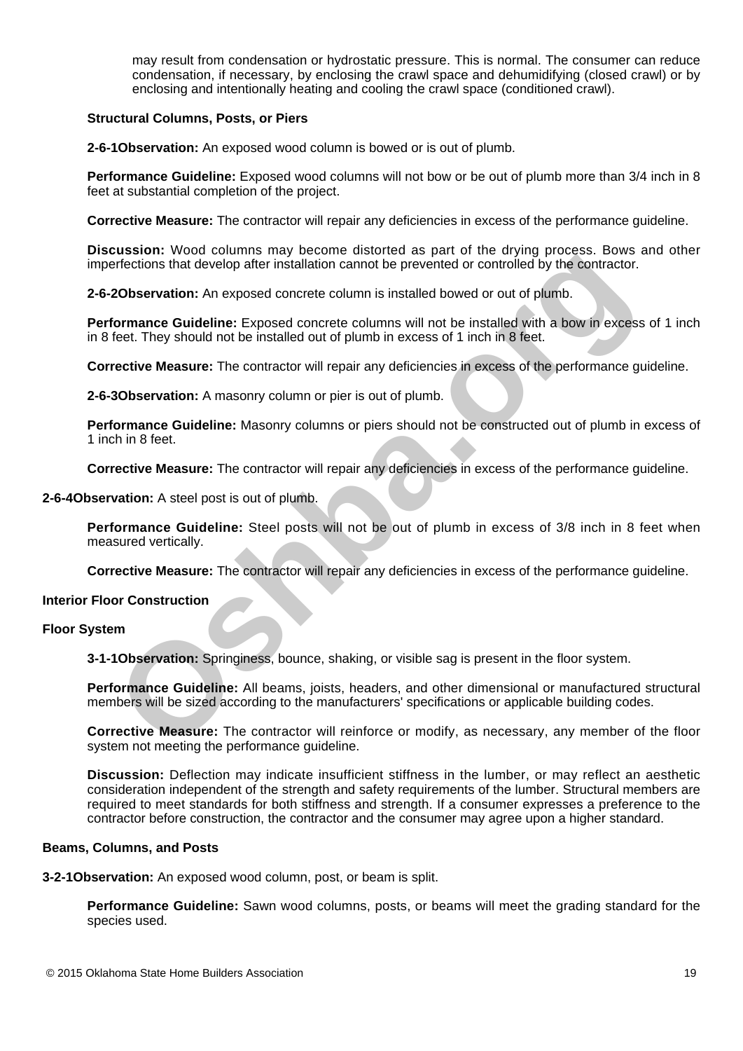may result from condensation or hydrostatic pressure. This is normal. The consumer can reduce condensation, if necessary, by enclosing the crawl space and dehumidifying (closed crawl) or by enclosing and intentionally heating and cooling the crawl space (conditioned crawl).

**Structural Columns, Posts, or Piers**

**2-6-1Observation:** An exposed wood column is bowed or is out of plumb.

**Performance Guideline:** Exposed wood columns will not bow or be out of plumb more than 3/4 inch in 8 feet at substantial completion of the project.

**Corrective Measure:** The contractor will repair any deficiencies in excess of the performance guideline.

**Discussion:** Wood columns may become distorted as part of the drying process. Bows and other imperfections that develop after installation cannot be prevented or controlled by the contractor.

**2-6-2Observation:** An exposed concrete column is installed bowed or out of plumb.

**Performance Guideline:** Exposed concrete columns will not be installed with a bow in excess of 1 inch in 8 feet. They should not be installed out of plumb in excess of 1 inch in 8 feet.

**Corrective Measure:** The contractor will repair any deficiencies in excess of the performance guideline.

**2-6-3Observation:** A masonry column or pier is out of plumb.

**Performance Guideline:** Masonry columns or piers should not be constructed out of plumb in excess of 1 inch in 8 feet.

**Corrective Measure:** The contractor will repair any deficiencies in excess of the performance guideline.

**2-6-4Observation:** A steel post is out of plumb.

**Performance Guideline:** Steel posts will not be out of plumb in excess of 3/8 inch in 8 feet when measured vertically.

**Corrective Measure:** The contractor will repair any deficiencies in excess of the performance guideline.

**Interior Floor Construction**

**Floor System**

**3-1-1Observation:** Springiness, bounce, shaking, or visible sag is present in the floor system.

**Performance Guideline:** All beams, joists, headers, and other dimensional or manufactured structural members will be sized according to the manufacturers' specifications or applicable building codes.

**Corrective Measure:** The contractor will reinforce or modify, as necessary, any member of the floor system not meeting the performance guideline.

**Discussion:** Deflection may indicate insufficient stiffness in the lumber, or may reflect an aesthetic consideration independent of the strength and safety requirements of the lumber. Structural members are required to meet standards for both stiffness and strength. If a consumer expresses a preference to the contractor before construction, the contractor and the consumer may agree upon a higher standard.

**Beams, Columns, and Posts**

**3-2-1Observation:** An exposed wood column, post, or beam is split.

**Performance Guideline:** Sawn wood columns, posts, or beams will meet the grading standard for the species used.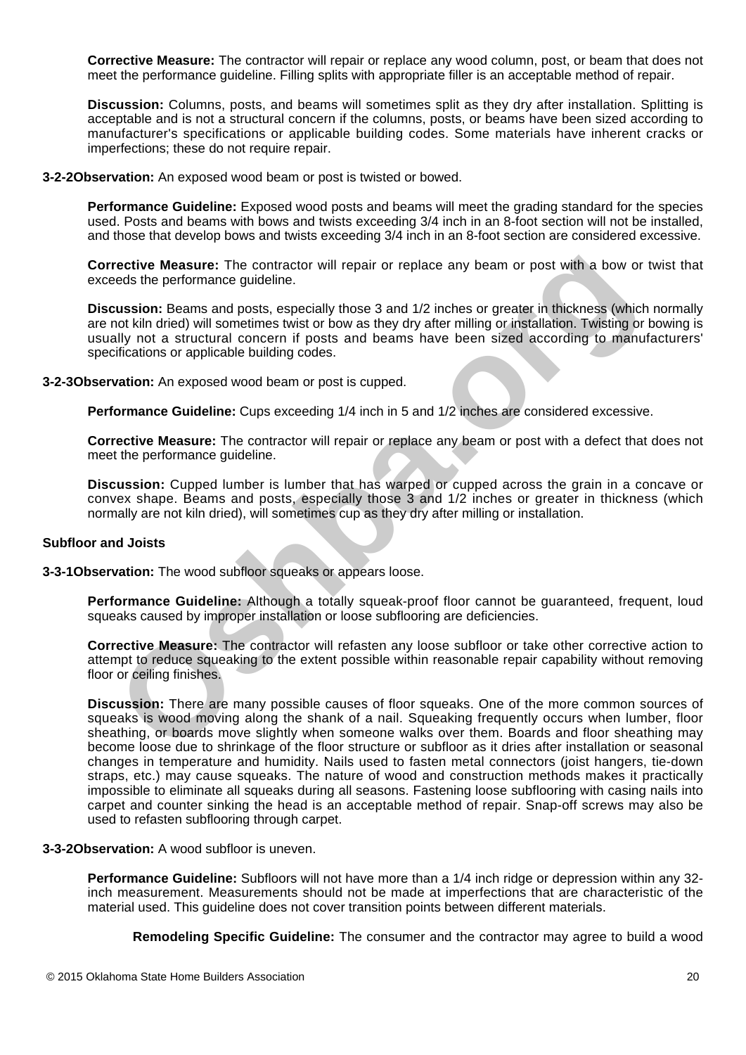**Corrective Measure:** The contractor will repair or replace any wood column, post, or beam that does not meet the performance guideline. Filling splits with appropriate filler is an acceptable method of repair.

**Discussion:** Columns, posts, and beams will sometimes split as they dry after installation. Splitting is acceptable and is not a structural concern if the columns, posts, or beams have been sized according to manufacturer's specifications or applicable building codes. Some materials have inherent cracks or imperfections; these do not require repair.

**3-2-2Observation:** An exposed wood beam or post is twisted or bowed.

**Performance Guideline:** Exposed wood posts and beams will meet the grading standard for the species used. Posts and beams with bows and twists exceeding 3/4 inch in an 8-foot section will not be installed, and those that develop bows and twists exceeding 3/4 inch in an 8-foot section are considered excessive.

**Corrective Measure:** The contractor will repair or replace any beam or post with a bow or twist that exceeds the performance guideline.

**Discussion:** Beams and posts, especially those 3 and 1/2 inches or greater in thickness (which normally are not kiln dried) will sometimes twist or bow as they dry after milling or installation. Twisting or bowing is usually not a structural concern if posts and beams have been sized according to manufacturers' specifications or applicable building codes.

**3-2-3Observation:** An exposed wood beam or post is cupped.

**Performance Guideline:** Cups exceeding 1/4 inch in 5 and 1/2 inches are considered excessive.

**Corrective Measure:** The contractor will repair or replace any beam or post with a defect that does not meet the performance guideline.

**Discussion:** Cupped lumber is lumber that has warped or cupped across the grain in a concave or convex shape. Beams and posts, especially those 3 and 1/2 inches or greater in thickness (which normally are not kiln dried), will sometimes cup as they dry after milling or installation.

**Subfloor and Joists**

**3-3-1Observation:** The wood subfloor squeaks or appears loose.

**Performance Guideline:** Although a totally squeak-proof floor cannot be guaranteed, frequent, loud squeaks caused by improper installation or loose subflooring are deficiencies.

**Corrective Measure:** The contractor will refasten any loose subfloor or take other corrective action to attempt to reduce squeaking to the extent possible within reasonable repair capability without removing floor or ceiling finishes.

**Discussion:** There are many possible causes of floor squeaks. One of the more common sources of squeaks is wood moving along the shank of a nail. Squeaking frequently occurs when lumber, floor sheathing, or boards move slightly when someone walks over them. Boards and floor sheathing may become loose due to shrinkage of the floor structure or subfloor as it dries after installation or seasonal changes in temperature and humidity. Nails used to fasten metal connectors (joist hangers, tie-down straps, etc.) may cause squeaks. The nature of wood and construction methods makes it practically impossible to eliminate all squeaks during all seasons. Fastening loose subflooring with casing nails into carpet and counter sinking the head is an acceptable method of repair. Snap-off screws may also be used to refasten subflooring through carpet.

**3-3-2Observation:** A wood subfloor is uneven.

**Performance Guideline:** Subfloors will not have more than a 1/4 inch ridge or depression within any 32-inch measurement. Measurements should not be made at imperfections that are characteristic of the material used. This guideline does not cover transition points between different materials.

**Remodeling Specific Guideline:** The consumer and the contractor may agree to build a wood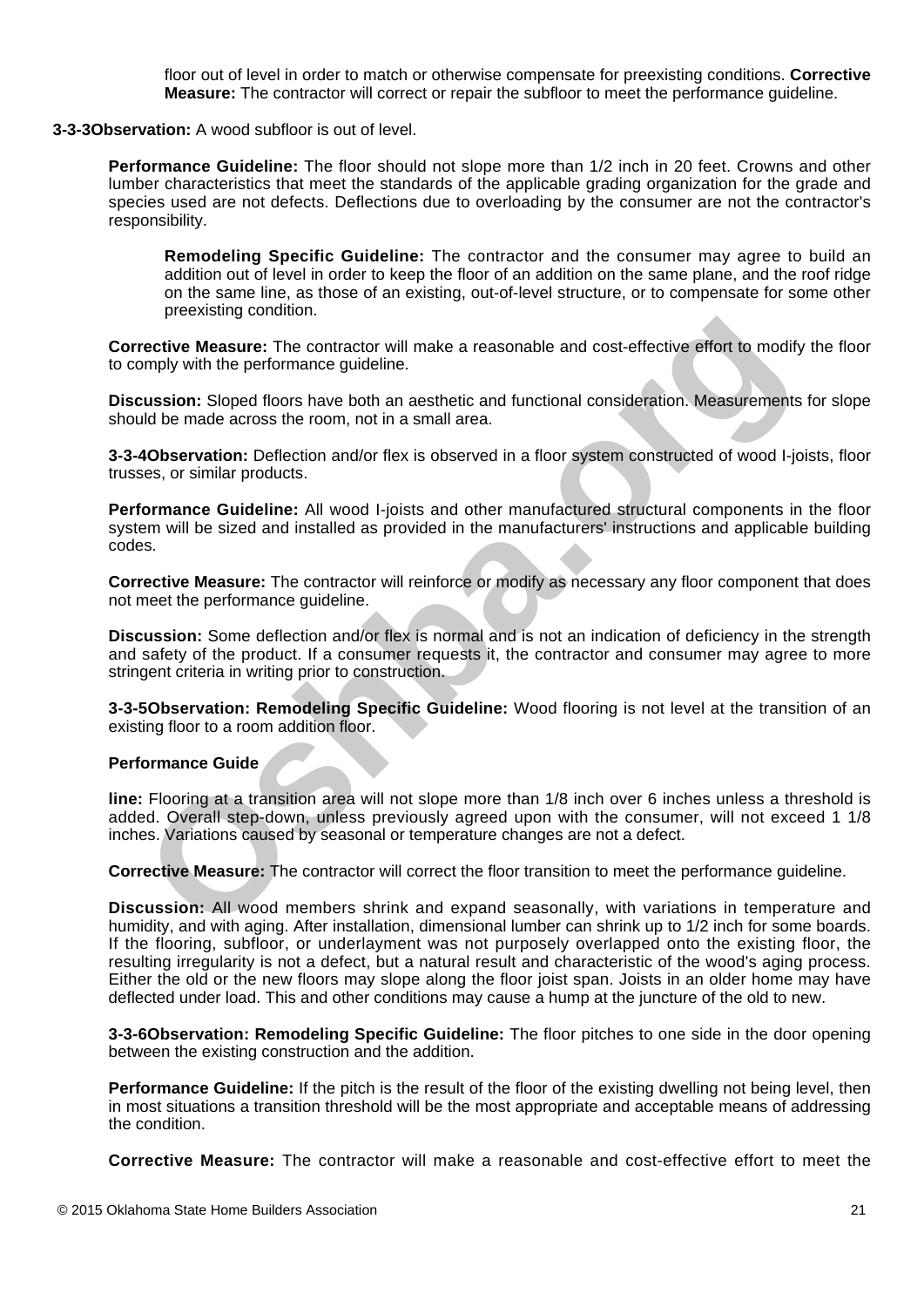floor out of level in order to match or otherwise compensate for preexisting conditions. **Corrective Measure:** The contractor will correct or repair the subfloor to meet the performance guideline.

**3-3-3Observation:** A wood subfloor is out of level.

**Performance Guideline:** The floor should not slope more than 1/2 inch in 20 feet. Crowns and other lumber characteristics that meet the standards of the applicable grading organization for the grade and species used are not defects. Deflections due to overloading by the consumer are not the contractor's responsibility.

**Remodeling Specific Guideline:** The contractor and the consumer may agree to build an addition out of level in order to keep the floor of an addition on the same plane, and the roof ridge on the same line, as those of an existing, out-of-level structure, or to compensate for some other preexisting condition.

**Corrective Measure:** The contractor will make a reasonable and cost-effective effort to modify the floor to comply with the performance guideline.

**Discussion:** Sloped floors have both an aesthetic and functional consideration. Measurements for slope should be made across the room, not in a small area.

**3-3-4Observation:** Deflection and/or flex is observed in a floor system constructed of wood I-joists, floor trusses, or similar products.

**Performance Guideline:** All wood I-joists and other manufactured structural components in the floor system will be sized and installed as provided in the manufacturers' instructions and applicable building codes.

**Corrective Measure:** The contractor will reinforce or modify as necessary any floor component that does not meet the performance guideline.

**Discussion:** Some deflection and/or flex is normal and is not an indication of deficiency in the strength and safety of the product. If a consumer requests it, the contractor and consumer may agree to more stringent criteria in writing prior to construction.

**3-3-5Observation: Remodeling Specific Guideline:** Wood flooring is not level at the transition of an existing floor to a room addition floor.

**Performance Guide**

**line:** Flooring at a transition area will not slope more than 1/8 inch over 6 inches unless a threshold is added. Overall step-down, unless previously agreed upon with the consumer, will not exceed 1 1/8 inches. Variations caused by seasonal or temperature changes are not a defect.

**Corrective Measure:** The contractor will correct the floor transition to meet the performance guideline.

**Discussion:** All wood members shrink and expand seasonally, with variations in temperature and humidity, and with aging. After installation, dimensional lumber can shrink up to 1/2 inch for some boards. If the flooring, subfloor, or underlayment was not purposely overlapped onto the existing floor, the resulting irregularity is not a defect, but a natural result and characteristic of the wood's aging process. Either the old or the new floors may slope along the floor joist span. Joists in an older home may have deflected under load. This and other conditions may cause a hump at the juncture of the old to new.

**3-3-6Observation: Remodeling Specific Guideline:** The floor pitches to one side in the door opening between the existing construction and the addition.

**Performance Guideline:** If the pitch is the result of the floor of the existing dwelling not being level, then in most situations a transition threshold will be the most appropriate and acceptable means of addressing the condition.

**Corrective Measure:** The contractor will make a reasonable and cost-effective effort to meet the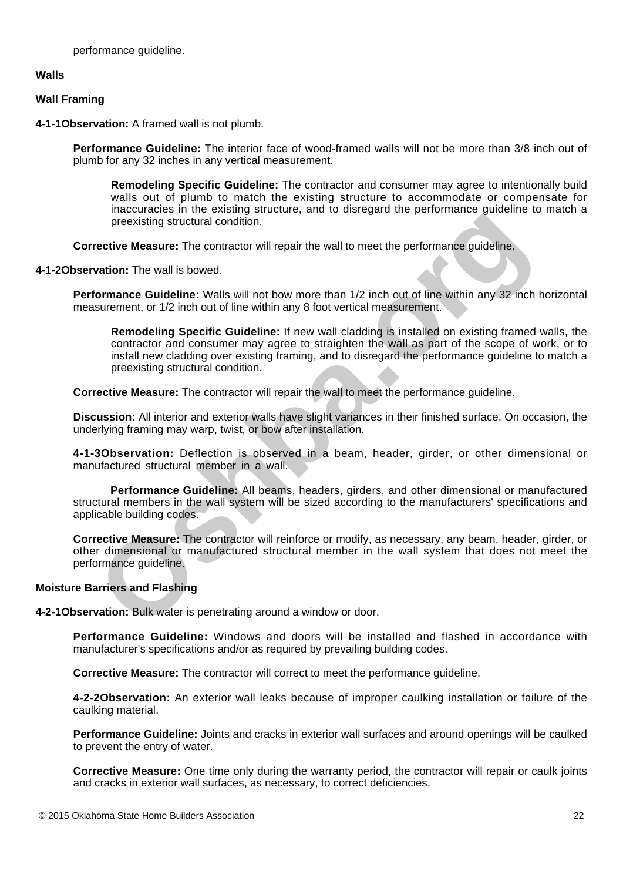performance guideline.

## Walls

### Wall Framing

**4-1-1Observation:** A framed wall is not plumb.

**Performance Guideline:** The interior face of wood-framed walls will not be more than 3/8 inch out of plumb for any 32 inches in any vertical measurement.

**Remodeling Specific Guideline:** The contractor and consumer may agree to intentionally build walls out of plumb to match the existing structure to accommodate or compensate for inaccuracies in the existing structure, and to disregard the performance guideline to match a preexisting structural condition.

**Corrective Measure:** The contractor will repair the wall to meet the performance guideline.

**4-1-2Observation:** The wall is bowed.

**Performance Guideline:** Walls will not bow more than 1/2 inch out of line within any 32 inch horizontal measurement, or 1/2 inch out of line within any 8 foot vertical measurement.

**Remodeling Specific Guideline:** If new wall cladding is installed on existing framed walls, the contractor and consumer may agree to straighten the wall as part of the scope of work, or to install new cladding over existing framing, and to disregard the performance guideline to match a preexisting structural condition.

**Corrective Measure:** The contractor will repair the wall to meet the performance guideline.

**Discussion:** All interior and exterior walls have slight variances in their finished surface. On occasion, the underlying framing may warp, twist, or bow after installation.

**4-1-3Observation:** Deflection is observed in a beam, header, girder, or other dimensional or manufactured structural member in a wall.

**Performance Guideline:** All beams, headers, girders, and other dimensional or manufactured structural members in the wall system will be sized according to the manufacturers' specifications and applicable building codes.

**Corrective Measure:** The contractor will reinforce or modify, as necessary, any beam, header, girder, or other dimensional or manufactured structural member in the wall system that does not meet the performance guideline.

### Moisture Barriers and Flashing

**4-2-1Observation:** Bulk water is penetrating around a window or door.

**Performance Guideline:** Windows and doors will be installed and flashed in accordance with manufacturer's specifications and/or as required by prevailing building codes.

**Corrective Measure:** The contractor will correct to meet the performance guideline.

**4-2-2Observation:** An exterior wall leaks because of improper caulking installation or failure of the caulking material.

**Performance Guideline:** Joints and cracks in exterior wall surfaces and around openings will be caulked to prevent the entry of water.

**Corrective Measure:** One time only during the warranty period, the contractor will repair or caulk joints and cracks in exterior wall surfaces, as necessary, to correct deficiencies.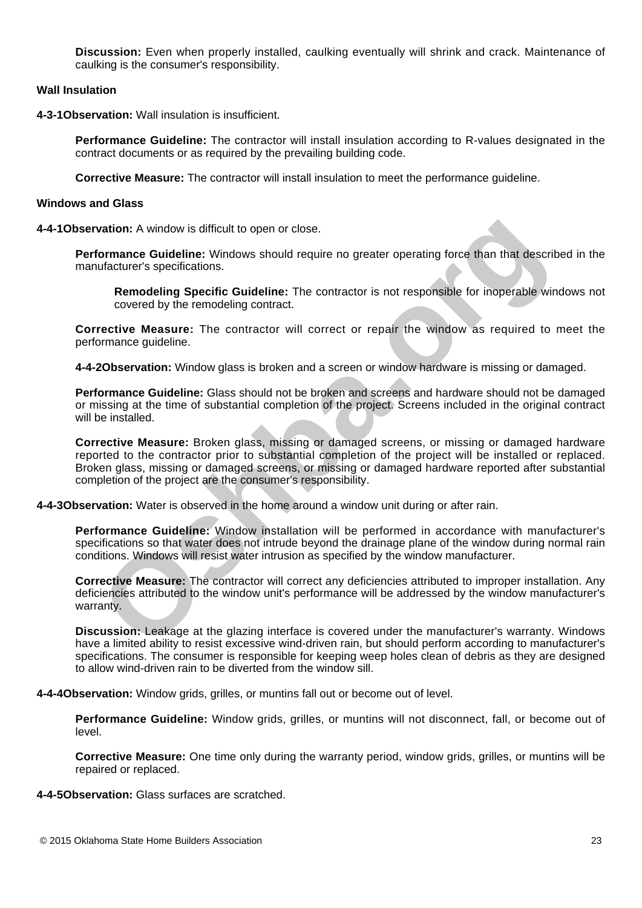**Discussion:** Even when properly installed, caulking eventually will shrink and crack. Maintenance of caulking is the consumer's responsibility.

**Wall Insulation**

**4-3-1 Observation:** Wall insulation is insufficient.

**Performance Guideline:** The contractor will install insulation according to R-values designated in the contract documents or as required by the prevailing building code.

**Corrective Measure:** The contractor will install insulation to meet the performance guideline.

**Windows and Glass**

**4-4-1 Observation:** A window is difficult to open or close.

**Performance Guideline:** Windows should require no greater operating force than that described in the manufacturer's specifications.

> **Remodeling Specific Guideline:** The contractor is not responsible for inoperable windows not covered by the remodeling contract.

**Corrective Measure:** The contractor will correct or repair the window as required to meet the performance guideline.

**4-4-2 Observation:** Window glass is broken and a screen or window hardware is missing or damaged.

**Performance Guideline:** Glass should not be broken and screens and hardware should not be damaged or missing at the time of substantial completion of the project. Screens included in the original contract will be installed.

**Corrective Measure:** Broken glass, missing or damaged screens, or missing or damaged hardware reported to the contractor prior to substantial completion of the project will be installed or replaced. Broken glass, missing or damaged screens, or missing or damaged hardware reported after substantial completion of the project are the consumer's responsibility.

**4-4-3 Observation:** Water is observed in the home around a window unit during or after rain.

**Performance Guideline:** Window installation will be performed in accordance with manufacturer's specifications so that water does not intrude beyond the drainage plane of the window during normal rain conditions. Windows will resist water intrusion as specified by the window manufacturer.

**Corrective Measure:** The contractor will correct any deficiencies attributed to improper installation. Any deficiencies attributed to the window unit's performance will be addressed by the window manufacturer's warranty.

**Discussion:** Leakage at the glazing interface is covered under the manufacturer's warranty. Windows have a limited ability to resist excessive wind-driven rain, but should perform according to manufacturer's specifications. The consumer is responsible for keeping weep holes clean of debris as they are designed to allow wind-driven rain to be diverted from the window sill.

**4-4-4 Observation:** Window grids, grilles, or muntins fall out or become out of level.

**Performance Guideline:** Window grids, grilles, or muntins will not disconnect, fall, or become out of level.

**Corrective Measure:** One time only during the warranty period, window grids, grilles, or muntins will be repaired or replaced.

**4-4-5 Observation:** Glass surfaces are scratched.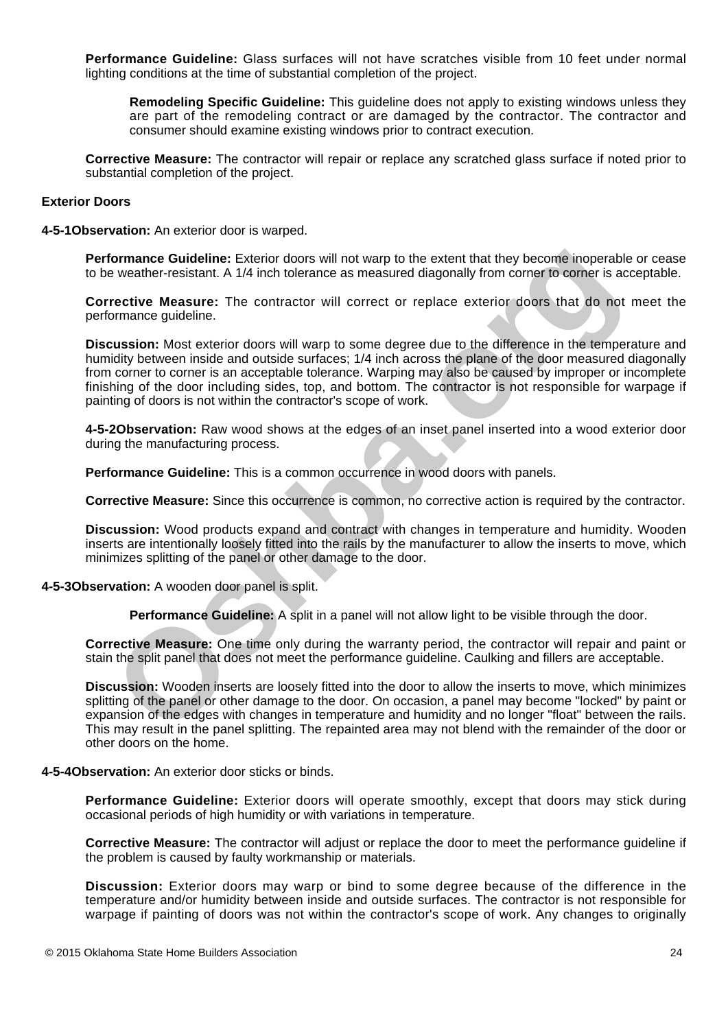**Performance Guideline:** Glass surfaces will not have scratches visible from 10 feet under normal lighting conditions at the time of substantial completion of the project.

**Remodeling Specific Guideline:** This guideline does not apply to existing windows unless they are part of the remodeling contract or are damaged by the contractor. The contractor and consumer should examine existing windows prior to contract execution.

**Corrective Measure:** The contractor will repair or replace any scratched glass surface if noted prior to substantial completion of the project.

**Exterior Doors**

**4-5-1Observation:** An exterior door is warped.

**Performance Guideline:** Exterior doors will not warp to the extent that they become inoperable or cease to be weather-resistant. A 1/4 inch tolerance as measured diagonally from corner to corner is acceptable.

**Corrective Measure:** The contractor will correct or replace exterior doors that do not meet the performance guideline.

**Discussion:** Most exterior doors will warp to some degree due to the difference in the temperature and humidity between inside and outside surfaces; 1/4 inch across the plane of the door measured diagonally from corner to corner is an acceptable tolerance. Warping may also be caused by improper or incomplete finishing of the door including sides, top, and bottom. The contractor is not responsible for warpage if painting of doors is not within the contractor's scope of work.

**4-5-2Observation:** Raw wood shows at the edges of an inset panel inserted into a wood exterior door during the manufacturing process.

**Performance Guideline:** This is a common occurrence in wood doors with panels.

**Corrective Measure:** Since this occurrence is common, no corrective action is required by the contractor.

**Discussion:** Wood products expand and contract with changes in temperature and humidity. Wooden inserts are intentionally loosely fitted into the rails by the manufacturer to allow the inserts to move, which minimizes splitting of the panel or other damage to the door.

**4-5-3Observation:** A wooden door panel is split.

**Performance Guideline:** A split in a panel will not allow light to be visible through the door.

**Corrective Measure:** One time only during the warranty period, the contractor will repair and paint or stain the split panel that does not meet the performance guideline. Caulking and fillers are acceptable.

**Discussion:** Wooden inserts are loosely fitted into the door to allow the inserts to move, which minimizes splitting of the panel or other damage to the door. On occasion, a panel may become "locked" by paint or expansion of the edges with changes in temperature and humidity and no longer "float" between the rails. This may result in the panel splitting. The repainted area may not blend with the remainder of the door or other doors on the home.

**4-5-4Observation:** An exterior door sticks or binds.

**Performance Guideline:** Exterior doors will operate smoothly, except that doors may stick during occasional periods of high humidity or with variations in temperature.

**Corrective Measure:** The contractor will adjust or replace the door to meet the performance guideline if the problem is caused by faulty workmanship or materials.

**Discussion:** Exterior doors may warp or bind to some degree because of the difference in the temperature and/or humidity between inside and outside surfaces. The contractor is not responsible for warpage if painting of doors was not within the contractor's scope of work. Any changes to originally

© 2015 Oklahoma State Home Builders Association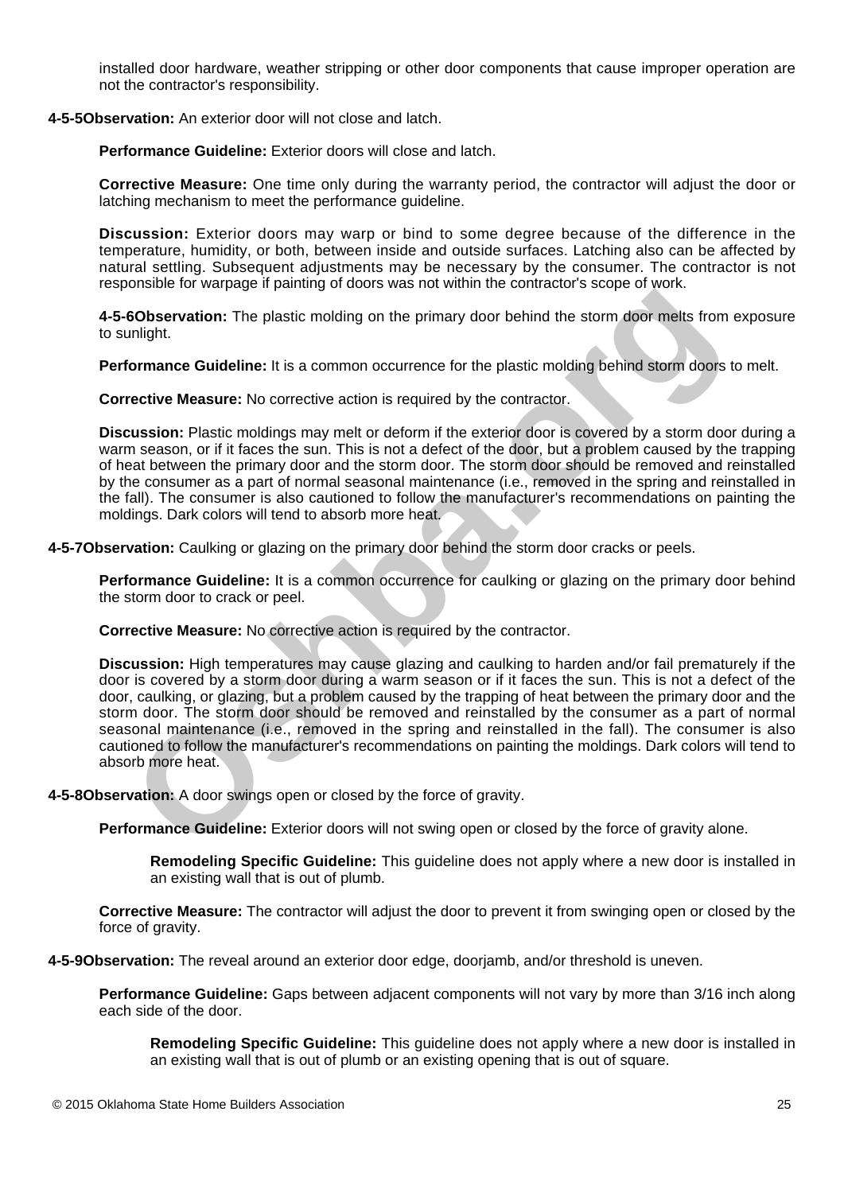installed door hardware, weather stripping or other door components that cause improper operation are not the contractor's responsibility.

**4-5-5Observation:** An exterior door will not close and latch.

**Performance Guideline:** Exterior doors will close and latch.

**Corrective Measure:** One time only during the warranty period, the contractor will adjust the door or latching mechanism to meet the performance guideline.

**Discussion:** Exterior doors may warp or bind to some degree because of the difference in the temperature, humidity, or both, between inside and outside surfaces. Latching also can be affected by natural settling. Subsequent adjustments may be necessary by the consumer. The contractor is not responsible for warpage if painting of doors was not within the contractor's scope of work.

**4-5-6Observation:** The plastic molding on the primary door behind the storm door melts from exposure to sunlight.

**Performance Guideline:** It is a common occurrence for the plastic molding behind storm doors to melt.

**Corrective Measure:** No corrective action is required by the contractor.

**Discussion:** Plastic moldings may melt or deform if the exterior door is covered by a storm door during a warm season, or if it faces the sun. This is not a defect of the door, but a problem caused by the trapping of heat between the primary door and the storm door. The storm door should be removed and reinstalled by the consumer as a part of normal seasonal maintenance (i.e., removed in the spring and reinstalled in the fall). The consumer is also cautioned to follow the manufacturer's recommendations on painting the moldings. Dark colors will tend to absorb more heat.

**4-5-7Observation:** Caulking or glazing on the primary door behind the storm door cracks or peels.

**Performance Guideline:** It is a common occurrence for caulking or glazing on the primary door behind the storm door to crack or peel.

**Corrective Measure:** No corrective action is required by the contractor.

**Discussion:** High temperatures may cause glazing and caulking to harden and/or fail prematurely if the door is covered by a storm door during a warm season or if it faces the sun. This is not a defect of the door, caulking, or glazing, but a problem caused by the trapping of heat between the primary door and the storm door. The storm door should be removed and reinstalled by the consumer as a part of normal seasonal maintenance (i.e., removed in the spring and reinstalled in the fall). The consumer is also cautioned to follow the manufacturer's recommendations on painting the moldings. Dark colors will tend to absorb more heat.

**4-5-8Observation:** A door swings open or closed by the force of gravity.

**Performance Guideline:** Exterior doors will not swing open or closed by the force of gravity alone.

**Remodeling Specific Guideline:** This guideline does not apply where a new door is installed in an existing wall that is out of plumb.

**Corrective Measure:** The contractor will adjust the door to prevent it from swinging open or closed by the force of gravity.

**4-5-9Observation:** The reveal around an exterior door edge, doorjamb, and/or threshold is uneven.

**Performance Guideline:** Gaps between adjacent components will not vary by more than 3/16 inch along each side of the door.

**Remodeling Specific Guideline:** This guideline does not apply where a new door is installed in an existing wall that is out of plumb or an existing opening that is out of square.

© 2015 Oklahoma State Home Builders Association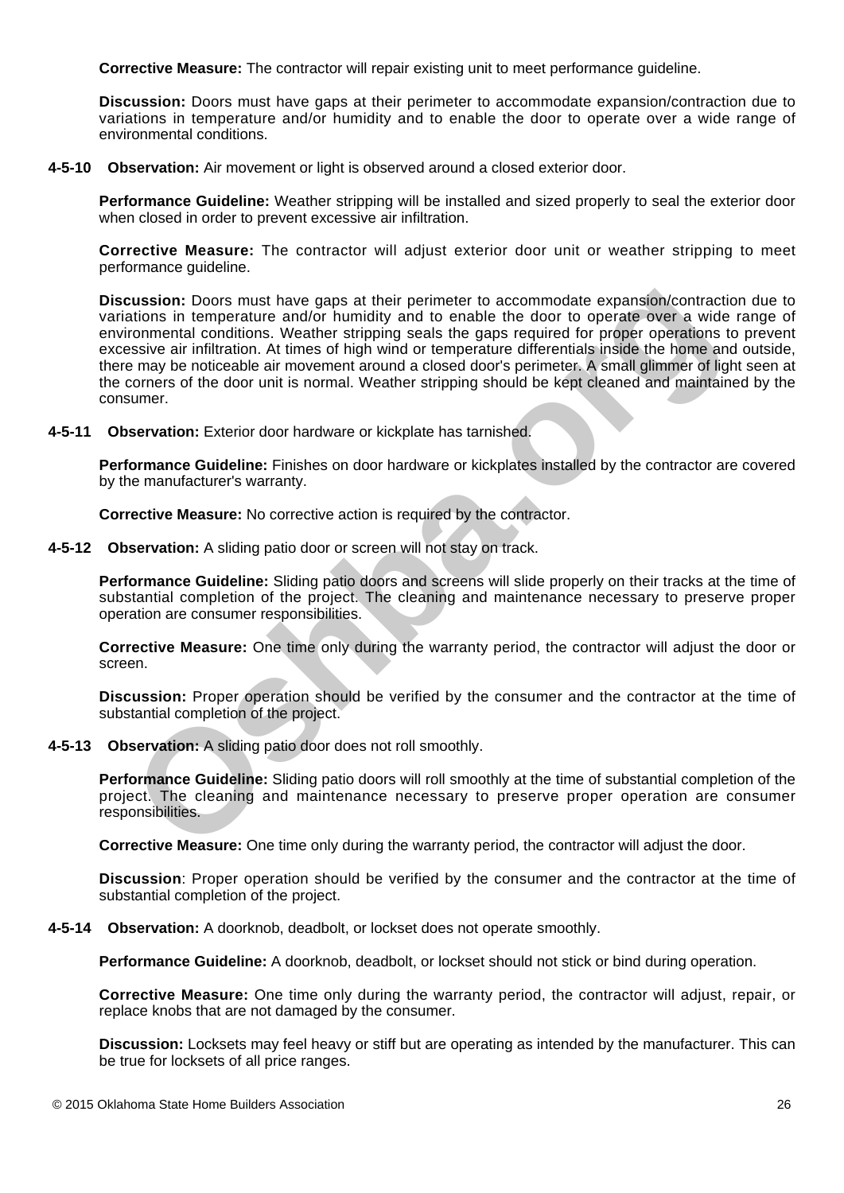**Corrective Measure:** The contractor will repair existing unit to meet performance guideline.

**Discussion:** Doors must have gaps at their perimeter to accommodate expansion/contraction due to variations in temperature and/or humidity and to enable the door to operate over a wide range of environmental conditions.

**4-5-10 Observation:** Air movement or light is observed around a closed exterior door.

**Performance Guideline:** Weather stripping will be installed and sized properly to seal the exterior door when closed in order to prevent excessive air infiltration.

**Corrective Measure:** The contractor will adjust exterior door unit or weather stripping to meet performance guideline.

**Discussion:** Doors must have gaps at their perimeter to accommodate expansion/contraction due to variations in temperature and/or humidity and to enable the door to operate over a wide range of environmental conditions. Weather stripping seals the gaps required for proper operations to prevent excessive air infiltration. At times of high wind or temperature differentials inside the home and outside, there may be noticeable air movement around a closed door's perimeter. A small glimmer of light seen at the corners of the door unit is normal. Weather stripping should be kept cleaned and maintained by the consumer.

**4-5-11 Observation:** Exterior door hardware or kickplate has tarnished.

**Performance Guideline:** Finishes on door hardware or kickplates installed by the contractor are covered by the manufacturer's warranty.

**Corrective Measure:** No corrective action is required by the contractor.

**4-5-12 Observation:** A sliding patio door or screen will not stay on track.

**Performance Guideline:** Sliding patio doors and screens will slide properly on their tracks at the time of substantial completion of the project. The cleaning and maintenance necessary to preserve proper operation are consumer responsibilities.

**Corrective Measure:** One time only during the warranty period, the contractor will adjust the door or screen.

**Discussion:** Proper operation should be verified by the consumer and the contractor at the time of substantial completion of the project.

**4-5-13 Observation:** A sliding patio door does not roll smoothly.

**Performance Guideline:** Sliding patio doors will roll smoothly at the time of substantial completion of the project. The cleaning and maintenance necessary to preserve proper operation are consumer responsibilities.

**Corrective Measure:** One time only during the warranty period, the contractor will adjust the door.

**Discussion**: Proper operation should be verified by the consumer and the contractor at the time of substantial completion of the project.

**4-5-14 Observation:** A doorknob, deadbolt, or lockset does not operate smoothly.

**Performance Guideline:** A doorknob, deadbolt, or lockset should not stick or bind during operation.

**Corrective Measure:** One time only during the warranty period, the contractor will adjust, repair, or replace knobs that are not damaged by the consumer.

**Discussion:** Locksets may feel heavy or stiff but are operating as intended by the manufacturer. This can be true for locksets of all price ranges.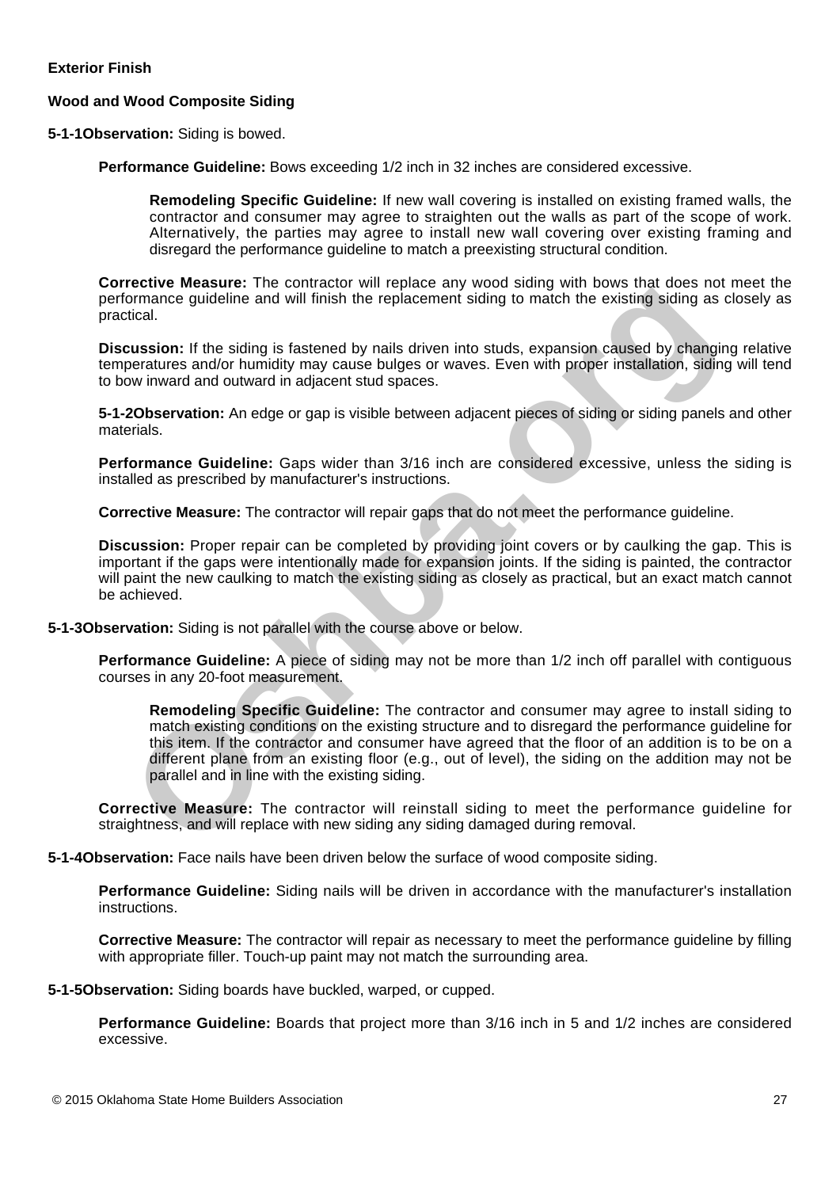**Exterior Finish**

**Wood and Wood Composite Siding**

**5-1-1Observation:** Siding is bowed.

**Performance Guideline:** Bows exceeding 1/2 inch in 32 inches are considered excessive.

**Remodeling Specific Guideline:** If new wall covering is installed on existing framed walls, the contractor and consumer may agree to straighten out the walls as part of the scope of work. Alternatively, the parties may agree to install new wall covering over existing framing and disregard the performance guideline to match a preexisting structural condition.

**Corrective Measure:** The contractor will replace any wood siding with bows that does not meet the performance guideline and will finish the replacement siding to match the existing siding as closely as practical.

**Discussion:** If the siding is fastened by nails driven into studs, expansion caused by changing relative temperatures and/or humidity may cause bulges or waves. Even with proper installation, siding will tend to bow inward and outward in adjacent stud spaces.

**5-1-2Observation:** An edge or gap is visible between adjacent pieces of siding or siding panels and other materials.

**Performance Guideline:** Gaps wider than 3/16 inch are considered excessive, unless the siding is installed as prescribed by manufacturer's instructions.

**Corrective Measure:** The contractor will repair gaps that do not meet the performance guideline.

**Discussion:** Proper repair can be completed by providing joint covers or by caulking the gap. This is important if the gaps were intentionally made for expansion joints. If the siding is painted, the contractor will paint the new caulking to match the existing siding as closely as practical, but an exact match cannot be achieved.

**5-1-3Observation:** Siding is not parallel with the course above or below.

**Performance Guideline:** A piece of siding may not be more than 1/2 inch off parallel with contiguous courses in any 20-foot measurement.

**Remodeling Specific Guideline:** The contractor and consumer may agree to install siding to match existing conditions on the existing structure and to disregard the performance guideline for this item. If the contractor and consumer have agreed that the floor of an addition is to be on a different plane from an existing floor (e.g., out of level), the siding on the addition may not be parallel and in line with the existing siding.

**Corrective Measure:** The contractor will reinstall siding to meet the performance guideline for straightness, and will replace with new siding any siding damaged during removal.

**5-1-4Observation:** Face nails have been driven below the surface of wood composite siding.

**Performance Guideline:** Siding nails will be driven in accordance with the manufacturer's installation instructions.

**Corrective Measure:** The contractor will repair as necessary to meet the performance guideline by filling with appropriate filler. Touch-up paint may not match the surrounding area.

**5-1-5Observation:** Siding boards have buckled, warped, or cupped.

**Performance Guideline:** Boards that project more than 3/16 inch in 5 and 1/2 inches are considered excessive.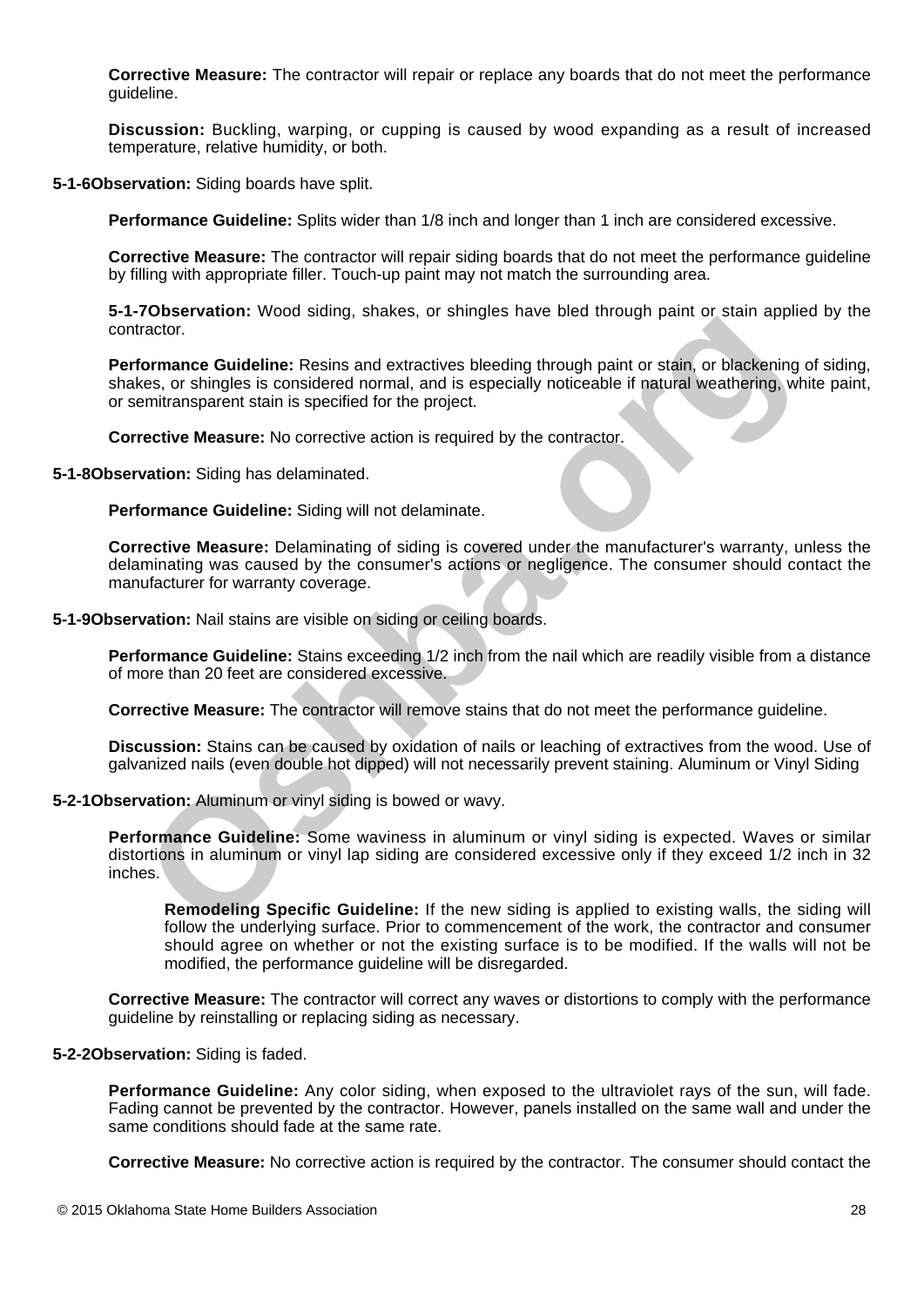**Corrective Measure:** The contractor will repair or replace any boards that do not meet the performance guideline.

**Discussion:** Buckling, warping, or cupping is caused by wood expanding as a result of increased temperature, relative humidity, or both.

**5-1-6Observation:** Siding boards have split.

**Performance Guideline:** Splits wider than 1/8 inch and longer than 1 inch are considered excessive.

**Corrective Measure:** The contractor will repair siding boards that do not meet the performance guideline by filling with appropriate filler. Touch-up paint may not match the surrounding area.

**5-1-7Observation:** Wood siding, shakes, or shingles have bled through paint or stain applied by the contractor.

**Performance Guideline:** Resins and extractives bleeding through paint or stain, or blackening of siding, shakes, or shingles is considered normal, and is especially noticeable if natural weathering, white paint, or semitransparent stain is specified for the project.

**Corrective Measure:** No corrective action is required by the contractor.

**5-1-8Observation:** Siding has delaminated.

**Performance Guideline:** Siding will not delaminate.

**Corrective Measure:** Delaminating of siding is covered under the manufacturer's warranty, unless the delaminating was caused by the consumer's actions or negligence. The consumer should contact the manufacturer for warranty coverage.

**5-1-9Observation:** Nail stains are visible on siding or ceiling boards.

**Performance Guideline:** Stains exceeding 1/2 inch from the nail which are readily visible from a distance of more than 20 feet are considered excessive.

**Corrective Measure:** The contractor will remove stains that do not meet the performance guideline.

**Discussion:** Stains can be caused by oxidation of nails or leaching of extractives from the wood. Use of galvanized nails (even double hot dipped) will not necessarily prevent staining. Aluminum or Vinyl Siding

**5-2-1Observation:** Aluminum or vinyl siding is bowed or wavy.

**Performance Guideline:** Some waviness in aluminum or vinyl siding is expected. Waves or similar distortions in aluminum or vinyl lap siding are considered excessive only if they exceed 1/2 inch in 32 inches.

> **Remodeling Specific Guideline:** If the new siding is applied to existing walls, the siding will follow the underlying surface. Prior to commencement of the work, the contractor and consumer should agree on whether or not the existing surface is to be modified. If the walls will not be modified, the performance guideline will be disregarded.

**Corrective Measure:** The contractor will correct any waves or distortions to comply with the performance guideline by reinstalling or replacing siding as necessary.

**5-2-2Observation:** Siding is faded.

**Performance Guideline:** Any color siding, when exposed to the ultraviolet rays of the sun, will fade. Fading cannot be prevented by the contractor. However, panels installed on the same wall and under the same conditions should fade at the same rate.

**Corrective Measure:** No corrective action is required by the contractor. The consumer should contact the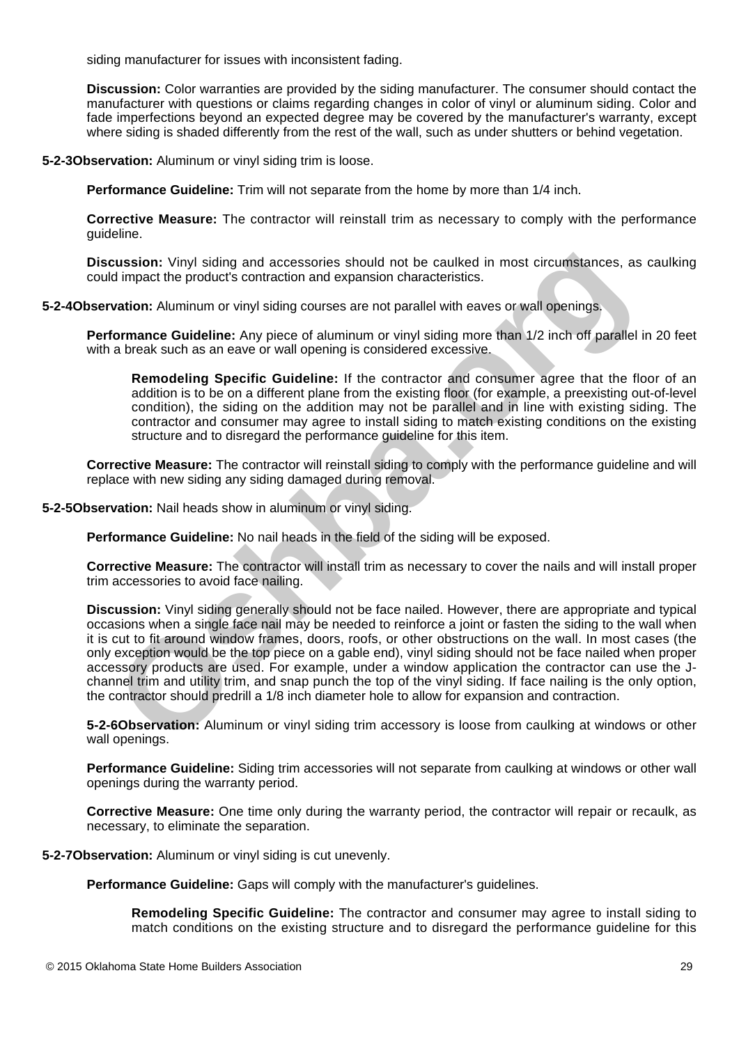siding manufacturer for issues with inconsistent fading.

**Discussion:** Color warranties are provided by the siding manufacturer. The consumer should contact the manufacturer with questions or claims regarding changes in color of vinyl or aluminum siding. Color and fade imperfections beyond an expected degree may be covered by the manufacturer's warranty, except where siding is shaded differently from the rest of the wall, such as under shutters or behind vegetation.

**5-2-3Observation:** Aluminum or vinyl siding trim is loose.

**Performance Guideline:** Trim will not separate from the home by more than 1/4 inch.

**Corrective Measure:** The contractor will reinstall trim as necessary to comply with the performance guideline.

**Discussion:** Vinyl siding and accessories should not be caulked in most circumstances, as caulking could impact the product's contraction and expansion characteristics.

**5-2-4Observation:** Aluminum or vinyl siding courses are not parallel with eaves or wall openings.

**Performance Guideline:** Any piece of aluminum or vinyl siding more than 1/2 inch off parallel in 20 feet with a break such as an eave or wall opening is considered excessive.

> **Remodeling Specific Guideline:** If the contractor and consumer agree that the floor of an addition is to be on a different plane from the existing floor (for example, a preexisting out-of-level condition), the siding on the addition may not be parallel and in line with existing siding. The contractor and consumer may agree to install siding to match existing conditions on the existing structure and to disregard the performance guideline for this item.

**Corrective Measure:** The contractor will reinstall siding to comply with the performance guideline and will replace with new siding any siding damaged during removal.

**5-2-5Observation:** Nail heads show in aluminum or vinyl siding.

**Performance Guideline:** No nail heads in the field of the siding will be exposed.

**Corrective Measure:** The contractor will install trim as necessary to cover the nails and will install proper trim accessories to avoid face nailing.

**Discussion:** Vinyl siding generally should not be face nailed. However, there are appropriate and typical occasions when a single face nail may be needed to reinforce a joint or fasten the siding to the wall when it is cut to fit around window frames, doors, roofs, or other obstructions on the wall. In most cases (the only exception would be the top piece on a gable end), vinyl siding should not be face nailed when proper accessory products are used. For example, under a window application the contractor can use the J-channel trim and utility trim, and snap punch the top of the vinyl siding. If face nailing is the only option, the contractor should predrill a 1/8 inch diameter hole to allow for expansion and contraction.

**5-2-6Observation:** Aluminum or vinyl siding trim accessory is loose from caulking at windows or other wall openings.

**Performance Guideline:** Siding trim accessories will not separate from caulking at windows or other wall openings during the warranty period.

**Corrective Measure:** One time only during the warranty period, the contractor will repair or recaulk, as necessary, to eliminate the separation.

**5-2-7Observation:** Aluminum or vinyl siding is cut unevenly.

**Performance Guideline:** Gaps will comply with the manufacturer's guidelines.

> **Remodeling Specific Guideline:** The contractor and consumer may agree to install siding to match conditions on the existing structure and to disregard the performance guideline for this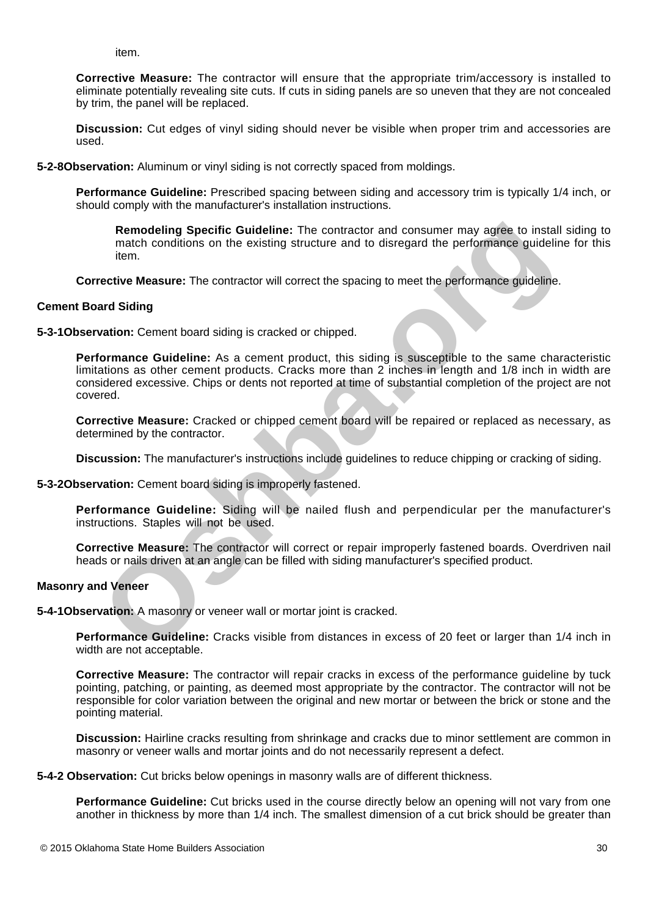item.

**Corrective Measure:** The contractor will ensure that the appropriate trim/accessory is installed to eliminate potentially revealing site cuts. If cuts in siding panels are so uneven that they are not concealed by trim, the panel will be replaced.

**Discussion:** Cut edges of vinyl siding should never be visible when proper trim and accessories are used.

**5-2-8Observation:** Aluminum or vinyl siding is not correctly spaced from moldings.

**Performance Guideline:** Prescribed spacing between siding and accessory trim is typically 1/4 inch, or should comply with the manufacturer's installation instructions.

**Remodeling Specific Guideline:** The contractor and consumer may agree to install siding to match conditions on the existing structure and to disregard the performance guideline for this item.

**Corrective Measure:** The contractor will correct the spacing to meet the performance guideline.

**Cement Board Siding**

**5-3-1Observation:** Cement board siding is cracked or chipped.

**Performance Guideline:** As a cement product, this siding is susceptible to the same characteristic limitations as other cement products. Cracks more than 2 inches in length and 1/8 inch in width are considered excessive. Chips or dents not reported at time of substantial completion of the project are not covered.

**Corrective Measure:** Cracked or chipped cement board will be repaired or replaced as necessary, as determined by the contractor.

**Discussion:** The manufacturer's instructions include guidelines to reduce chipping or cracking of siding.

**5-3-2Observation:** Cement board siding is improperly fastened.

**Performance Guideline:** Siding will be nailed flush and perpendicular per the manufacturer's instructions. Staples will not be used.

**Corrective Measure:** The contractor will correct or repair improperly fastened boards. Overdriven nail heads or nails driven at an angle can be filled with siding manufacturer's specified product.

**Masonry and Veneer**

**5-4-1Observation:** A masonry or veneer wall or mortar joint is cracked.

**Performance Guideline:** Cracks visible from distances in excess of 20 feet or larger than 1/4 inch in width are not acceptable.

**Corrective Measure:** The contractor will repair cracks in excess of the performance guideline by tuck pointing, patching, or painting, as deemed most appropriate by the contractor. The contractor will not be responsible for color variation between the original and new mortar or between the brick or stone and the pointing material.

**Discussion:** Hairline cracks resulting from shrinkage and cracks due to minor settlement are common in masonry or veneer walls and mortar joints and do not necessarily represent a defect.

**5-4-2 Observation:** Cut bricks below openings in masonry walls are of different thickness.

**Performance Guideline:** Cut bricks used in the course directly below an opening will not vary from one another in thickness by more than 1/4 inch. The smallest dimension of a cut brick should be greater than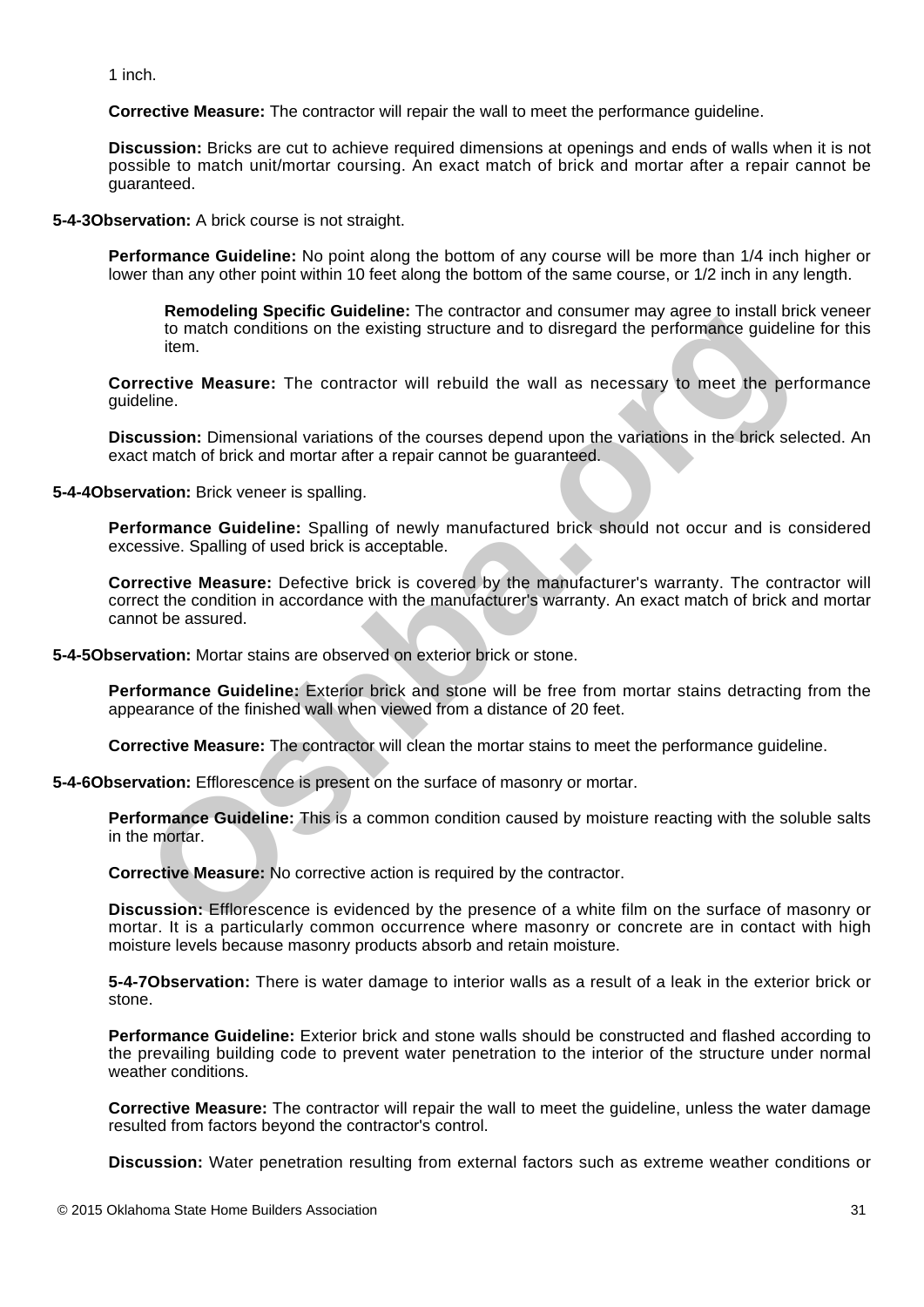1 inch.

**Corrective Measure:** The contractor will repair the wall to meet the performance guideline.

**Discussion:** Bricks are cut to achieve required dimensions at openings and ends of walls when it is not possible to match unit/mortar coursing. An exact match of brick and mortar after a repair cannot be guaranteed.

**5-4-3Observation:** A brick course is not straight.

**Performance Guideline:** No point along the bottom of any course will be more than 1/4 inch higher or lower than any other point within 10 feet along the bottom of the same course, or 1/2 inch in any length.

**Remodeling Specific Guideline:** The contractor and consumer may agree to install brick veneer to match conditions on the existing structure and to disregard the performance guideline for this item.

**Corrective Measure:** The contractor will rebuild the wall as necessary to meet the performance guideline.

**Discussion:** Dimensional variations of the courses depend upon the variations in the brick selected. An exact match of brick and mortar after a repair cannot be guaranteed.

**5-4-4Observation:** Brick veneer is spalling.

**Performance Guideline:** Spalling of newly manufactured brick should not occur and is considered excessive. Spalling of used brick is acceptable.

**Corrective Measure:** Defective brick is covered by the manufacturer's warranty. The contractor will correct the condition in accordance with the manufacturer's warranty. An exact match of brick and mortar cannot be assured.

**5-4-5Observation:** Mortar stains are observed on exterior brick or stone.

**Performance Guideline:** Exterior brick and stone will be free from mortar stains detracting from the appearance of the finished wall when viewed from a distance of 20 feet.

**Corrective Measure:** The contractor will clean the mortar stains to meet the performance guideline.

**5-4-6Observation:** Efflorescence is present on the surface of masonry or mortar.

**Performance Guideline:** This is a common condition caused by moisture reacting with the soluble salts in the mortar.

**Corrective Measure:** No corrective action is required by the contractor.

**Discussion:** Efflorescence is evidenced by the presence of a white film on the surface of masonry or mortar. It is a particularly common occurrence where masonry or concrete are in contact with high moisture levels because masonry products absorb and retain moisture.

**5-4-7Observation:** There is water damage to interior walls as a result of a leak in the exterior brick or stone.

**Performance Guideline:** Exterior brick and stone walls should be constructed and flashed according to the prevailing building code to prevent water penetration to the interior of the structure under normal weather conditions.

**Corrective Measure:** The contractor will repair the wall to meet the guideline, unless the water damage resulted from factors beyond the contractor's control.

**Discussion:** Water penetration resulting from external factors such as extreme weather conditions or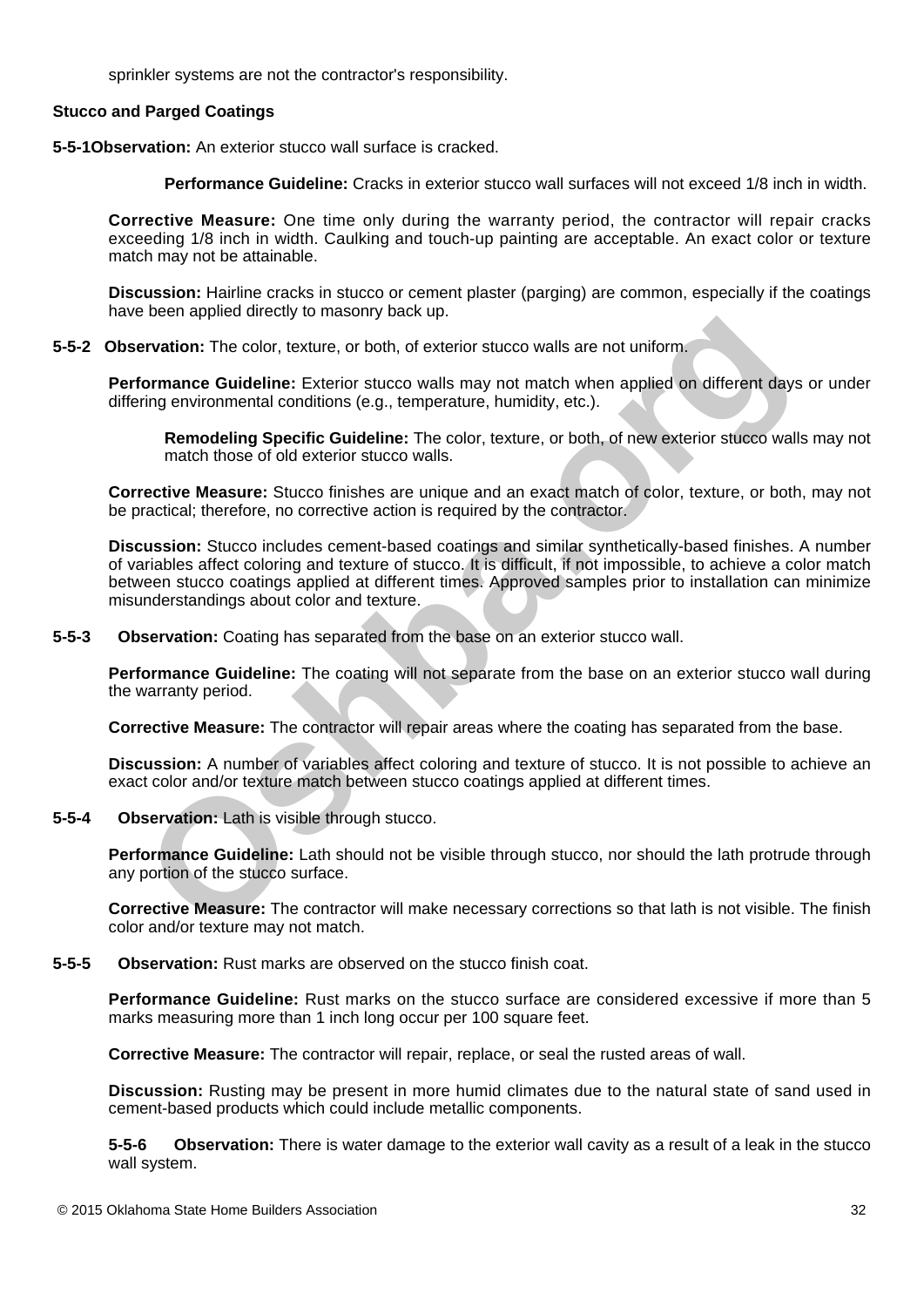sprinkler systems are not the contractor's responsibility.

**Stucco and Parged Coatings**

**5-5-1 Observation:** An exterior stucco wall surface is cracked.

**Performance Guideline:** Cracks in exterior stucco wall surfaces will not exceed 1/8 inch in width.

**Corrective Measure:** One time only during the warranty period, the contractor will repair cracks exceeding 1/8 inch in width. Caulking and touch-up painting are acceptable. An exact color or texture match may not be attainable.

**Discussion:** Hairline cracks in stucco or cement plaster (parging) are common, especially if the coatings have been applied directly to masonry back up.

**5-5-2 Observation:** The color, texture, or both, of exterior stucco walls are not uniform.

**Performance Guideline:** Exterior stucco walls may not match when applied on different days or under differing environmental conditions (e.g., temperature, humidity, etc.).

**Remodeling Specific Guideline:** The color, texture, or both, of new exterior stucco walls may not match those of old exterior stucco walls.

**Corrective Measure:** Stucco finishes are unique and an exact match of color, texture, or both, may not be practical; therefore, no corrective action is required by the contractor.

**Discussion:** Stucco includes cement-based coatings and similar synthetically-based finishes. A number of variables affect coloring and texture of stucco. It is difficult, if not impossible, to achieve a color match between stucco coatings applied at different times. Approved samples prior to installation can minimize misunderstandings about color and texture.

**5-5-3 Observation:** Coating has separated from the base on an exterior stucco wall.

**Performance Guideline:** The coating will not separate from the base on an exterior stucco wall during the warranty period.

**Corrective Measure:** The contractor will repair areas where the coating has separated from the base.

**Discussion:** A number of variables affect coloring and texture of stucco. It is not possible to achieve an exact color and/or texture match between stucco coatings applied at different times.

**5-5-4 Observation:** Lath is visible through stucco.

**Performance Guideline:** Lath should not be visible through stucco, nor should the lath protrude through any portion of the stucco surface.

**Corrective Measure:** The contractor will make necessary corrections so that lath is not visible. The finish color and/or texture may not match.

**5-5-5 Observation:** Rust marks are observed on the stucco finish coat.

**Performance Guideline:** Rust marks on the stucco surface are considered excessive if more than 5 marks measuring more than 1 inch long occur per 100 square feet.

**Corrective Measure:** The contractor will repair, replace, or seal the rusted areas of wall.

**Discussion:** Rusting may be present in more humid climates due to the natural state of sand used in cement-based products which could include metallic components.

**5-5-6 Observation:** There is water damage to the exterior wall cavity as a result of a leak in the stucco wall system.

© 2015 Oklahoma State Home Builders Association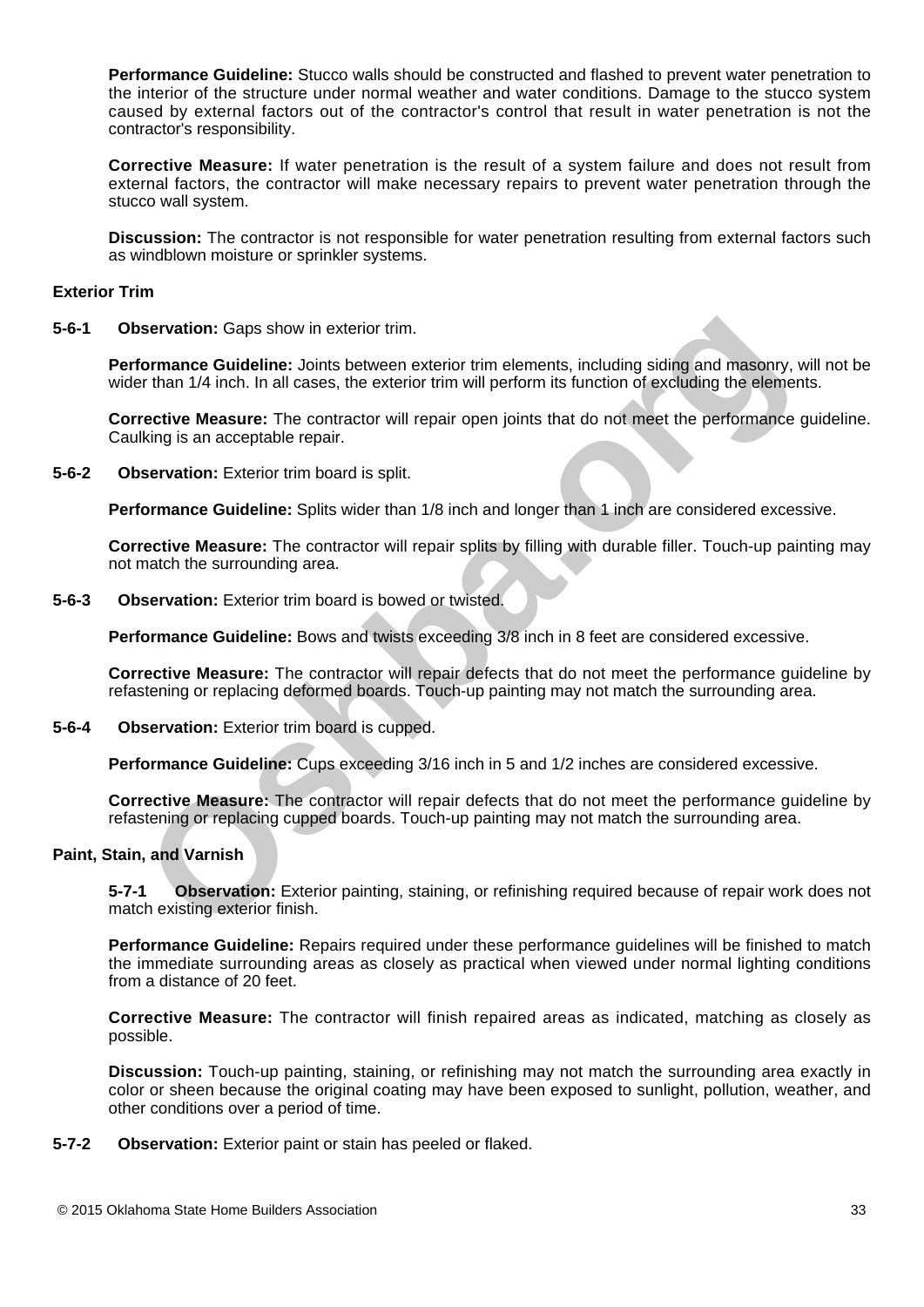**Performance Guideline:** Stucco walls should be constructed and flashed to prevent water penetration to the interior of the structure under normal weather and water conditions. Damage to the stucco system caused by external factors out of the contractor's control that result in water penetration is not the contractor's responsibility.

**Corrective Measure:** If water penetration is the result of a system failure and does not result from external factors, the contractor will make necessary repairs to prevent water penetration through the stucco wall system.

**Discussion:** The contractor is not responsible for water penetration resulting from external factors such as windblown moisture or sprinkler systems.

**Exterior Trim**

**5-6-1 Observation:** Gaps show in exterior trim.

**Performance Guideline:** Joints between exterior trim elements, including siding and masonry, will not be wider than 1/4 inch. In all cases, the exterior trim will perform its function of excluding the elements.

**Corrective Measure:** The contractor will repair open joints that do not meet the performance guideline. Caulking is an acceptable repair.

**5-6-2 Observation:** Exterior trim board is split.

**Performance Guideline:** Splits wider than 1/8 inch and longer than 1 inch are considered excessive.

**Corrective Measure:** The contractor will repair splits by filling with durable filler. Touch-up painting may not match the surrounding area.

**5-6-3 Observation:** Exterior trim board is bowed or twisted.

**Performance Guideline:** Bows and twists exceeding 3/8 inch in 8 feet are considered excessive.

**Corrective Measure:** The contractor will repair defects that do not meet the performance guideline by refastening or replacing deformed boards. Touch-up painting may not match the surrounding area.

**5-6-4 Observation:** Exterior trim board is cupped.

**Performance Guideline:** Cups exceeding 3/16 inch in 5 and 1/2 inches are considered excessive.

**Corrective Measure:** The contractor will repair defects that do not meet the performance guideline by refastening or replacing cupped boards. Touch-up painting may not match the surrounding area.

**Paint, Stain, and Varnish**

**5-7-1 Observation:** Exterior painting, staining, or refinishing required because of repair work does not match existing exterior finish.

**Performance Guideline:** Repairs required under these performance guidelines will be finished to match the immediate surrounding areas as closely as practical when viewed under normal lighting conditions from a distance of 20 feet.

**Corrective Measure:** The contractor will finish repaired areas as indicated, matching as closely as possible.

**Discussion:** Touch-up painting, staining, or refinishing may not match the surrounding area exactly in color or sheen because the original coating may have been exposed to sunlight, pollution, weather, and other conditions over a period of time.

**5-7-2 Observation:** Exterior paint or stain has peeled or flaked.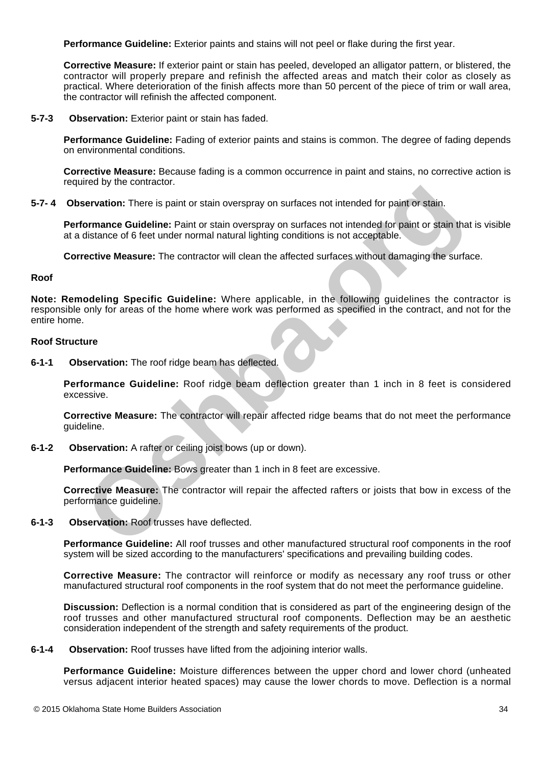**Performance Guideline:** Exterior paints and stains will not peel or flake during the first year.

**Corrective Measure:** If exterior paint or stain has peeled, developed an alligator pattern, or blistered, the contractor will properly prepare and refinish the affected areas and match their color as closely as practical. Where deterioration of the finish affects more than 50 percent of the piece of trim or wall area, the contractor will refinish the affected component.

**5-7-3** **Observation:** Exterior paint or stain has faded.

**Performance Guideline:** Fading of exterior paints and stains is common. The degree of fading depends on environmental conditions.

**Corrective Measure:** Because fading is a common occurrence in paint and stains, no corrective action is required by the contractor.

**5-7- 4** **Observation:** There is paint or stain overspray on surfaces not intended for paint or stain.

**Performance Guideline:** Paint or stain overspray on surfaces not intended for paint or stain that is visible at a distance of 6 feet under normal natural lighting conditions is not acceptable.

**Corrective Measure:** The contractor will clean the affected surfaces without damaging the surface.

## Roof

**Note: Remodeling Specific Guideline:** Where applicable, in the following guidelines the contractor is responsible only for areas of the home where work was performed as specified in the contract, and not for the entire home.

### Roof Structure

**6-1-1** **Observation:** The roof ridge beam has deflected.

**Performance Guideline:** Roof ridge beam deflection greater than 1 inch in 8 feet is considered excessive.

**Corrective Measure:** The contractor will repair affected ridge beams that do not meet the performance guideline.

**6-1-2** **Observation:** A rafter or ceiling joist bows (up or down).

**Performance Guideline:** Bows greater than 1 inch in 8 feet are excessive.

**Corrective Measure:** The contractor will repair the affected rafters or joists that bow in excess of the performance guideline.

**6-1-3** **Observation:** Roof trusses have deflected.

**Performance Guideline:** All roof trusses and other manufactured structural roof components in the roof system will be sized according to the manufacturers' specifications and prevailing building codes.

**Corrective Measure:** The contractor will reinforce or modify as necessary any roof truss or other manufactured structural roof components in the roof system that do not meet the performance guideline.

**Discussion:** Deflection is a normal condition that is considered as part of the engineering design of the roof trusses and other manufactured structural roof components. Deflection may be an aesthetic consideration independent of the strength and safety requirements of the product.

**6-1-4** **Observation:** Roof trusses have lifted from the adjoining interior walls.

**Performance Guideline:** Moisture differences between the upper chord and lower chord (unheated versus adjacent interior heated spaces) may cause the lower chords to move. Deflection is a normal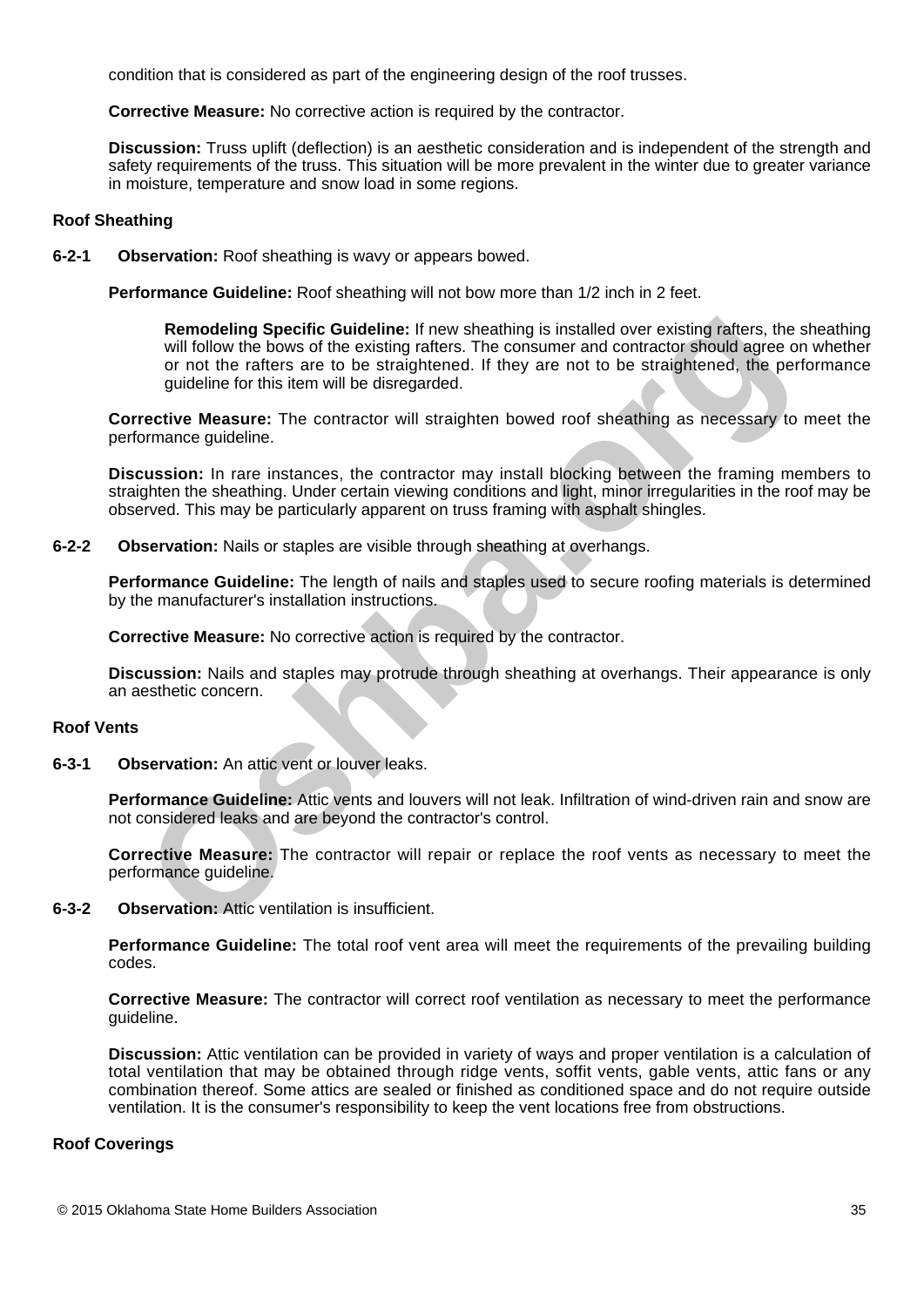condition that is considered as part of the engineering design of the roof trusses.

**Corrective Measure:** No corrective action is required by the contractor.

**Discussion:** Truss uplift (deflection) is an aesthetic consideration and is independent of the strength and safety requirements of the truss. This situation will be more prevalent in the winter due to greater variance in moisture, temperature and snow load in some regions.

### Roof Sheathing

**6-2-1 Observation:** Roof sheathing is wavy or appears bowed.

**Performance Guideline:** Roof sheathing will not bow more than 1/2 inch in 2 feet.

> **Remodeling Specific Guideline:** If new sheathing is installed over existing rafters, the sheathing will follow the bows of the existing rafters. The consumer and contractor should agree on whether or not the rafters are to be straightened. If they are not to be straightened, the performance guideline for this item will be disregarded.

**Corrective Measure:** The contractor will straighten bowed roof sheathing as necessary to meet the performance guideline.

**Discussion:** In rare instances, the contractor may install blocking between the framing members to straighten the sheathing. Under certain viewing conditions and light, minor irregularities in the roof may be observed. This may be particularly apparent on truss framing with asphalt shingles.

**6-2-2 Observation:** Nails or staples are visible through sheathing at overhangs.

**Performance Guideline:** The length of nails and staples used to secure roofing materials is determined by the manufacturer's installation instructions.

**Corrective Measure:** No corrective action is required by the contractor.

**Discussion:** Nails and staples may protrude through sheathing at overhangs. Their appearance is only an aesthetic concern.

### Roof Vents

**6-3-1 Observation:** An attic vent or louver leaks.

**Performance Guideline:** Attic vents and louvers will not leak. Infiltration of wind-driven rain and snow are not considered leaks and are beyond the contractor's control.

**Corrective Measure:** The contractor will repair or replace the roof vents as necessary to meet the performance guideline.

**6-3-2 Observation:** Attic ventilation is insufficient.

**Performance Guideline:** The total roof vent area will meet the requirements of the prevailing building codes.

**Corrective Measure:** The contractor will correct roof ventilation as necessary to meet the performance guideline.

**Discussion:** Attic ventilation can be provided in variety of ways and proper ventilation is a calculation of total ventilation that may be obtained through ridge vents, soffit vents, gable vents, attic fans or any combination thereof. Some attics are sealed or finished as conditioned space and do not require outside ventilation. It is the consumer's responsibility to keep the vent locations free from obstructions.

### Roof Coverings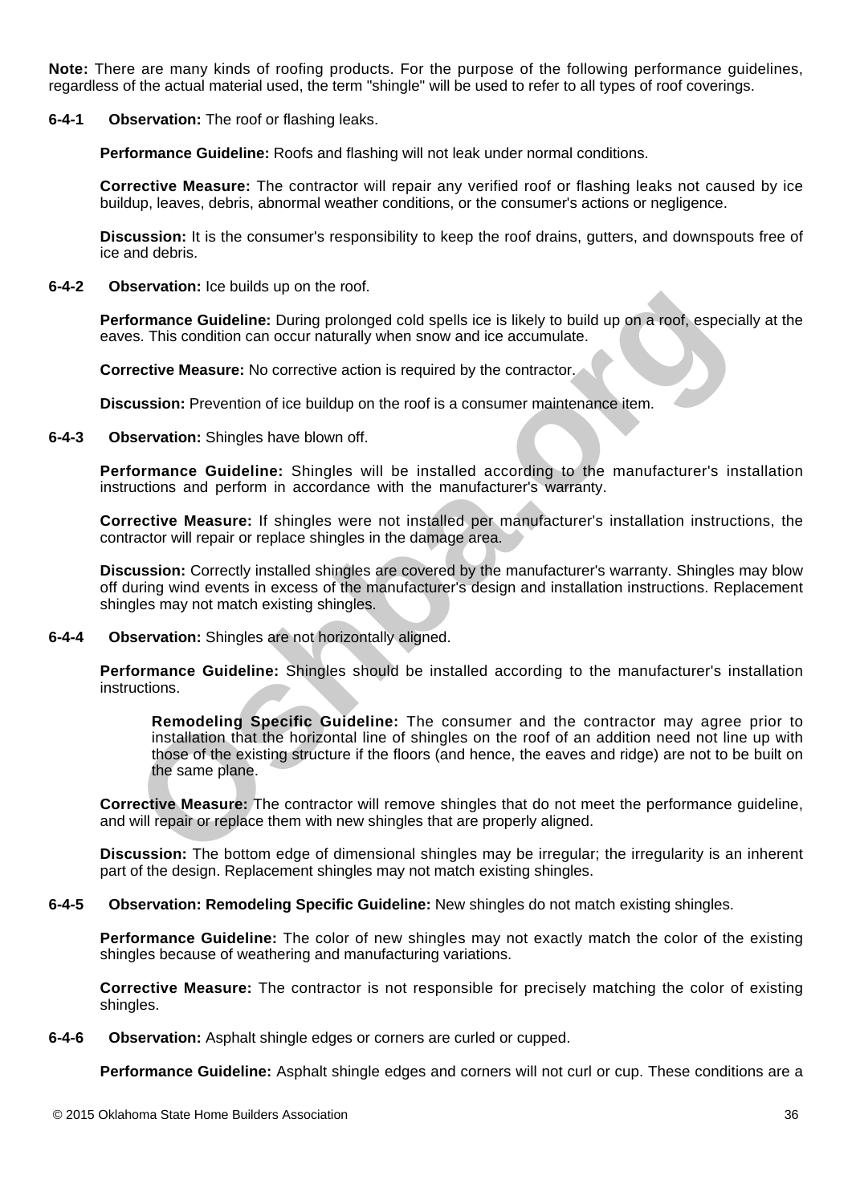**Note:** There are many kinds of roofing products. For the purpose of the following performance guidelines, regardless of the actual material used, the term "shingle" will be used to refer to all types of roof coverings.

**6-4-1 Observation:** The roof or flashing leaks.

**Performance Guideline:** Roofs and flashing will not leak under normal conditions.

**Corrective Measure:** The contractor will repair any verified roof or flashing leaks not caused by ice buildup, leaves, debris, abnormal weather conditions, or the consumer's actions or negligence.

**Discussion:** It is the consumer's responsibility to keep the roof drains, gutters, and downspouts free of ice and debris.

**6-4-2 Observation:** Ice builds up on the roof.

**Performance Guideline:** During prolonged cold spells ice is likely to build up on a roof, especially at the eaves. This condition can occur naturally when snow and ice accumulate.

**Corrective Measure:** No corrective action is required by the contractor.

**Discussion:** Prevention of ice buildup on the roof is a consumer maintenance item.

**6-4-3 Observation:** Shingles have blown off.

**Performance Guideline:** Shingles will be installed according to the manufacturer's installation instructions and perform in accordance with the manufacturer's warranty.

**Corrective Measure:** If shingles were not installed per manufacturer's installation instructions, the contractor will repair or replace shingles in the damage area.

**Discussion:** Correctly installed shingles are covered by the manufacturer's warranty. Shingles may blow off during wind events in excess of the manufacturer's design and installation instructions. Replacement shingles may not match existing shingles.

**6-4-4 Observation:** Shingles are not horizontally aligned.

**Performance Guideline:** Shingles should be installed according to the manufacturer's installation instructions.

> **Remodeling Specific Guideline:** The consumer and the contractor may agree prior to installation that the horizontal line of shingles on the roof of an addition need not line up with those of the existing structure if the floors (and hence, the eaves and ridge) are not to be built on the same plane.

**Corrective Measure:** The contractor will remove shingles that do not meet the performance guideline, and will repair or replace them with new shingles that are properly aligned.

**Discussion:** The bottom edge of dimensional shingles may be irregular; the irregularity is an inherent part of the design. Replacement shingles may not match existing shingles.

**6-4-5 Observation: Remodeling Specific Guideline:** New shingles do not match existing shingles.

**Performance Guideline:** The color of new shingles may not exactly match the color of the existing shingles because of weathering and manufacturing variations.

**Corrective Measure:** The contractor is not responsible for precisely matching the color of existing shingles.

**6-4-6 Observation:** Asphalt shingle edges or corners are curled or cupped.

**Performance Guideline:** Asphalt shingle edges and corners will not curl or cup. These conditions are a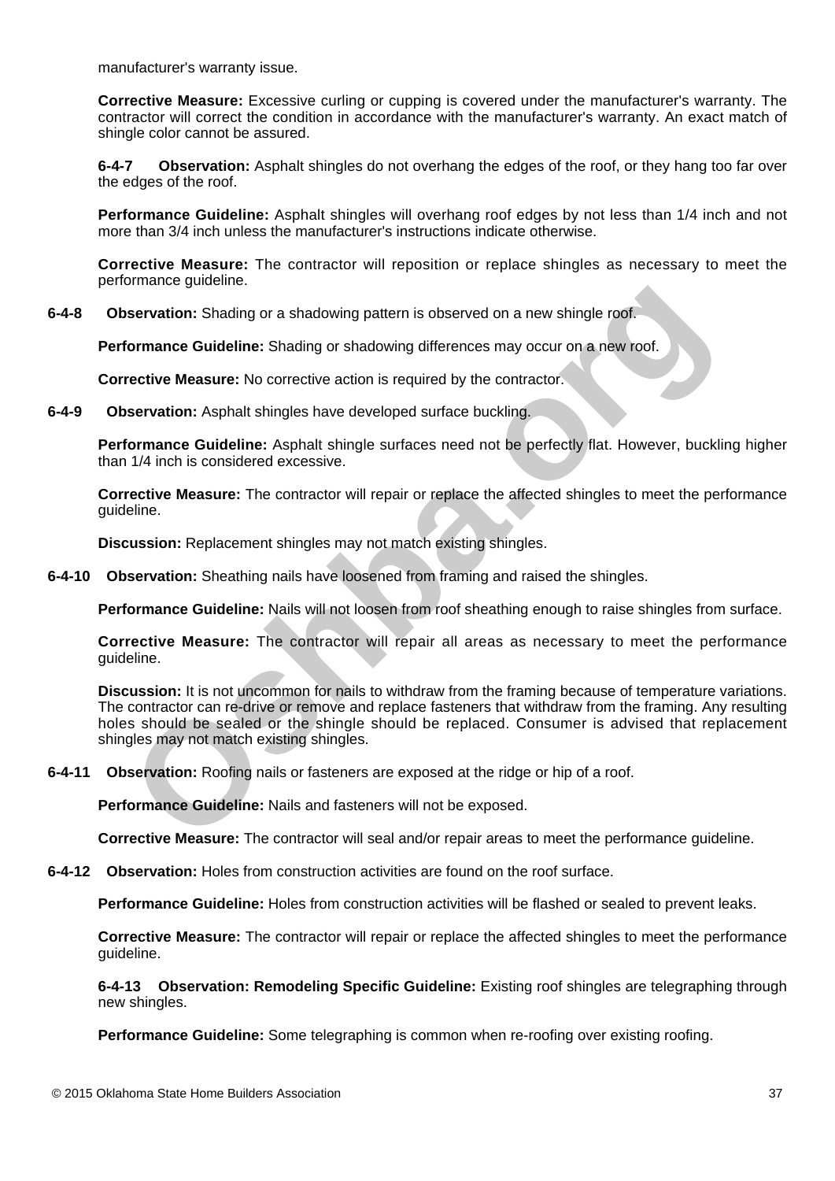manufacturer's warranty issue.

**Corrective Measure:** Excessive curling or cupping is covered under the manufacturer's warranty. The contractor will correct the condition in accordance with the manufacturer's warranty. An exact match of shingle color cannot be assured.

**6-4-7 Observation:** Asphalt shingles do not overhang the edges of the roof, or they hang too far over the edges of the roof.

**Performance Guideline:** Asphalt shingles will overhang roof edges by not less than 1/4 inch and not more than 3/4 inch unless the manufacturer's instructions indicate otherwise.

**Corrective Measure:** The contractor will reposition or replace shingles as necessary to meet the performance guideline.

**6-4-8 Observation:** Shading or a shadowing pattern is observed on a new shingle roof.

**Performance Guideline:** Shading or shadowing differences may occur on a new roof.

**Corrective Measure:** No corrective action is required by the contractor.

**6-4-9 Observation:** Asphalt shingles have developed surface buckling.

**Performance Guideline:** Asphalt shingle surfaces need not be perfectly flat. However, buckling higher than 1/4 inch is considered excessive.

**Corrective Measure:** The contractor will repair or replace the affected shingles to meet the performance guideline.

**Discussion:** Replacement shingles may not match existing shingles.

**6-4-10 Observation:** Sheathing nails have loosened from framing and raised the shingles.

**Performance Guideline:** Nails will not loosen from roof sheathing enough to raise shingles from surface.

**Corrective Measure:** The contractor will repair all areas as necessary to meet the performance guideline.

**Discussion:** It is not uncommon for nails to withdraw from the framing because of temperature variations. The contractor can re-drive or remove and replace fasteners that withdraw from the framing. Any resulting holes should be sealed or the shingle should be replaced. Consumer is advised that replacement shingles may not match existing shingles.

**6-4-11 Observation:** Roofing nails or fasteners are exposed at the ridge or hip of a roof.

**Performance Guideline:** Nails and fasteners will not be exposed.

**Corrective Measure:** The contractor will seal and/or repair areas to meet the performance guideline.

**6-4-12 Observation:** Holes from construction activities are found on the roof surface.

**Performance Guideline:** Holes from construction activities will be flashed or sealed to prevent leaks.

**Corrective Measure:** The contractor will repair or replace the affected shingles to meet the performance guideline.

**6-4-13 Observation: Remodeling Specific Guideline:** Existing roof shingles are telegraphing through new shingles.

**Performance Guideline:** Some telegraphing is common when re-roofing over existing roofing.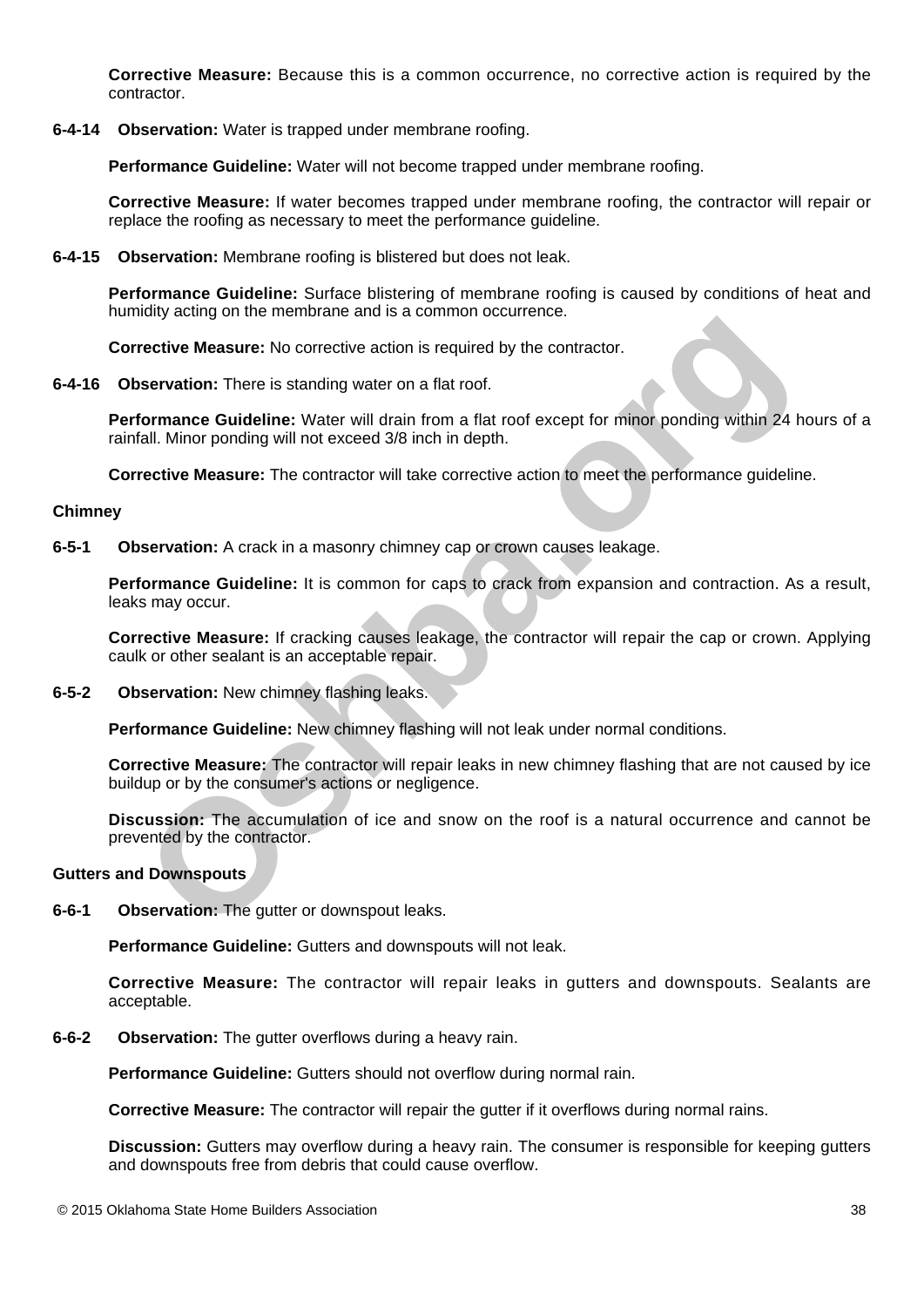**Corrective Measure:** Because this is a common occurrence, no corrective action is required by the contractor.

**6-4-14 Observation:** Water is trapped under membrane roofing.

**Performance Guideline:** Water will not become trapped under membrane roofing.

**Corrective Measure:** If water becomes trapped under membrane roofing, the contractor will repair or replace the roofing as necessary to meet the performance guideline.

**6-4-15 Observation:** Membrane roofing is blistered but does not leak.

**Performance Guideline:** Surface blistering of membrane roofing is caused by conditions of heat and humidity acting on the membrane and is a common occurrence.

**Corrective Measure:** No corrective action is required by the contractor.

**6-4-16 Observation:** There is standing water on a flat roof.

**Performance Guideline:** Water will drain from a flat roof except for minor ponding within 24 hours of a rainfall. Minor ponding will not exceed 3/8 inch in depth.

**Corrective Measure:** The contractor will take corrective action to meet the performance guideline.

### Chimney

**6-5-1 Observation:** A crack in a masonry chimney cap or crown causes leakage.

**Performance Guideline:** It is common for caps to crack from expansion and contraction. As a result, leaks may occur.

**Corrective Measure:** If cracking causes leakage, the contractor will repair the cap or crown. Applying caulk or other sealant is an acceptable repair.

**6-5-2 Observation:** New chimney flashing leaks.

**Performance Guideline:** New chimney flashing will not leak under normal conditions.

**Corrective Measure:** The contractor will repair leaks in new chimney flashing that are not caused by ice buildup or by the consumer's actions or negligence.

**Discussion:** The accumulation of ice and snow on the roof is a natural occurrence and cannot be prevented by the contractor.

### Gutters and Downspouts

**6-6-1 Observation:** The gutter or downspout leaks.

**Performance Guideline:** Gutters and downspouts will not leak.

**Corrective Measure:** The contractor will repair leaks in gutters and downspouts. Sealants are acceptable.

**6-6-2 Observation:** The gutter overflows during a heavy rain.

**Performance Guideline:** Gutters should not overflow during normal rain.

**Corrective Measure:** The contractor will repair the gutter if it overflows during normal rains.

**Discussion:** Gutters may overflow during a heavy rain. The consumer is responsible for keeping gutters and downspouts free from debris that could cause overflow.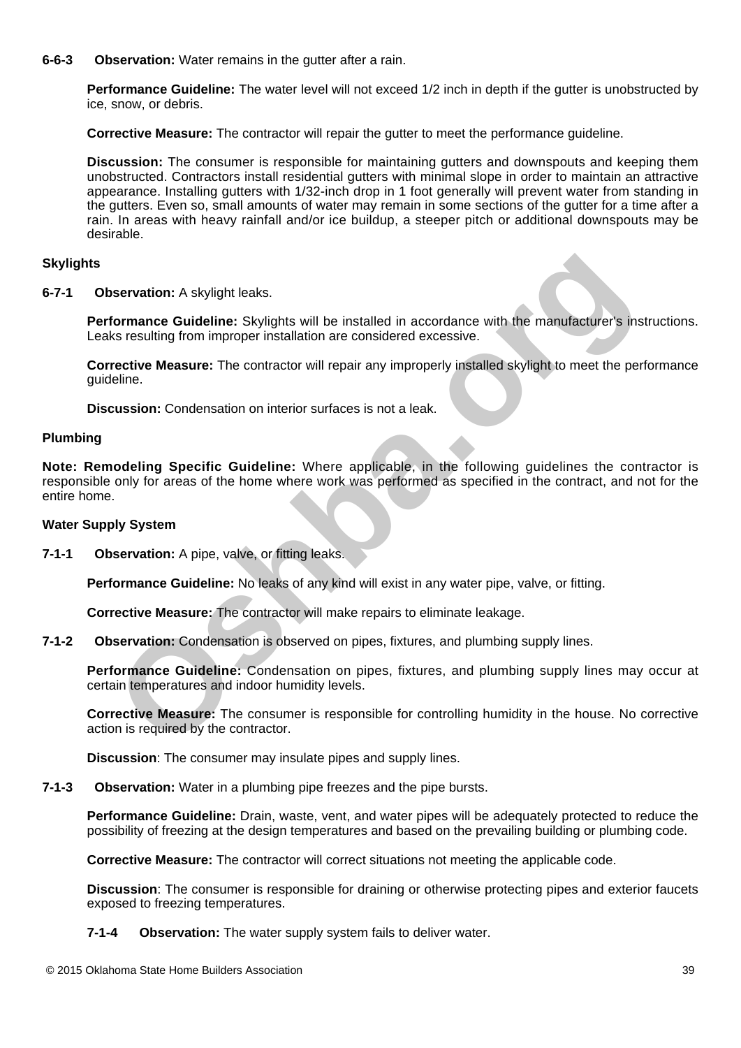**6-6-3 Observation:** Water remains in the gutter after a rain.

**Performance Guideline:** The water level will not exceed 1/2 inch in depth if the gutter is unobstructed by ice, snow, or debris.

**Corrective Measure:** The contractor will repair the gutter to meet the performance guideline.

**Discussion:** The consumer is responsible for maintaining gutters and downspouts and keeping them unobstructed. Contractors install residential gutters with minimal slope in order to maintain an attractive appearance. Installing gutters with 1/32-inch drop in 1 foot generally will prevent water from standing in the gutters. Even so, small amounts of water may remain in some sections of the gutter for a time after a rain. In areas with heavy rainfall and/or ice buildup, a steeper pitch or additional downspouts may be desirable.

### Skylights

**6-7-1 Observation:** A skylight leaks.

**Performance Guideline:** Skylights will be installed in accordance with the manufacturer's instructions. Leaks resulting from improper installation are considered excessive.

**Corrective Measure:** The contractor will repair any improperly installed skylight to meet the performance guideline.

**Discussion:** Condensation on interior surfaces is not a leak.

## Plumbing

**Note: Remodeling Specific Guideline:** Where applicable, in the following guidelines the contractor is responsible only for areas of the home where work was performed as specified in the contract, and not for the entire home.

### Water Supply System

**7-1-1 Observation:** A pipe, valve, or fitting leaks.

**Performance Guideline:** No leaks of any kind will exist in any water pipe, valve, or fitting.

**Corrective Measure:** The contractor will make repairs to eliminate leakage.

**7-1-2 Observation:** Condensation is observed on pipes, fixtures, and plumbing supply lines.

**Performance Guideline:** Condensation on pipes, fixtures, and plumbing supply lines may occur at certain temperatures and indoor humidity levels.

**Corrective Measure:** The consumer is responsible for controlling humidity in the house. No corrective action is required by the contractor.

**Discussion**: The consumer may insulate pipes and supply lines.

**7-1-3 Observation:** Water in a plumbing pipe freezes and the pipe bursts.

**Performance Guideline:** Drain, waste, vent, and water pipes will be adequately protected to reduce the possibility of freezing at the design temperatures and based on the prevailing building or plumbing code.

**Corrective Measure:** The contractor will correct situations not meeting the applicable code.

**Discussion**: The consumer is responsible for draining or otherwise protecting pipes and exterior faucets exposed to freezing temperatures.

**7-1-4 Observation:** The water supply system fails to deliver water.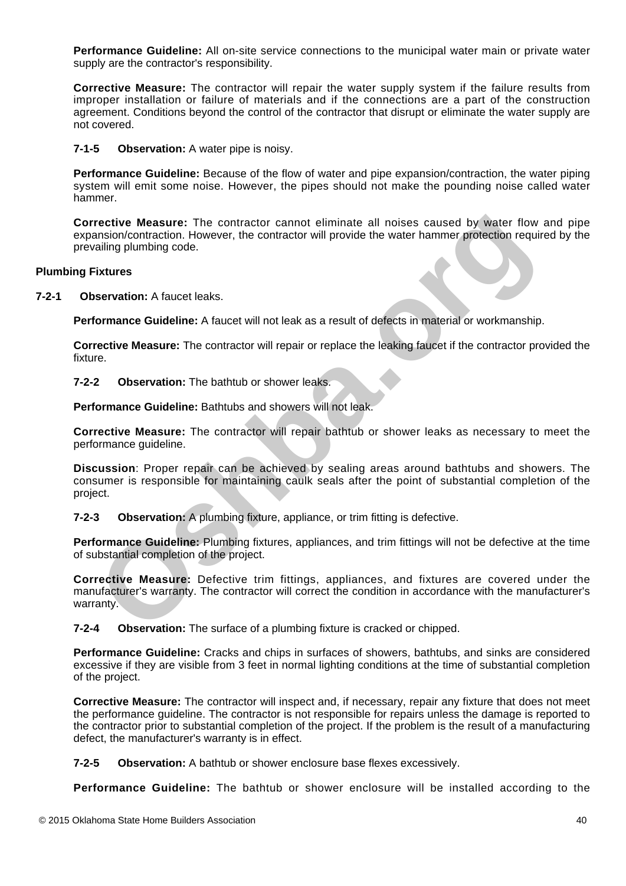**Performance Guideline:** All on-site service connections to the municipal water main or private water supply are the contractor's responsibility.

**Corrective Measure:** The contractor will repair the water supply system if the failure results from improper installation or failure of materials and if the connections are a part of the construction agreement. Conditions beyond the control of the contractor that disrupt or eliminate the water supply are not covered.

**7-1-5 Observation:** A water pipe is noisy.

**Performance Guideline:** Because of the flow of water and pipe expansion/contraction, the water piping system will emit some noise. However, the pipes should not make the pounding noise called water hammer.

**Corrective Measure:** The contractor cannot eliminate all noises caused by water flow and pipe expansion/contraction. However, the contractor will provide the water hammer protection required by the prevailing plumbing code.

## Plumbing Fixtures

**7-2-1 Observation:** A faucet leaks.

**Performance Guideline:** A faucet will not leak as a result of defects in material or workmanship.

**Corrective Measure:** The contractor will repair or replace the leaking faucet if the contractor provided the fixture.

**7-2-2 Observation:** The bathtub or shower leaks.

**Performance Guideline:** Bathtubs and showers will not leak.

**Corrective Measure:** The contractor will repair bathtub or shower leaks as necessary to meet the performance guideline.

**Discussion**: Proper repair can be achieved by sealing areas around bathtubs and showers. The consumer is responsible for maintaining caulk seals after the point of substantial completion of the project.

**7-2-3 Observation:** A plumbing fixture, appliance, or trim fitting is defective.

**Performance Guideline:** Plumbing fixtures, appliances, and trim fittings will not be defective at the time of substantial completion of the project.

**Corrective Measure:** Defective trim fittings, appliances, and fixtures are covered under the manufacturer's warranty. The contractor will correct the condition in accordance with the manufacturer's warranty.

**7-2-4 Observation:** The surface of a plumbing fixture is cracked or chipped.

**Performance Guideline:** Cracks and chips in surfaces of showers, bathtubs, and sinks are considered excessive if they are visible from 3 feet in normal lighting conditions at the time of substantial completion of the project.

**Corrective Measure:** The contractor will inspect and, if necessary, repair any fixture that does not meet the performance guideline. The contractor is not responsible for repairs unless the damage is reported to the contractor prior to substantial completion of the project. If the problem is the result of a manufacturing defect, the manufacturer's warranty is in effect.

**7-2-5 Observation:** A bathtub or shower enclosure base flexes excessively.

**Performance Guideline:** The bathtub or shower enclosure will be installed according to the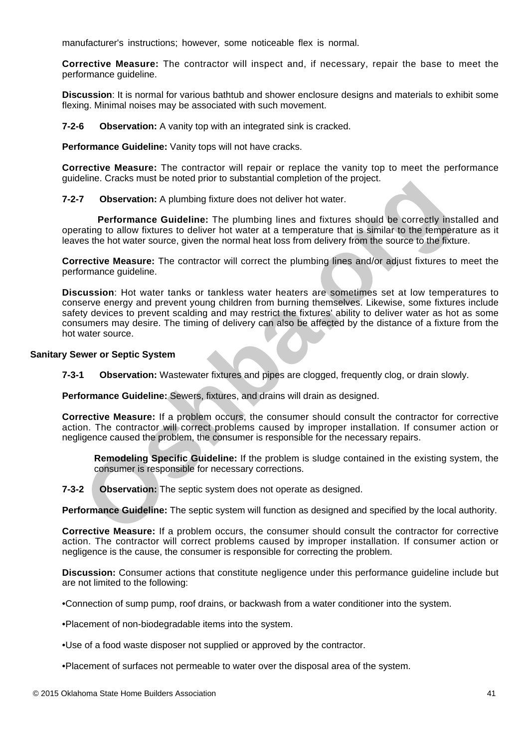manufacturer's instructions; however, some noticeable flex is normal.

**Corrective Measure:** The contractor will inspect and, if necessary, repair the base to meet the performance guideline.

**Discussion**: It is normal for various bathtub and shower enclosure designs and materials to exhibit some flexing. Minimal noises may be associated with such movement.

**7-2-6 Observation:** A vanity top with an integrated sink is cracked.

**Performance Guideline:** Vanity tops will not have cracks.

**Corrective Measure:** The contractor will repair or replace the vanity top to meet the performance guideline. Cracks must be noted prior to substantial completion of the project.

**7-2-7 Observation:** A plumbing fixture does not deliver hot water.

**Performance Guideline:** The plumbing lines and fixtures should be correctly installed and operating to allow fixtures to deliver hot water at a temperature that is similar to the temperature as it leaves the hot water source, given the normal heat loss from delivery from the source to the fixture.

**Corrective Measure:** The contractor will correct the plumbing lines and/or adjust fixtures to meet the performance guideline.

**Discussion**: Hot water tanks or tankless water heaters are sometimes set at low temperatures to conserve energy and prevent young children from burning themselves. Likewise, some fixtures include safety devices to prevent scalding and may restrict the fixtures' ability to deliver water as hot as some consumers may desire. The timing of delivery can also be affected by the distance of a fixture from the hot water source.

### Sanitary Sewer or Septic System

**7-3-1 Observation:** Wastewater fixtures and pipes are clogged, frequently clog, or drain slowly.

**Performance Guideline:** Sewers, fixtures, and drains will drain as designed.

**Corrective Measure:** If a problem occurs, the consumer should consult the contractor for corrective action. The contractor will correct problems caused by improper installation. If consumer action or negligence caused the problem, the consumer is responsible for the necessary repairs.

> **Remodeling Specific Guideline:** If the problem is sludge contained in the existing system, the consumer is responsible for necessary corrections.

**7-3-2 Observation:** The septic system does not operate as designed.

**Performance Guideline:** The septic system will function as designed and specified by the local authority.

**Corrective Measure:** If a problem occurs, the consumer should consult the contractor for corrective action. The contractor will correct problems caused by improper installation. If consumer action or negligence is the cause, the consumer is responsible for correcting the problem.

**Discussion:** Consumer actions that constitute negligence under this performance guideline include but are not limited to the following:

- Connection of sump pump, roof drains, or backwash from a water conditioner into the system.
- Placement of non-biodegradable items into the system.
- Use of a food waste disposer not supplied or approved by the contractor.
- Placement of surfaces not permeable to water over the disposal area of the system.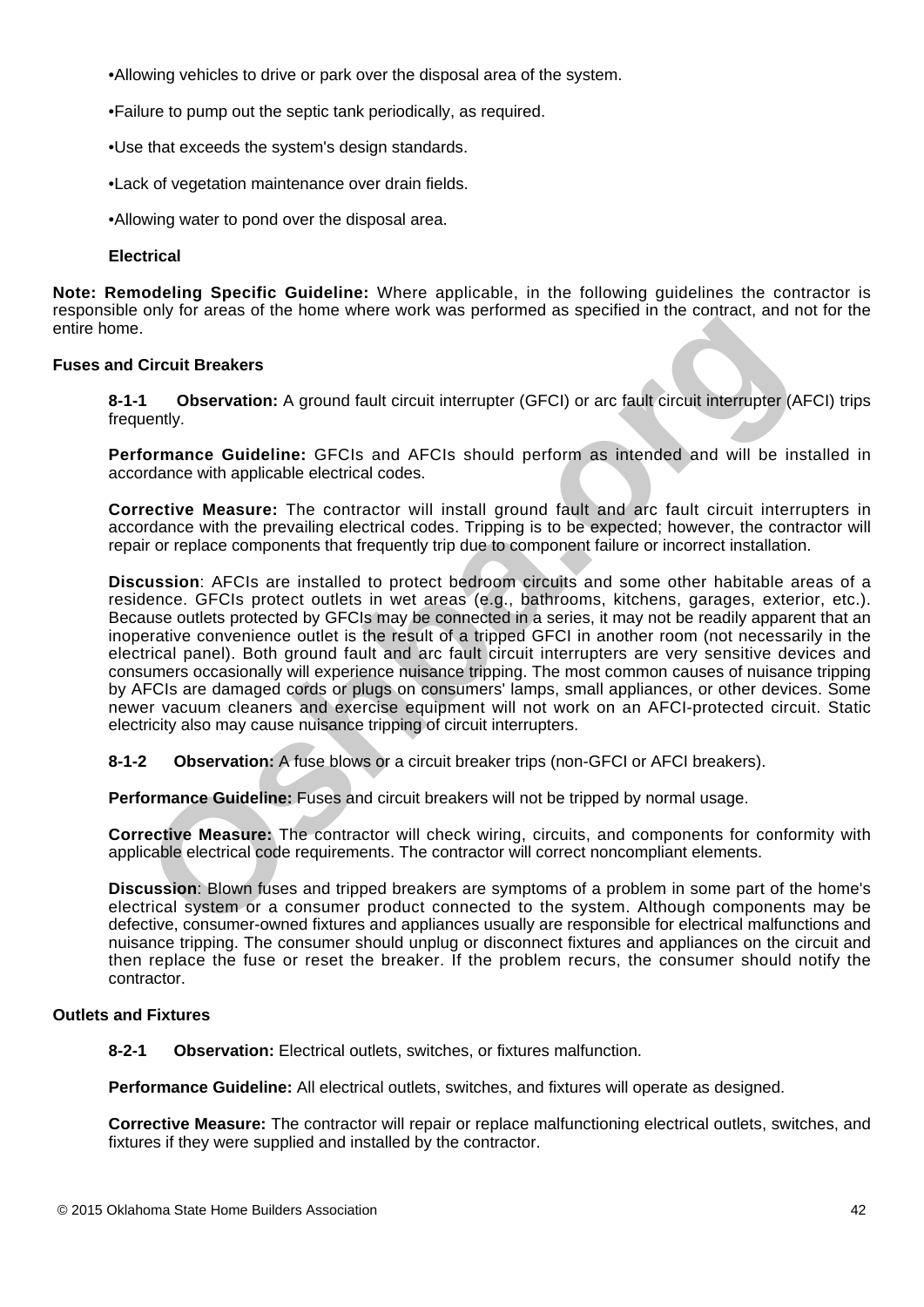- Allowing vehicles to drive or park over the disposal area of the system.
- Failure to pump out the septic tank periodically, as required.
- Use that exceeds the system's design standards.
- Lack of vegetation maintenance over drain fields.
- Allowing water to pond over the disposal area.

## Electrical

**Note: Remodeling Specific Guideline:** Where applicable, in the following guidelines the contractor is responsible only for areas of the home where work was performed as specified in the contract, and not for the entire home.

### Fuses and Circuit Breakers

**8-1-1 Observation:** A ground fault circuit interrupter (GFCI) or arc fault circuit interrupter (AFCI) trips frequently.

**Performance Guideline:** GFCIs and AFCIs should perform as intended and will be installed in accordance with applicable electrical codes.

**Corrective Measure:** The contractor will install ground fault and arc fault circuit interrupters in accordance with the prevailing electrical codes. Tripping is to be expected; however, the contractor will repair or replace components that frequently trip due to component failure or incorrect installation.

**Discussion**: AFCIs are installed to protect bedroom circuits and some other habitable areas of a residence. GFCIs protect outlets in wet areas (e.g., bathrooms, kitchens, garages, exterior, etc.). Because outlets protected by GFCIs may be connected in a series, it may not be readily apparent that an inoperative convenience outlet is the result of a tripped GFCI in another room (not necessarily in the electrical panel). Both ground fault and arc fault circuit interrupters are very sensitive devices and consumers occasionally will experience nuisance tripping. The most common causes of nuisance tripping by AFCIs are damaged cords or plugs on consumers' lamps, small appliances, or other devices. Some newer vacuum cleaners and exercise equipment will not work on an AFCI-protected circuit. Static electricity also may cause nuisance tripping of circuit interrupters.

**8-1-2 Observation:** A fuse blows or a circuit breaker trips (non-GFCI or AFCI breakers).

**Performance Guideline:** Fuses and circuit breakers will not be tripped by normal usage.

**Corrective Measure:** The contractor will check wiring, circuits, and components for conformity with applicable electrical code requirements. The contractor will correct noncompliant elements.

**Discussion**: Blown fuses and tripped breakers are symptoms of a problem in some part of the home's electrical system or a consumer product connected to the system. Although components may be defective, consumer-owned fixtures and appliances usually are responsible for electrical malfunctions and nuisance tripping. The consumer should unplug or disconnect fixtures and appliances on the circuit and then replace the fuse or reset the breaker. If the problem recurs, the consumer should notify the contractor.

### Outlets and Fixtures

**8-2-1 Observation:** Electrical outlets, switches, or fixtures malfunction.

**Performance Guideline:** All electrical outlets, switches, and fixtures will operate as designed.

**Corrective Measure:** The contractor will repair or replace malfunctioning electrical outlets, switches, and fixtures if they were supplied and installed by the contractor.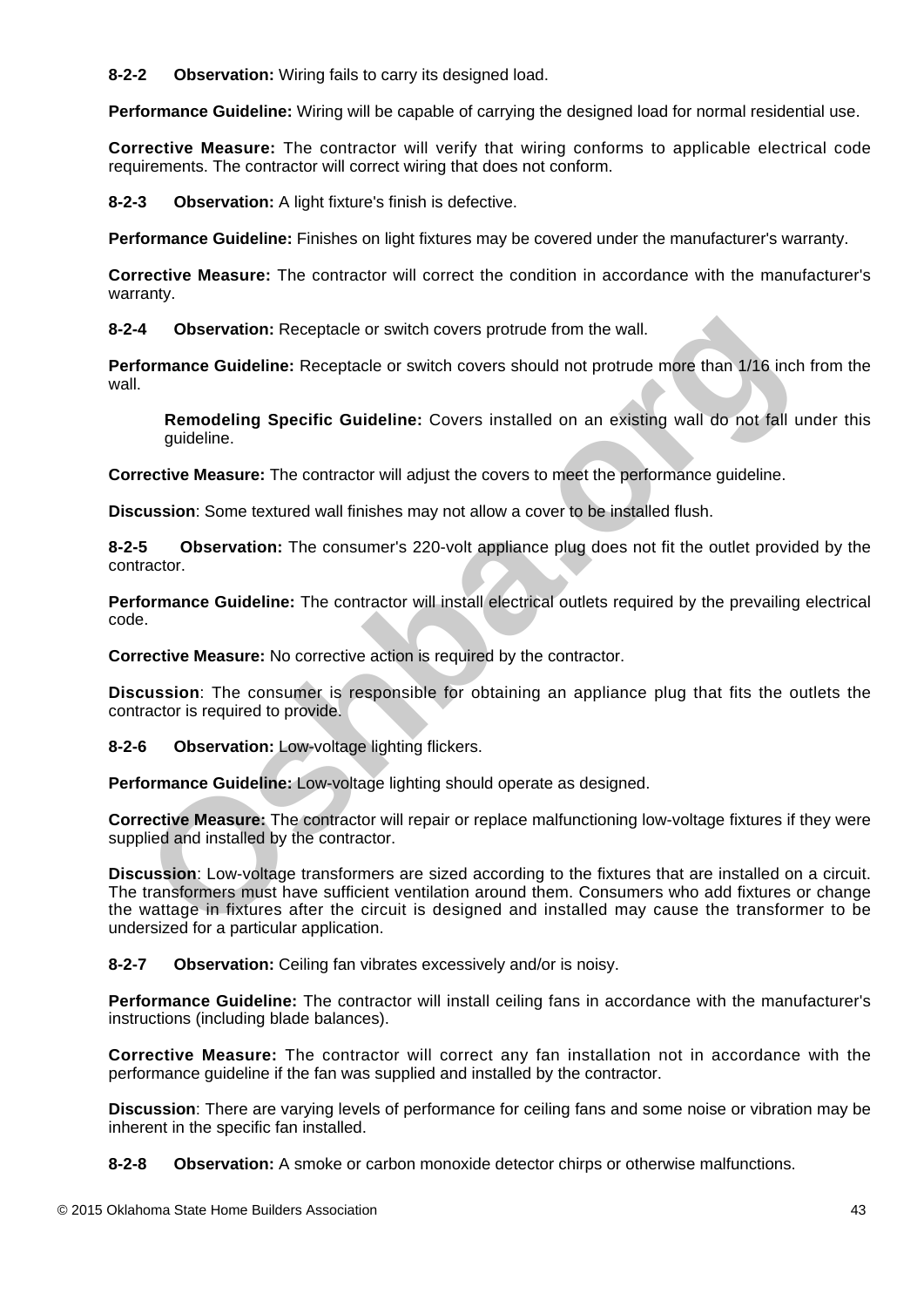**8-2-2 Observation:** Wiring fails to carry its designed load.

**Performance Guideline:** Wiring will be capable of carrying the designed load for normal residential use.

**Corrective Measure:** The contractor will verify that wiring conforms to applicable electrical code requirements. The contractor will correct wiring that does not conform.

**8-2-3 Observation:** A light fixture's finish is defective.

**Performance Guideline:** Finishes on light fixtures may be covered under the manufacturer's warranty.

**Corrective Measure:** The contractor will correct the condition in accordance with the manufacturer's warranty.

**8-2-4 Observation:** Receptacle or switch covers protrude from the wall.

**Performance Guideline:** Receptacle or switch covers should not protrude more than 1/16 inch from the wall.

> **Remodeling Specific Guideline:** Covers installed on an existing wall do not fall under this guideline.

**Corrective Measure:** The contractor will adjust the covers to meet the performance guideline.

**Discussion**: Some textured wall finishes may not allow a cover to be installed flush.

**8-2-5 Observation:** The consumer's 220-volt appliance plug does not fit the outlet provided by the contractor.

**Performance Guideline:** The contractor will install electrical outlets required by the prevailing electrical code.

**Corrective Measure:** No corrective action is required by the contractor.

**Discussion**: The consumer is responsible for obtaining an appliance plug that fits the outlets the contractor is required to provide.

**8-2-6 Observation:** Low-voltage lighting flickers.

**Performance Guideline:** Low-voltage lighting should operate as designed.

**Corrective Measure:** The contractor will repair or replace malfunctioning low-voltage fixtures if they were supplied and installed by the contractor.

**Discussion**: Low-voltage transformers are sized according to the fixtures that are installed on a circuit. The transformers must have sufficient ventilation around them. Consumers who add fixtures or change the wattage in fixtures after the circuit is designed and installed may cause the transformer to be undersized for a particular application.

**8-2-7 Observation:** Ceiling fan vibrates excessively and/or is noisy.

**Performance Guideline:** The contractor will install ceiling fans in accordance with the manufacturer's instructions (including blade balances).

**Corrective Measure:** The contractor will correct any fan installation not in accordance with the performance guideline if the fan was supplied and installed by the contractor.

**Discussion**: There are varying levels of performance for ceiling fans and some noise or vibration may be inherent in the specific fan installed.

**8-2-8 Observation:** A smoke or carbon monoxide detector chirps or otherwise malfunctions.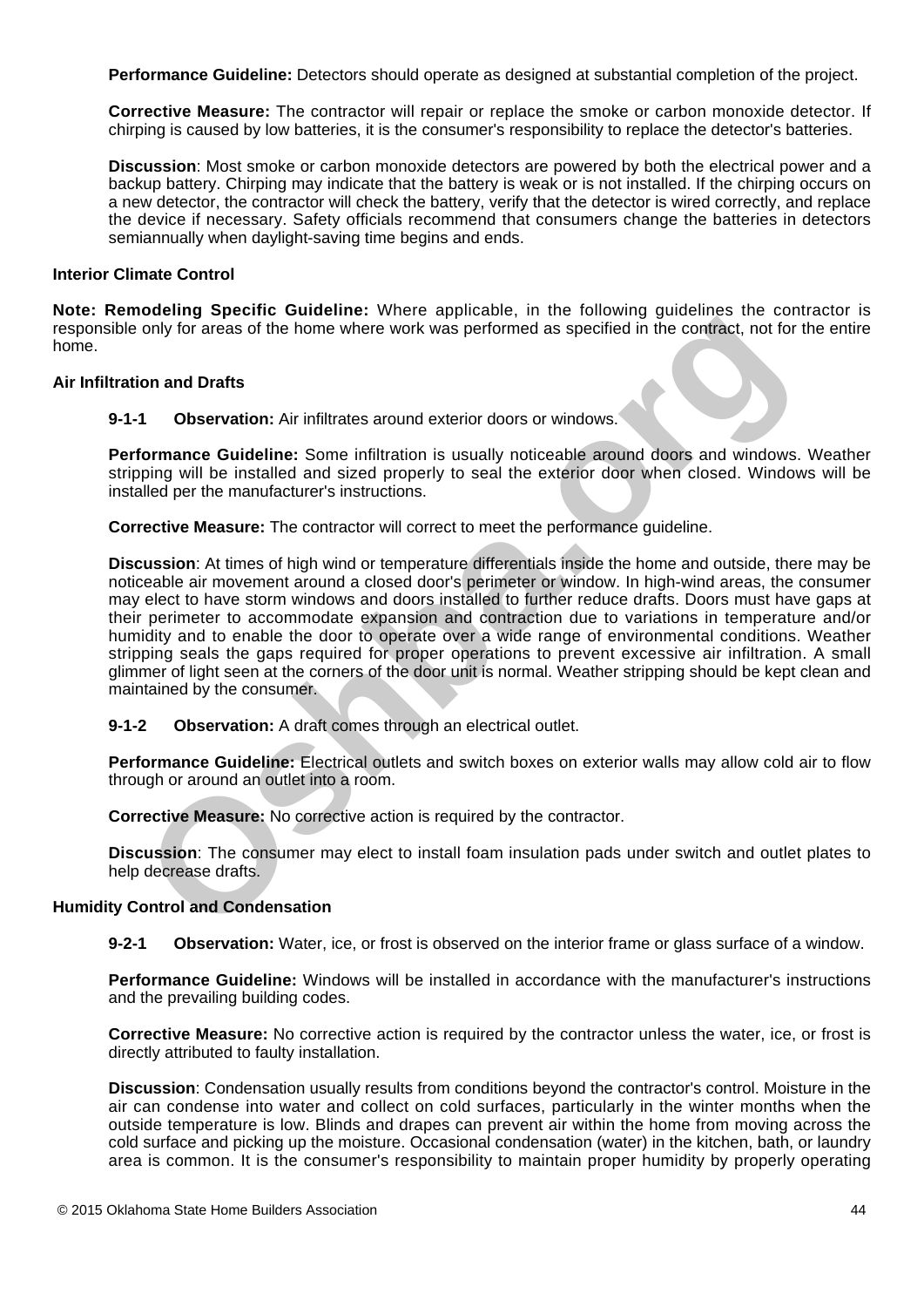**Performance Guideline:** Detectors should operate as designed at substantial completion of the project.

**Corrective Measure:** The contractor will repair or replace the smoke or carbon monoxide detector. If chirping is caused by low batteries, it is the consumer's responsibility to replace the detector's batteries.

**Discussion**: Most smoke or carbon monoxide detectors are powered by both the electrical power and a backup battery. Chirping may indicate that the battery is weak or is not installed. If the chirping occurs on a new detector, the contractor will check the battery, verify that the detector is wired correctly, and replace the device if necessary. Safety officials recommend that consumers change the batteries in detectors semiannually when daylight-saving time begins and ends.

### Interior Climate Control

**Note: Remodeling Specific Guideline:** Where applicable, in the following guidelines the contractor is responsible only for areas of the home where work was performed as specified in the contract, not for the entire home.

### Air Infiltration and Drafts

**9-1-1 Observation:** Air infiltrates around exterior doors or windows.

**Performance Guideline:** Some infiltration is usually noticeable around doors and windows. Weather stripping will be installed and sized properly to seal the exterior door when closed. Windows will be installed per the manufacturer's instructions.

**Corrective Measure:** The contractor will correct to meet the performance guideline.

**Discussion**: At times of high wind or temperature differentials inside the home and outside, there may be noticeable air movement around a closed door's perimeter or window. In high-wind areas, the consumer may elect to have storm windows and doors installed to further reduce drafts. Doors must have gaps at their perimeter to accommodate expansion and contraction due to variations in temperature and/or humidity and to enable the door to operate over a wide range of environmental conditions. Weather stripping seals the gaps required for proper operations to prevent excessive air infiltration. A small glimmer of light seen at the corners of the door unit is normal. Weather stripping should be kept clean and maintained by the consumer.

**9-1-2 Observation:** A draft comes through an electrical outlet.

**Performance Guideline:** Electrical outlets and switch boxes on exterior walls may allow cold air to flow through or around an outlet into a room.

**Corrective Measure:** No corrective action is required by the contractor.

**Discussion**: The consumer may elect to install foam insulation pads under switch and outlet plates to help decrease drafts.

### Humidity Control and Condensation

**9-2-1 Observation:** Water, ice, or frost is observed on the interior frame or glass surface of a window.

**Performance Guideline:** Windows will be installed in accordance with the manufacturer's instructions and the prevailing building codes.

**Corrective Measure:** No corrective action is required by the contractor unless the water, ice, or frost is directly attributed to faulty installation.

**Discussion**: Condensation usually results from conditions beyond the contractor's control. Moisture in the air can condense into water and collect on cold surfaces, particularly in the winter months when the outside temperature is low. Blinds and drapes can prevent air within the home from moving across the cold surface and picking up the moisture. Occasional condensation (water) in the kitchen, bath, or laundry area is common. It is the consumer's responsibility to maintain proper humidity by properly operating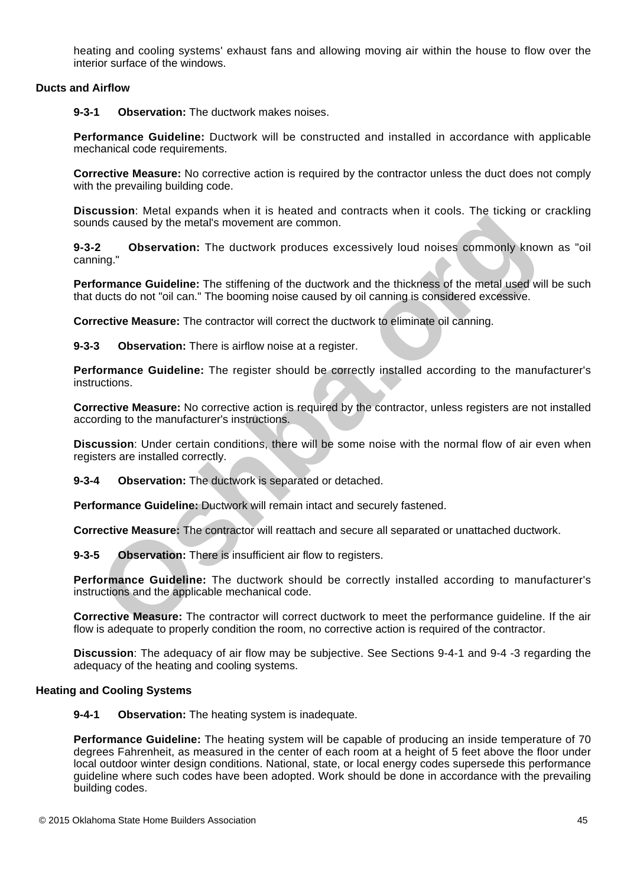heating and cooling systems' exhaust fans and allowing moving air within the house to flow over the interior surface of the windows.

**Ducts and Airflow**

**9-3-1 Observation:** The ductwork makes noises.

**Performance Guideline:** Ductwork will be constructed and installed in accordance with applicable mechanical code requirements.

**Corrective Measure:** No corrective action is required by the contractor unless the duct does not comply with the prevailing building code.

**Discussion**: Metal expands when it is heated and contracts when it cools. The ticking or crackling sounds caused by the metal's movement are common.

**9-3-2 Observation:** The ductwork produces excessively loud noises commonly known as "oil canning."

**Performance Guideline:** The stiffening of the ductwork and the thickness of the metal used will be such that ducts do not "oil can." The booming noise caused by oil canning is considered excessive.

**Corrective Measure:** The contractor will correct the ductwork to eliminate oil canning.

**9-3-3 Observation:** There is airflow noise at a register.

**Performance Guideline:** The register should be correctly installed according to the manufacturer's instructions.

**Corrective Measure:** No corrective action is required by the contractor, unless registers are not installed according to the manufacturer's instructions.

**Discussion**: Under certain conditions, there will be some noise with the normal flow of air even when registers are installed correctly.

**9-3-4 Observation:** The ductwork is separated or detached.

**Performance Guideline:** Ductwork will remain intact and securely fastened.

**Corrective Measure:** The contractor will reattach and secure all separated or unattached ductwork.

**9-3-5 Observation:** There is insufficient air flow to registers.

**Performance Guideline:** The ductwork should be correctly installed according to manufacturer's instructions and the applicable mechanical code.

**Corrective Measure:** The contractor will correct ductwork to meet the performance guideline. If the air flow is adequate to properly condition the room, no corrective action is required of the contractor.

**Discussion**: The adequacy of air flow may be subjective. See Sections 9-4-1 and 9-4 -3 regarding the adequacy of the heating and cooling systems.

**Heating and Cooling Systems**

**9-4-1 Observation:** The heating system is inadequate.

**Performance Guideline:** The heating system will be capable of producing an inside temperature of 70 degrees Fahrenheit, as measured in the center of each room at a height of 5 feet above the floor under local outdoor winter design conditions. National, state, or local energy codes supersede this performance guideline where such codes have been adopted. Work should be done in accordance with the prevailing building codes.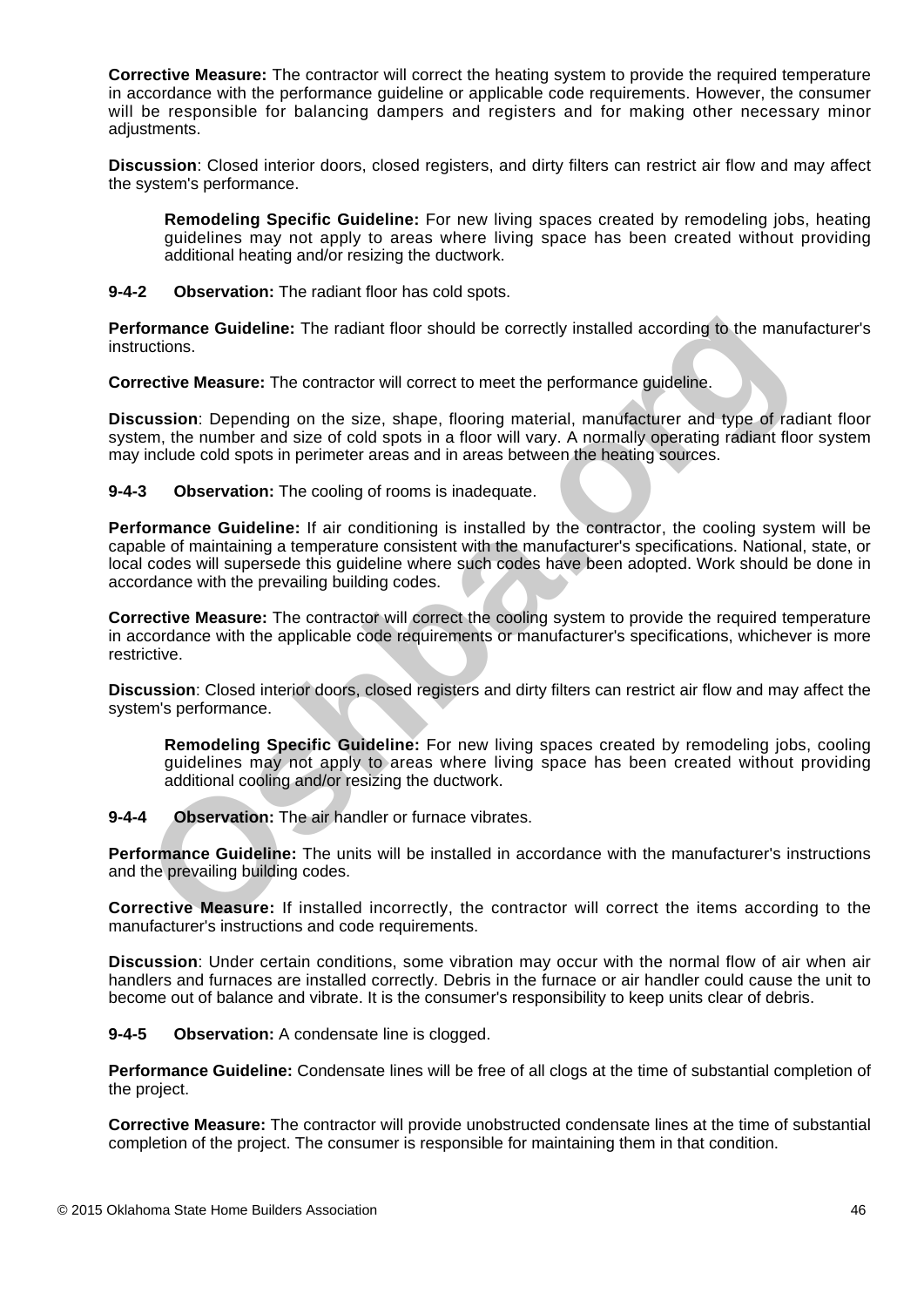**Corrective Measure:** The contractor will correct the heating system to provide the required temperature in accordance with the performance guideline or applicable code requirements. However, the consumer will be responsible for balancing dampers and registers and for making other necessary minor adjustments.

**Discussion**: Closed interior doors, closed registers, and dirty filters can restrict air flow and may affect the system's performance.

> **Remodeling Specific Guideline:** For new living spaces created by remodeling jobs, heating guidelines may not apply to areas where living space has been created without providing additional heating and/or resizing the ductwork.

**9-4-2 Observation:** The radiant floor has cold spots.

**Performance Guideline:** The radiant floor should be correctly installed according to the manufacturer's instructions.

**Corrective Measure:** The contractor will correct to meet the performance guideline.

**Discussion**: Depending on the size, shape, flooring material, manufacturer and type of radiant floor system, the number and size of cold spots in a floor will vary. A normally operating radiant floor system may include cold spots in perimeter areas and in areas between the heating sources.

**9-4-3 Observation:** The cooling of rooms is inadequate.

**Performance Guideline:** If air conditioning is installed by the contractor, the cooling system will be capable of maintaining a temperature consistent with the manufacturer's specifications. National, state, or local codes will supersede this guideline where such codes have been adopted. Work should be done in accordance with the prevailing building codes.

**Corrective Measure:** The contractor will correct the cooling system to provide the required temperature in accordance with the applicable code requirements or manufacturer's specifications, whichever is more restrictive.

**Discussion**: Closed interior doors, closed registers and dirty filters can restrict air flow and may affect the system's performance.

> **Remodeling Specific Guideline:** For new living spaces created by remodeling jobs, cooling guidelines may not apply to areas where living space has been created without providing additional cooling and/or resizing the ductwork.

**9-4-4 Observation:** The air handler or furnace vibrates.

**Performance Guideline:** The units will be installed in accordance with the manufacturer's instructions and the prevailing building codes.

**Corrective Measure:** If installed incorrectly, the contractor will correct the items according to the manufacturer's instructions and code requirements.

**Discussion**: Under certain conditions, some vibration may occur with the normal flow of air when air handlers and furnaces are installed correctly. Debris in the furnace or air handler could cause the unit to become out of balance and vibrate. It is the consumer's responsibility to keep units clear of debris.

**9-4-5 Observation:** A condensate line is clogged.

**Performance Guideline:** Condensate lines will be free of all clogs at the time of substantial completion of the project.

**Corrective Measure:** The contractor will provide unobstructed condensate lines at the time of substantial completion of the project. The consumer is responsible for maintaining them in that condition.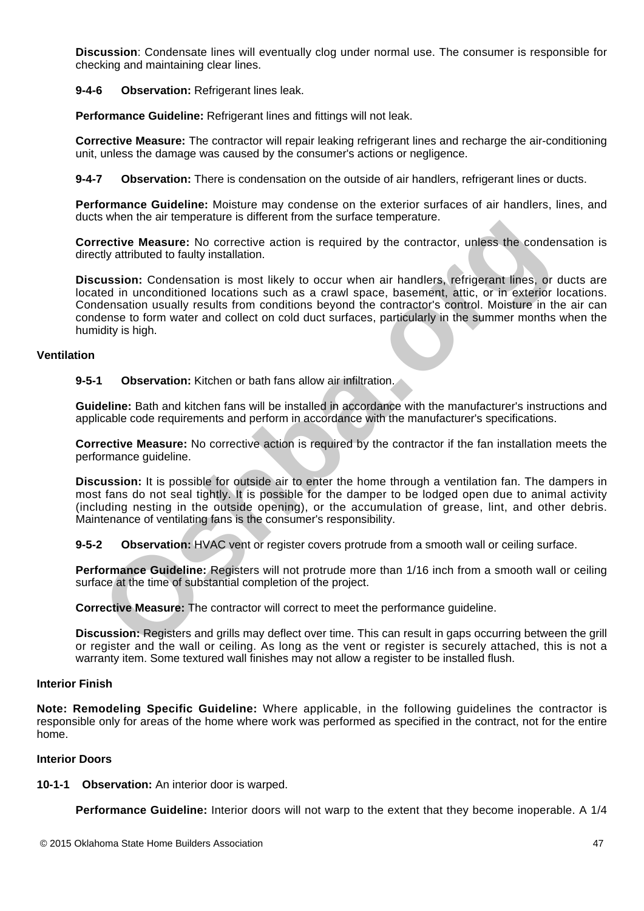**Discussion**: Condensate lines will eventually clog under normal use. The consumer is responsible for checking and maintaining clear lines.

**9-4-6 Observation:** Refrigerant lines leak.

**Performance Guideline:** Refrigerant lines and fittings will not leak.

**Corrective Measure:** The contractor will repair leaking refrigerant lines and recharge the air-conditioning unit, unless the damage was caused by the consumer's actions or negligence.

**9-4-7 Observation:** There is condensation on the outside of air handlers, refrigerant lines or ducts.

**Performance Guideline:** Moisture may condense on the exterior surfaces of air handlers, lines, and ducts when the air temperature is different from the surface temperature.

**Corrective Measure:** No corrective action is required by the contractor, unless the condensation is directly attributed to faulty installation.

**Discussion:** Condensation is most likely to occur when air handlers, refrigerant lines, or ducts are located in unconditioned locations such as a crawl space, basement, attic, or in exterior locations. Condensation usually results from conditions beyond the contractor's control. Moisture in the air can condense to form water and collect on cold duct surfaces, particularly in the summer months when the humidity is high.

### Ventilation

**9-5-1 Observation:** Kitchen or bath fans allow air infiltration.

**Guideline:** Bath and kitchen fans will be installed in accordance with the manufacturer's instructions and applicable code requirements and perform in accordance with the manufacturer's specifications.

**Corrective Measure:** No corrective action is required by the contractor if the fan installation meets the performance guideline.

**Discussion:** It is possible for outside air to enter the home through a ventilation fan. The dampers in most fans do not seal tightly. It is possible for the damper to be lodged open due to animal activity (including nesting in the outside opening), or the accumulation of grease, lint, and other debris. Maintenance of ventilating fans is the consumer's responsibility.

**9-5-2 Observation:** HVAC vent or register covers protrude from a smooth wall or ceiling surface.

**Performance Guideline:** Registers will not protrude more than 1/16 inch from a smooth wall or ceiling surface at the time of substantial completion of the project.

**Corrective Measure:** The contractor will correct to meet the performance guideline.

**Discussion:** Registers and grills may deflect over time. This can result in gaps occurring between the grill or register and the wall or ceiling. As long as the vent or register is securely attached, this is not a warranty item. Some textured wall finishes may not allow a register to be installed flush.

### Interior Finish

**Note: Remodeling Specific Guideline:** Where applicable, in the following guidelines the contractor is responsible only for areas of the home where work was performed as specified in the contract, not for the entire home.

### Interior Doors

**10-1-1 Observation:** An interior door is warped.

**Performance Guideline:** Interior doors will not warp to the extent that they become inoperable. A 1/4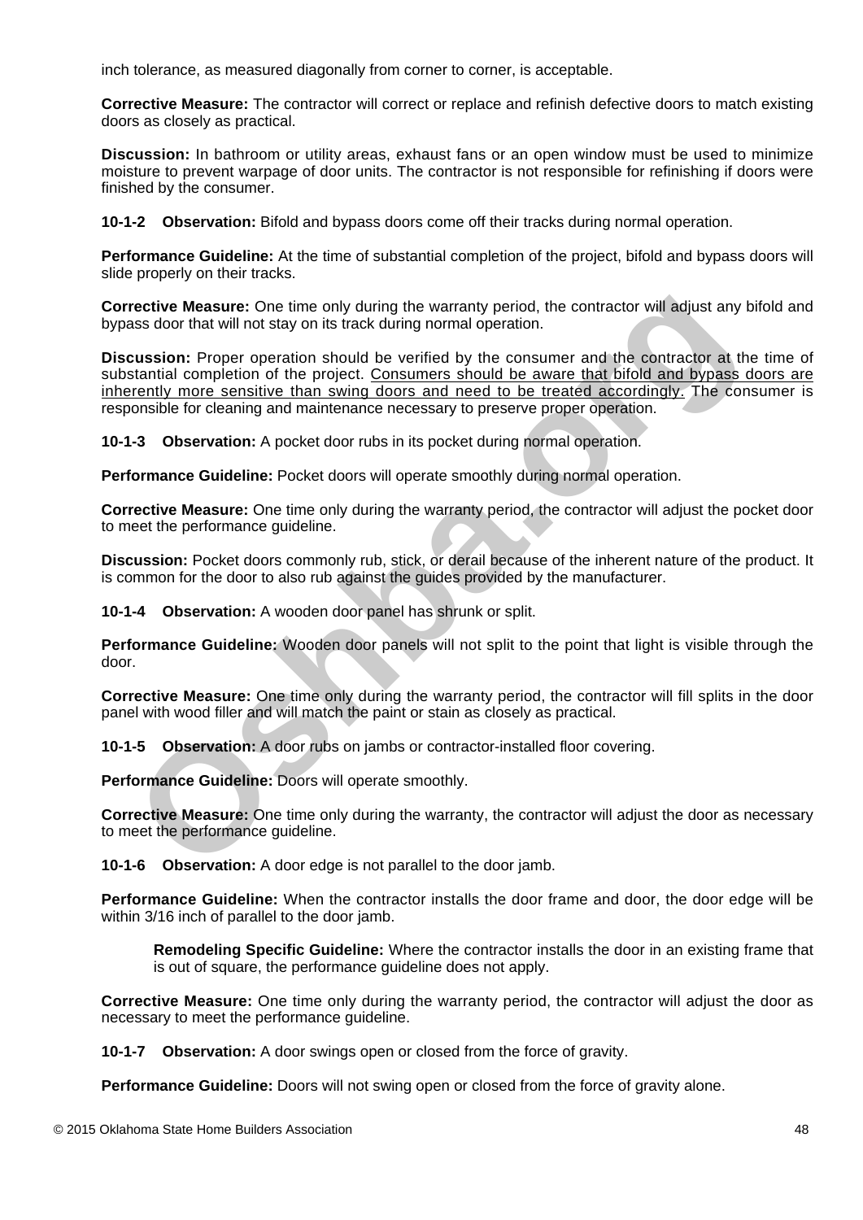inch tolerance, as measured diagonally from corner to corner, is acceptable.

**Corrective Measure:** The contractor will correct or replace and refinish defective doors to match existing doors as closely as practical.

**Discussion:** In bathroom or utility areas, exhaust fans or an open window must be used to minimize moisture to prevent warpage of door units. The contractor is not responsible for refinishing if doors were finished by the consumer.

**10-1-2 Observation:** Bifold and bypass doors come off their tracks during normal operation.

**Performance Guideline:** At the time of substantial completion of the project, bifold and bypass doors will slide properly on their tracks.

**Corrective Measure:** One time only during the warranty period, the contractor will adjust any bifold and bypass door that will not stay on its track during normal operation.

**Discussion:** Proper operation should be verified by the consumer and the contractor at the time of substantial completion of the project. Consumers should be aware that bifold and bypass doors are inherently more sensitive than swing doors and need to be treated accordingly. The consumer is responsible for cleaning and maintenance necessary to preserve proper operation.

**10-1-3 Observation:** A pocket door rubs in its pocket during normal operation.

**Performance Guideline:** Pocket doors will operate smoothly during normal operation.

**Corrective Measure:** One time only during the warranty period, the contractor will adjust the pocket door to meet the performance guideline.

**Discussion:** Pocket doors commonly rub, stick, or derail because of the inherent nature of the product. It is common for the door to also rub against the guides provided by the manufacturer.

**10-1-4 Observation:** A wooden door panel has shrunk or split.

**Performance Guideline:** Wooden door panels will not split to the point that light is visible through the door.

**Corrective Measure:** One time only during the warranty period, the contractor will fill splits in the door panel with wood filler and will match the paint or stain as closely as practical.

**10-1-5 Observation:** A door rubs on jambs or contractor-installed floor covering.

**Performance Guideline:** Doors will operate smoothly.

**Corrective Measure:** One time only during the warranty, the contractor will adjust the door as necessary to meet the performance guideline.

**10-1-6 Observation:** A door edge is not parallel to the door jamb.

**Performance Guideline:** When the contractor installs the door frame and door, the door edge will be within 3/16 inch of parallel to the door jamb.

> **Remodeling Specific Guideline:** Where the contractor installs the door in an existing frame that is out of square, the performance guideline does not apply.

**Corrective Measure:** One time only during the warranty period, the contractor will adjust the door as necessary to meet the performance guideline.

**10-1-7 Observation:** A door swings open or closed from the force of gravity.

**Performance Guideline:** Doors will not swing open or closed from the force of gravity alone.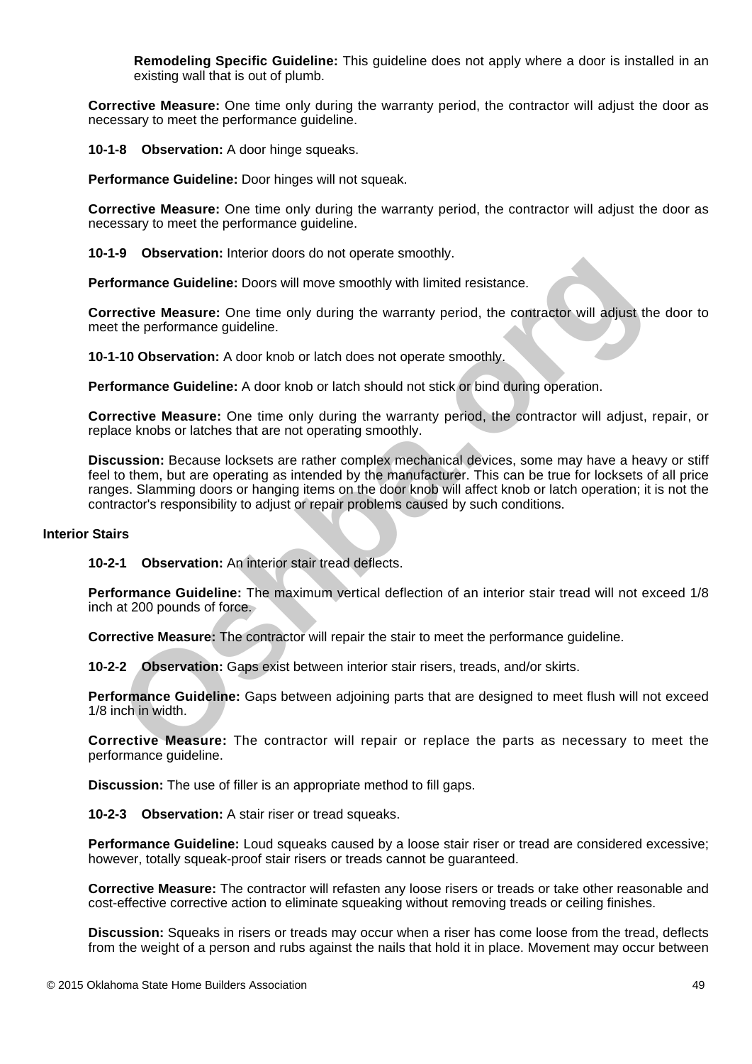**Remodeling Specific Guideline:** This guideline does not apply where a door is installed in an existing wall that is out of plumb.

**Corrective Measure:** One time only during the warranty period, the contractor will adjust the door as necessary to meet the performance guideline.

**10-1-8 Observation:** A door hinge squeaks.

**Performance Guideline:** Door hinges will not squeak.

**Corrective Measure:** One time only during the warranty period, the contractor will adjust the door as necessary to meet the performance guideline.

**10-1-9 Observation:** Interior doors do not operate smoothly.

**Performance Guideline:** Doors will move smoothly with limited resistance.

**Corrective Measure:** One time only during the warranty period, the contractor will adjust the door to meet the performance guideline.

**10-1-10 Observation:** A door knob or latch does not operate smoothly.

**Performance Guideline:** A door knob or latch should not stick or bind during operation.

**Corrective Measure:** One time only during the warranty period, the contractor will adjust, repair, or replace knobs or latches that are not operating smoothly.

**Discussion:** Because locksets are rather complex mechanical devices, some may have a heavy or stiff feel to them, but are operating as intended by the manufacturer. This can be true for locksets of all price ranges. Slamming doors or hanging items on the door knob will affect knob or latch operation; it is not the contractor's responsibility to adjust or repair problems caused by such conditions.

## Interior Stairs

**10-2-1 Observation:** An interior stair tread deflects.

**Performance Guideline:** The maximum vertical deflection of an interior stair tread will not exceed 1/8 inch at 200 pounds of force.

**Corrective Measure:** The contractor will repair the stair to meet the performance guideline.

**10-2-2 Observation:** Gaps exist between interior stair risers, treads, and/or skirts.

**Performance Guideline:** Gaps between adjoining parts that are designed to meet flush will not exceed 1/8 inch in width.

**Corrective Measure:** The contractor will repair or replace the parts as necessary to meet the performance guideline.

**Discussion:** The use of filler is an appropriate method to fill gaps.

**10-2-3 Observation:** A stair riser or tread squeaks.

**Performance Guideline:** Loud squeaks caused by a loose stair riser or tread are considered excessive; however, totally squeak-proof stair risers or treads cannot be guaranteed.

**Corrective Measure:** The contractor will refasten any loose risers or treads or take other reasonable and cost-effective corrective action to eliminate squeaking without removing treads or ceiling finishes.

**Discussion:** Squeaks in risers or treads may occur when a riser has come loose from the tread, deflects from the weight of a person and rubs against the nails that hold it in place. Movement may occur between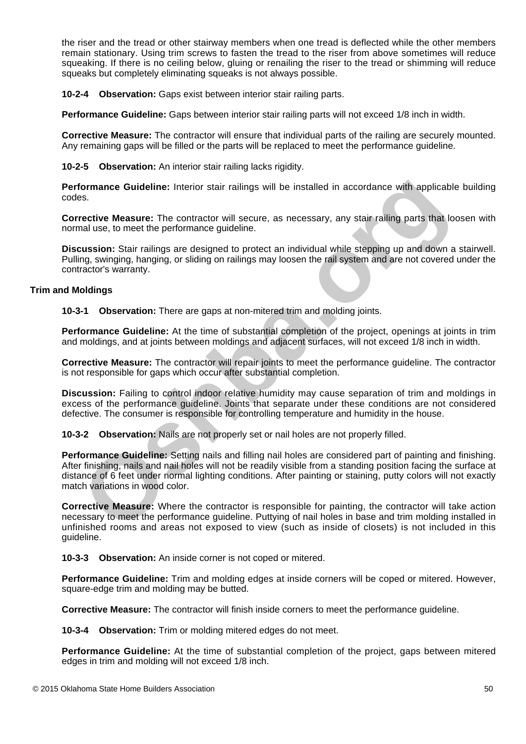the riser and the tread or other stairway members when one tread is deflected while the other members remain stationary. Using trim screws to fasten the tread to the riser from above sometimes will reduce squeaking. If there is no ceiling below, gluing or renailing the riser to the tread or shimming will reduce squeaks but completely eliminating squeaks is not always possible.

**10-2-4 Observation:** Gaps exist between interior stair railing parts.

**Performance Guideline:** Gaps between interior stair railing parts will not exceed 1/8 inch in width.

**Corrective Measure:** The contractor will ensure that individual parts of the railing are securely mounted. Any remaining gaps will be filled or the parts will be replaced to meet the performance guideline.

**10-2-5 Observation:** An interior stair railing lacks rigidity.

**Performance Guideline:** Interior stair railings will be installed in accordance with applicable building codes.

**Corrective Measure:** The contractor will secure, as necessary, any stair railing parts that loosen with normal use, to meet the performance guideline.

**Discussion:** Stair railings are designed to protect an individual while stepping up and down a stairwell. Pulling, swinging, hanging, or sliding on railings may loosen the rail system and are not covered under the contractor's warranty.

**Trim and Moldings**

**10-3-1 Observation:** There are gaps at non-mitered trim and molding joints.

**Performance Guideline:** At the time of substantial completion of the project, openings at joints in trim and moldings, and at joints between moldings and adjacent surfaces, will not exceed 1/8 inch in width.

**Corrective Measure:** The contractor will repair joints to meet the performance guideline. The contractor is not responsible for gaps which occur after substantial completion.

**Discussion:** Failing to control indoor relative humidity may cause separation of trim and moldings in excess of the performance guideline. Joints that separate under these conditions are not considered defective. The consumer is responsible for controlling temperature and humidity in the house.

**10-3-2 Observation:** Nails are not properly set or nail holes are not properly filled.

**Performance Guideline:** Setting nails and filling nail holes are considered part of painting and finishing. After finishing, nails and nail holes will not be readily visible from a standing position facing the surface at distance of 6 feet under normal lighting conditions. After painting or staining, putty colors will not exactly match variations in wood color.

**Corrective Measure:** Where the contractor is responsible for painting, the contractor will take action necessary to meet the performance guideline. Puttying of nail holes in base and trim molding installed in unfinished rooms and areas not exposed to view (such as inside of closets) is not included in this guideline.

**10-3-3 Observation:** An inside corner is not coped or mitered.

**Performance Guideline:** Trim and molding edges at inside corners will be coped or mitered. However, square-edge trim and molding may be butted.

**Corrective Measure:** The contractor will finish inside corners to meet the performance guideline.

**10-3-4 Observation:** Trim or molding mitered edges do not meet.

**Performance Guideline:** At the time of substantial completion of the project, gaps between mitered edges in trim and molding will not exceed 1/8 inch.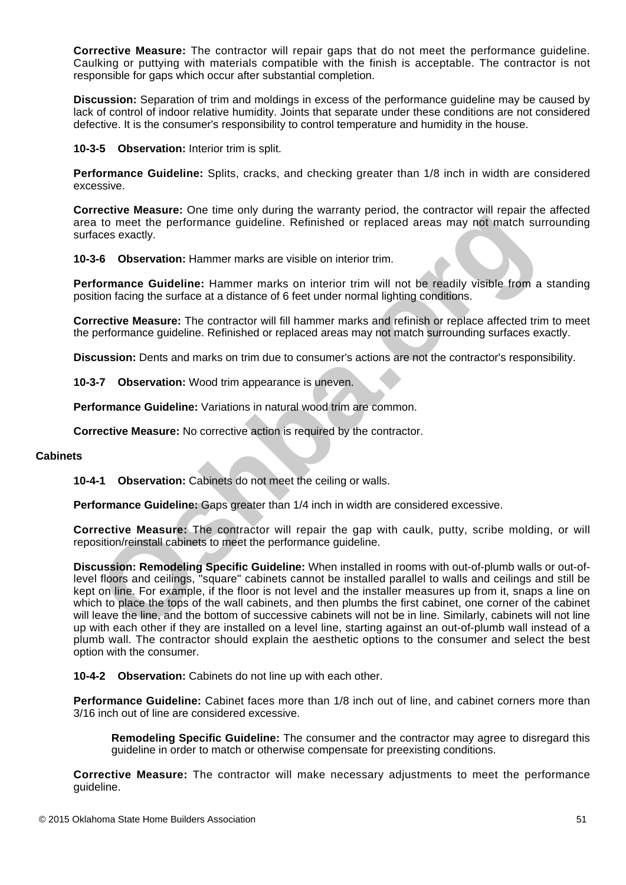**Corrective Measure:** The contractor will repair gaps that do not meet the performance guideline. Caulking or puttying with materials compatible with the finish is acceptable. The contractor is not responsible for gaps which occur after substantial completion.

**Discussion:** Separation of trim and moldings in excess of the performance guideline may be caused by lack of control of indoor relative humidity. Joints that separate under these conditions are not considered defective. It is the consumer's responsibility to control temperature and humidity in the house.

**10-3-5 Observation:** Interior trim is split.

**Performance Guideline:** Splits, cracks, and checking greater than 1/8 inch in width are considered excessive.

**Corrective Measure:** One time only during the warranty period, the contractor will repair the affected area to meet the performance guideline. Refinished or replaced areas may not match surrounding surfaces exactly.

**10-3-6 Observation:** Hammer marks are visible on interior trim.

**Performance Guideline:** Hammer marks on interior trim will not be readily visible from a standing position facing the surface at a distance of 6 feet under normal lighting conditions.

**Corrective Measure:** The contractor will fill hammer marks and refinish or replace affected trim to meet the performance guideline. Refinished or replaced areas may not match surrounding surfaces exactly.

**Discussion:** Dents and marks on trim due to consumer's actions are not the contractor's responsibility.

**10-3-7 Observation:** Wood trim appearance is uneven.

**Performance Guideline:** Variations in natural wood trim are common.

**Corrective Measure:** No corrective action is required by the contractor.

### Cabinets

**10-4-1 Observation:** Cabinets do not meet the ceiling or walls.

**Performance Guideline:** Gaps greater than 1/4 inch in width are considered excessive.

**Corrective Measure:** The contractor will repair the gap with caulk, putty, scribe molding, or will reposition/reinstall cabinets to meet the performance guideline.

**Discussion: Remodeling Specific Guideline:** When installed in rooms with out-of-plumb walls or out-of-level floors and ceilings, "square" cabinets cannot be installed parallel to walls and ceilings and still be kept on line. For example, if the floor is not level and the installer measures up from it, snaps a line on which to place the tops of the wall cabinets, and then plumbs the first cabinet, one corner of the cabinet will leave the line, and the bottom of successive cabinets will not be in line. Similarly, cabinets will not line up with each other if they are installed on a level line, starting against an out-of-plumb wall instead of a plumb wall. The contractor should explain the aesthetic options to the consumer and select the best option with the consumer.

**10-4-2 Observation:** Cabinets do not line up with each other.

**Performance Guideline:** Cabinet faces more than 1/8 inch out of line, and cabinet corners more than 3/16 inch out of line are considered excessive.

> **Remodeling Specific Guideline:** The consumer and the contractor may agree to disregard this guideline in order to match or otherwise compensate for preexisting conditions.

**Corrective Measure:** The contractor will make necessary adjustments to meet the performance guideline.

© 2015 Oklahoma State Home Builders Association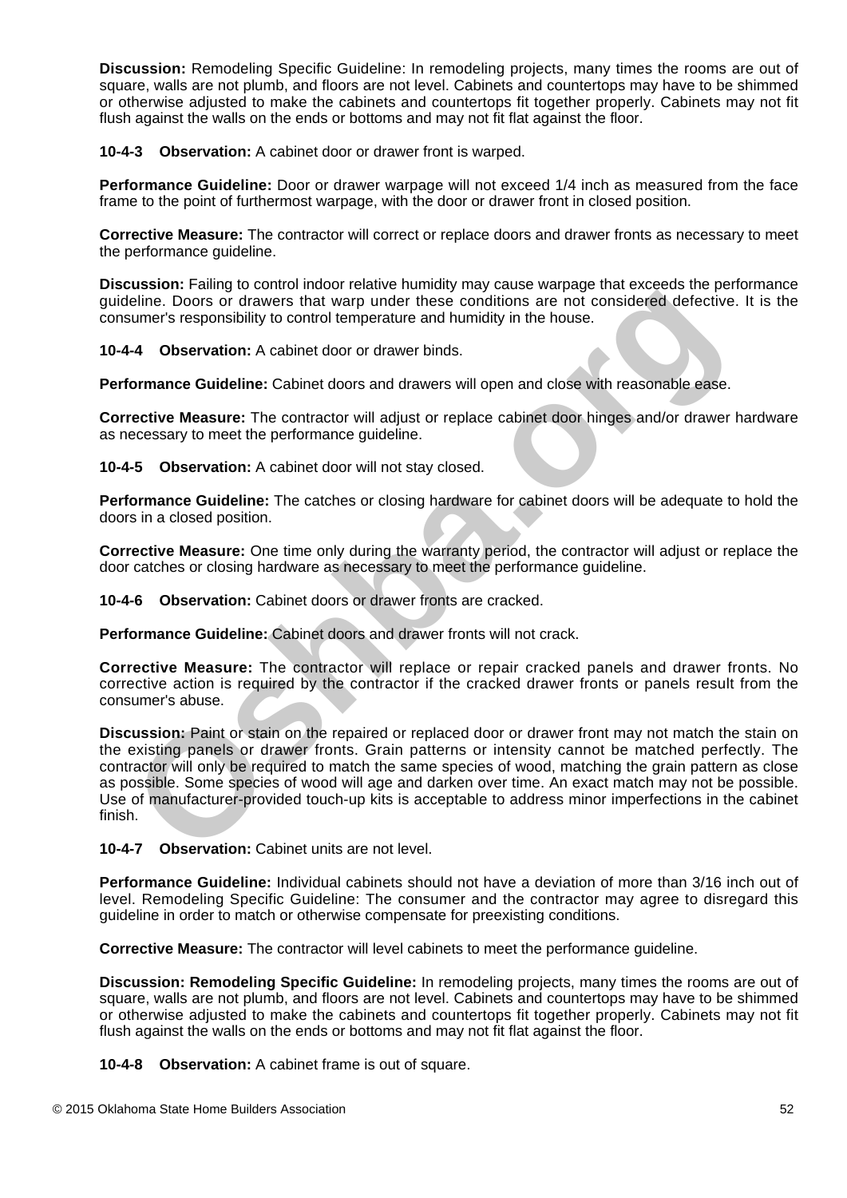**Discussion:** Remodeling Specific Guideline: In remodeling projects, many times the rooms are out of square, walls are not plumb, and floors are not level. Cabinets and countertops may have to be shimmed or otherwise adjusted to make the cabinets and countertops fit together properly. Cabinets may not fit flush against the walls on the ends or bottoms and may not fit flat against the floor.

**10-4-3 Observation:** A cabinet door or drawer front is warped.

**Performance Guideline:** Door or drawer warpage will not exceed 1/4 inch as measured from the face frame to the point of furthermost warpage, with the door or drawer front in closed position.

**Corrective Measure:** The contractor will correct or replace doors and drawer fronts as necessary to meet the performance guideline.

**Discussion:** Failing to control indoor relative humidity may cause warpage that exceeds the performance guideline. Doors or drawers that warp under these conditions are not considered defective. It is the consumer's responsibility to control temperature and humidity in the house.

**10-4-4 Observation:** A cabinet door or drawer binds.

**Performance Guideline:** Cabinet doors and drawers will open and close with reasonable ease.

**Corrective Measure:** The contractor will adjust or replace cabinet door hinges and/or drawer hardware as necessary to meet the performance guideline.

**10-4-5 Observation:** A cabinet door will not stay closed.

**Performance Guideline:** The catches or closing hardware for cabinet doors will be adequate to hold the doors in a closed position.

**Corrective Measure:** One time only during the warranty period, the contractor will adjust or replace the door catches or closing hardware as necessary to meet the performance guideline.

**10-4-6 Observation:** Cabinet doors or drawer fronts are cracked.

**Performance Guideline:** Cabinet doors and drawer fronts will not crack.

**Corrective Measure:** The contractor will replace or repair cracked panels and drawer fronts. No corrective action is required by the contractor if the cracked drawer fronts or panels result from the consumer's abuse.

**Discussion:** Paint or stain on the repaired or replaced door or drawer front may not match the stain on the existing panels or drawer fronts. Grain patterns or intensity cannot be matched perfectly. The contractor will only be required to match the same species of wood, matching the grain pattern as close as possible. Some species of wood will age and darken over time. An exact match may not be possible. Use of manufacturer-provided touch-up kits is acceptable to address minor imperfections in the cabinet finish.

**10-4-7 Observation:** Cabinet units are not level.

**Performance Guideline:** Individual cabinets should not have a deviation of more than 3/16 inch out of level. Remodeling Specific Guideline: The consumer and the contractor may agree to disregard this guideline in order to match or otherwise compensate for preexisting conditions.

**Corrective Measure:** The contractor will level cabinets to meet the performance guideline.

**Discussion: Remodeling Specific Guideline:** In remodeling projects, many times the rooms are out of square, walls are not plumb, and floors are not level. Cabinets and countertops may have to be shimmed or otherwise adjusted to make the cabinets and countertops fit together properly. Cabinets may not fit flush against the walls on the ends or bottoms and may not fit flat against the floor.

**10-4-8 Observation:** A cabinet frame is out of square.

© 2015 Oklahoma State Home Builders Association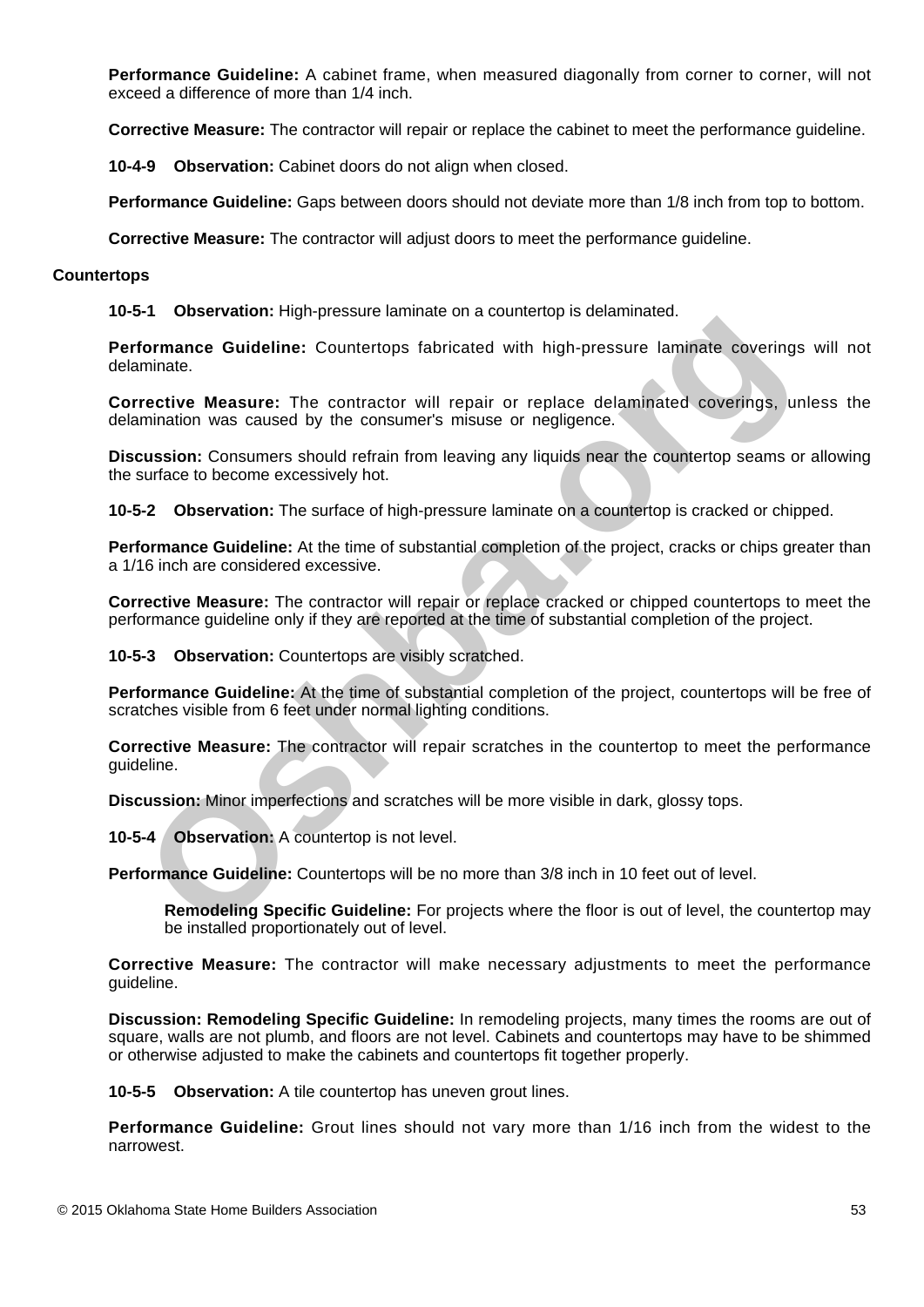**Performance Guideline:** A cabinet frame, when measured diagonally from corner to corner, will not exceed a difference of more than 1/4 inch.

**Corrective Measure:** The contractor will repair or replace the cabinet to meet the performance guideline.

**10-4-9 Observation:** Cabinet doors do not align when closed.

**Performance Guideline:** Gaps between doors should not deviate more than 1/8 inch from top to bottom.

**Corrective Measure:** The contractor will adjust doors to meet the performance guideline.

### Countertops

**10-5-1 Observation:** High-pressure laminate on a countertop is delaminated.

**Performance Guideline:** Countertops fabricated with high-pressure laminate coverings will not delaminate.

**Corrective Measure:** The contractor will repair or replace delaminated coverings, unless the delamination was caused by the consumer's misuse or negligence.

**Discussion:** Consumers should refrain from leaving any liquids near the countertop seams or allowing the surface to become excessively hot.

**10-5-2 Observation:** The surface of high-pressure laminate on a countertop is cracked or chipped.

**Performance Guideline:** At the time of substantial completion of the project, cracks or chips greater than a 1/16 inch are considered excessive.

**Corrective Measure:** The contractor will repair or replace cracked or chipped countertops to meet the performance guideline only if they are reported at the time of substantial completion of the project.

**10-5-3 Observation:** Countertops are visibly scratched.

**Performance Guideline:** At the time of substantial completion of the project, countertops will be free of scratches visible from 6 feet under normal lighting conditions.

**Corrective Measure:** The contractor will repair scratches in the countertop to meet the performance guideline.

**Discussion:** Minor imperfections and scratches will be more visible in dark, glossy tops.

**10-5-4 Observation:** A countertop is not level.

**Performance Guideline:** Countertops will be no more than 3/8 inch in 10 feet out of level.

> **Remodeling Specific Guideline:** For projects where the floor is out of level, the countertop may be installed proportionately out of level.

**Corrective Measure:** The contractor will make necessary adjustments to meet the performance guideline.

**Discussion: Remodeling Specific Guideline:** In remodeling projects, many times the rooms are out of square, walls are not plumb, and floors are not level. Cabinets and countertops may have to be shimmed or otherwise adjusted to make the cabinets and countertops fit together properly.

**10-5-5 Observation:** A tile countertop has uneven grout lines.

**Performance Guideline:** Grout lines should not vary more than 1/16 inch from the widest to the narrowest.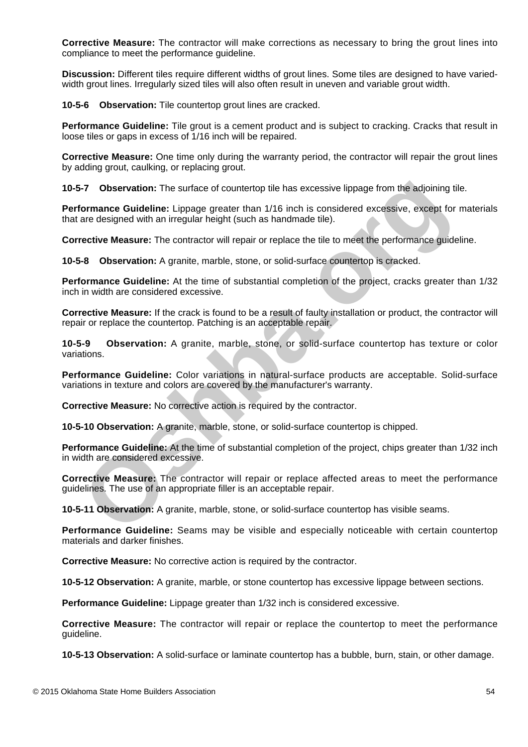**Corrective Measure:** The contractor will make corrections as necessary to bring the grout lines into compliance to meet the performance guideline.

**Discussion:** Different tiles require different widths of grout lines. Some tiles are designed to have varied-width grout lines. Irregularly sized tiles will also often result in uneven and variable grout width.

**10-5-6 Observation:** Tile countertop grout lines are cracked.

**Performance Guideline:** Tile grout is a cement product and is subject to cracking. Cracks that result in loose tiles or gaps in excess of 1/16 inch will be repaired.

**Corrective Measure:** One time only during the warranty period, the contractor will repair the grout lines by adding grout, caulking, or replacing grout.

**10-5-7 Observation:** The surface of countertop tile has excessive lippage from the adjoining tile.

**Performance Guideline:** Lippage greater than 1/16 inch is considered excessive, except for materials that are designed with an irregular height (such as handmade tile).

**Corrective Measure:** The contractor will repair or replace the tile to meet the performance guideline.

**10-5-8 Observation:** A granite, marble, stone, or solid-surface countertop is cracked.

**Performance Guideline:** At the time of substantial completion of the project, cracks greater than 1/32 inch in width are considered excessive.

**Corrective Measure:** If the crack is found to be a result of faulty installation or product, the contractor will repair or replace the countertop. Patching is an acceptable repair.

**10-5-9 Observation:** A granite, marble, stone, or solid-surface countertop has texture or color variations.

**Performance Guideline:** Color variations in natural-surface products are acceptable. Solid-surface variations in texture and colors are covered by the manufacturer's warranty.

**Corrective Measure:** No corrective action is required by the contractor.

**10-5-10 Observation:** A granite, marble, stone, or solid-surface countertop is chipped.

**Performance Guideline:** At the time of substantial completion of the project, chips greater than 1/32 inch in width are considered excessive.

**Corrective Measure:** The contractor will repair or replace affected areas to meet the performance guidelines. The use of an appropriate filler is an acceptable repair.

**10-5-11 Observation:** A granite, marble, stone, or solid-surface countertop has visible seams.

**Performance Guideline:** Seams may be visible and especially noticeable with certain countertop materials and darker finishes.

**Corrective Measure:** No corrective action is required by the contractor.

**10-5-12 Observation:** A granite, marble, or stone countertop has excessive lippage between sections.

**Performance Guideline:** Lippage greater than 1/32 inch is considered excessive.

**Corrective Measure:** The contractor will repair or replace the countertop to meet the performance guideline.

**10-5-13 Observation:** A solid-surface or laminate countertop has a bubble, burn, stain, or other damage.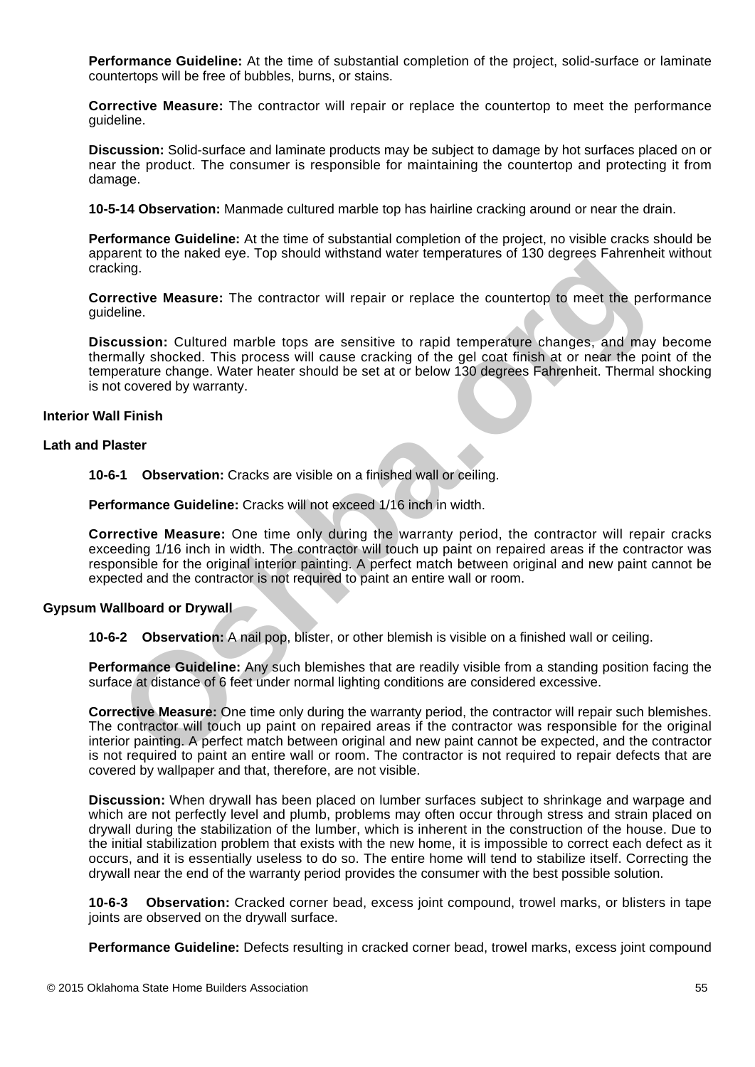**Performance Guideline:** At the time of substantial completion of the project, solid-surface or laminate countertops will be free of bubbles, burns, or stains.

**Corrective Measure:** The contractor will repair or replace the countertop to meet the performance guideline.

**Discussion:** Solid-surface and laminate products may be subject to damage by hot surfaces placed on or near the product. The consumer is responsible for maintaining the countertop and protecting it from damage.

**10-5-14 Observation:** Manmade cultured marble top has hairline cracking around or near the drain.

**Performance Guideline:** At the time of substantial completion of the project, no visible cracks should be apparent to the naked eye. Top should withstand water temperatures of 130 degrees Fahrenheit without cracking.

**Corrective Measure:** The contractor will repair or replace the countertop to meet the performance guideline.

**Discussion:** Cultured marble tops are sensitive to rapid temperature changes, and may become thermally shocked. This process will cause cracking of the gel coat finish at or near the point of the temperature change. Water heater should be set at or below 130 degrees Fahrenheit. Thermal shocking is not covered by warranty.

### Interior Wall Finish

### Lath and Plaster

**10-6-1 Observation:** Cracks are visible on a finished wall or ceiling.

**Performance Guideline:** Cracks will not exceed 1/16 inch in width.

**Corrective Measure:** One time only during the warranty period, the contractor will repair cracks exceeding 1/16 inch in width. The contractor will touch up paint on repaired areas if the contractor was responsible for the original interior painting. A perfect match between original and new paint cannot be expected and the contractor is not required to paint an entire wall or room.

### Gypsum Wallboard or Drywall

**10-6-2 Observation:** A nail pop, blister, or other blemish is visible on a finished wall or ceiling.

**Performance Guideline:** Any such blemishes that are readily visible from a standing position facing the surface at distance of 6 feet under normal lighting conditions are considered excessive.

**Corrective Measure:** One time only during the warranty period, the contractor will repair such blemishes. The contractor will touch up paint on repaired areas if the contractor was responsible for the original interior painting. A perfect match between original and new paint cannot be expected, and the contractor is not required to paint an entire wall or room. The contractor is not required to repair defects that are covered by wallpaper and that, therefore, are not visible.

**Discussion:** When drywall has been placed on lumber surfaces subject to shrinkage and warpage and which are not perfectly level and plumb, problems may often occur through stress and strain placed on drywall during the stabilization of the lumber, which is inherent in the construction of the house. Due to the initial stabilization problem that exists with the new home, it is impossible to correct each defect as it occurs, and it is essentially useless to do so. The entire home will tend to stabilize itself. Correcting the drywall near the end of the warranty period provides the consumer with the best possible solution.

**10-6-3 Observation:** Cracked corner bead, excess joint compound, trowel marks, or blisters in tape joints are observed on the drywall surface.

**Performance Guideline:** Defects resulting in cracked corner bead, trowel marks, excess joint compound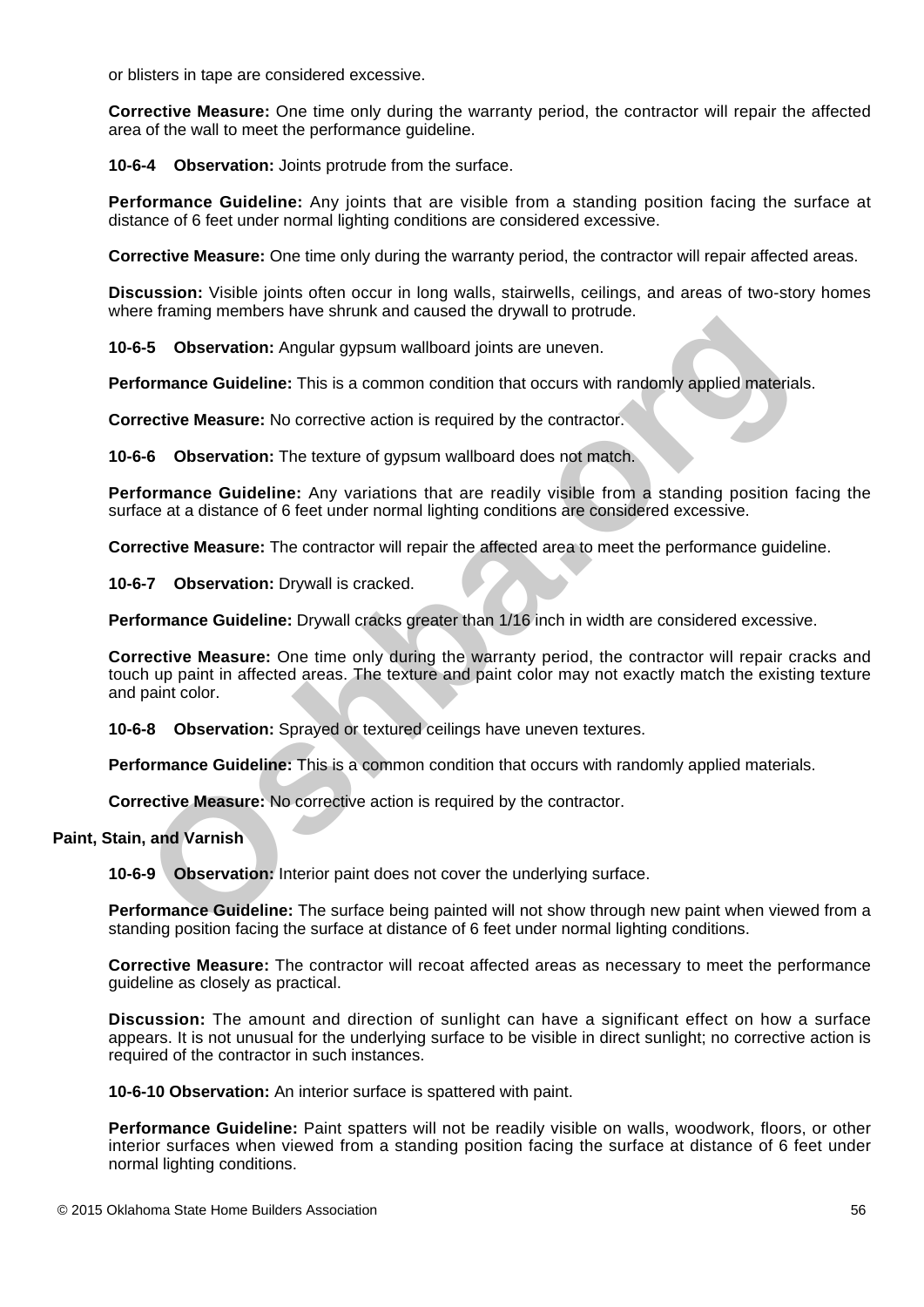or blisters in tape are considered excessive.

**Corrective Measure:** One time only during the warranty period, the contractor will repair the affected area of the wall to meet the performance guideline.

**10-6-4 Observation:** Joints protrude from the surface.

**Performance Guideline:** Any joints that are visible from a standing position facing the surface at distance of 6 feet under normal lighting conditions are considered excessive.

**Corrective Measure:** One time only during the warranty period, the contractor will repair affected areas.

**Discussion:** Visible joints often occur in long walls, stairwells, ceilings, and areas of two-story homes where framing members have shrunk and caused the drywall to protrude.

**10-6-5 Observation:** Angular gypsum wallboard joints are uneven.

**Performance Guideline:** This is a common condition that occurs with randomly applied materials.

**Corrective Measure:** No corrective action is required by the contractor.

**10-6-6 Observation:** The texture of gypsum wallboard does not match.

**Performance Guideline:** Any variations that are readily visible from a standing position facing the surface at a distance of 6 feet under normal lighting conditions are considered excessive.

**Corrective Measure:** The contractor will repair the affected area to meet the performance guideline.

**10-6-7 Observation:** Drywall is cracked.

**Performance Guideline:** Drywall cracks greater than 1/16 inch in width are considered excessive.

**Corrective Measure:** One time only during the warranty period, the contractor will repair cracks and touch up paint in affected areas. The texture and paint color may not exactly match the existing texture and paint color.

**10-6-8 Observation:** Sprayed or textured ceilings have uneven textures.

**Performance Guideline:** This is a common condition that occurs with randomly applied materials.

**Corrective Measure:** No corrective action is required by the contractor.

**Paint, Stain, and Varnish**

**10-6-9 Observation:** Interior paint does not cover the underlying surface.

**Performance Guideline:** The surface being painted will not show through new paint when viewed from a standing position facing the surface at distance of 6 feet under normal lighting conditions.

**Corrective Measure:** The contractor will recoat affected areas as necessary to meet the performance guideline as closely as practical.

**Discussion:** The amount and direction of sunlight can have a significant effect on how a surface appears. It is not unusual for the underlying surface to be visible in direct sunlight; no corrective action is required of the contractor in such instances.

**10-6-10 Observation:** An interior surface is spattered with paint.

**Performance Guideline:** Paint spatters will not be readily visible on walls, woodwork, floors, or other interior surfaces when viewed from a standing position facing the surface at distance of 6 feet under normal lighting conditions.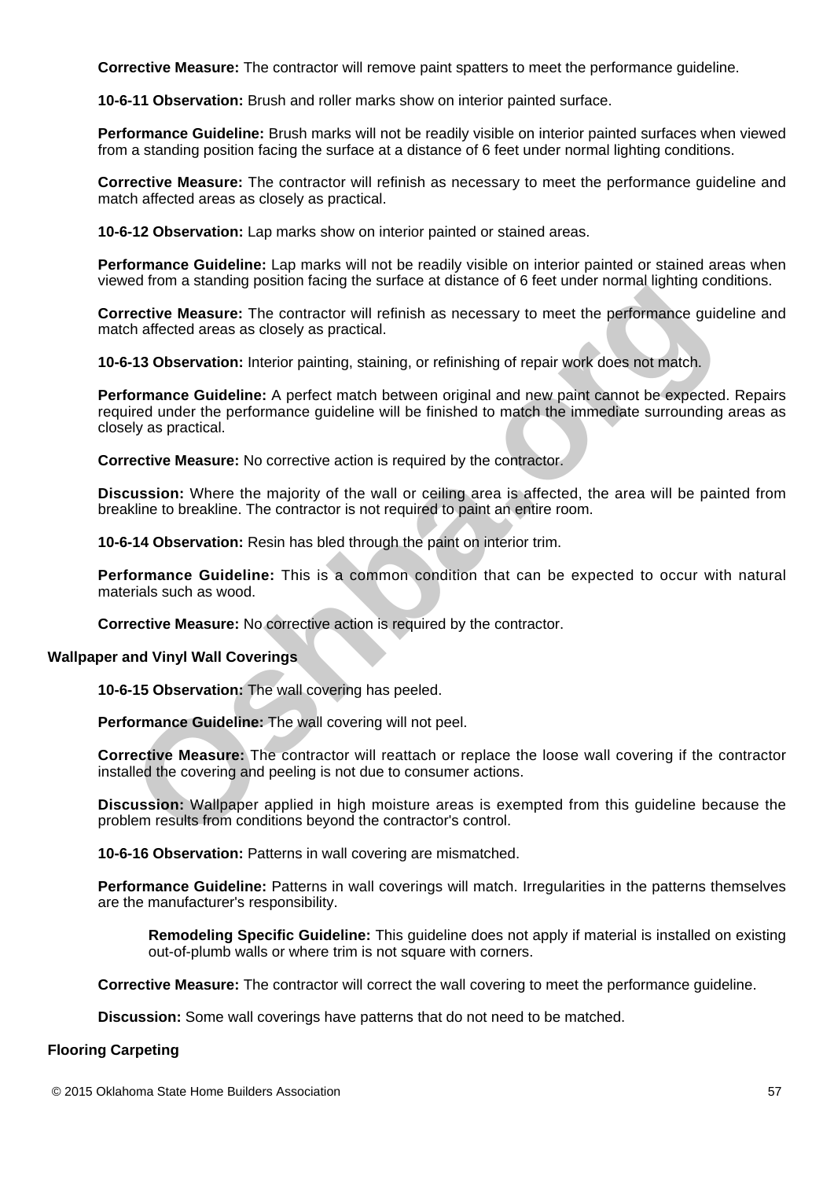**Corrective Measure:** The contractor will remove paint spatters to meet the performance guideline.

**10-6-11 Observation:** Brush and roller marks show on interior painted surface.

**Performance Guideline:** Brush marks will not be readily visible on interior painted surfaces when viewed from a standing position facing the surface at a distance of 6 feet under normal lighting conditions.

**Corrective Measure:** The contractor will refinish as necessary to meet the performance guideline and match affected areas as closely as practical.

**10-6-12 Observation:** Lap marks show on interior painted or stained areas.

**Performance Guideline:** Lap marks will not be readily visible on interior painted or stained areas when viewed from a standing position facing the surface at distance of 6 feet under normal lighting conditions.

**Corrective Measure:** The contractor will refinish as necessary to meet the performance guideline and match affected areas as closely as practical.

**10-6-13 Observation:** Interior painting, staining, or refinishing of repair work does not match.

**Performance Guideline:** A perfect match between original and new paint cannot be expected. Repairs required under the performance guideline will be finished to match the immediate surrounding areas as closely as practical.

**Corrective Measure:** No corrective action is required by the contractor.

**Discussion:** Where the majority of the wall or ceiling area is affected, the area will be painted from breakline to breakline. The contractor is not required to paint an entire room.

**10-6-14 Observation:** Resin has bled through the paint on interior trim.

**Performance Guideline:** This is a common condition that can be expected to occur with natural materials such as wood.

**Corrective Measure:** No corrective action is required by the contractor.

## Wallpaper and Vinyl Wall Coverings

**10-6-15 Observation:** The wall covering has peeled.

**Performance Guideline:** The wall covering will not peel.

**Corrective Measure:** The contractor will reattach or replace the loose wall covering if the contractor installed the covering and peeling is not due to consumer actions.

**Discussion:** Wallpaper applied in high moisture areas is exempted from this guideline because the problem results from conditions beyond the contractor's control.

**10-6-16 Observation:** Patterns in wall covering are mismatched.

**Performance Guideline:** Patterns in wall coverings will match. Irregularities in the patterns themselves are the manufacturer's responsibility.

> **Remodeling Specific Guideline:** This guideline does not apply if material is installed on existing out-of-plumb walls or where trim is not square with corners.

**Corrective Measure:** The contractor will correct the wall covering to meet the performance guideline.

**Discussion:** Some wall coverings have patterns that do not need to be matched.

## Flooring Carpeting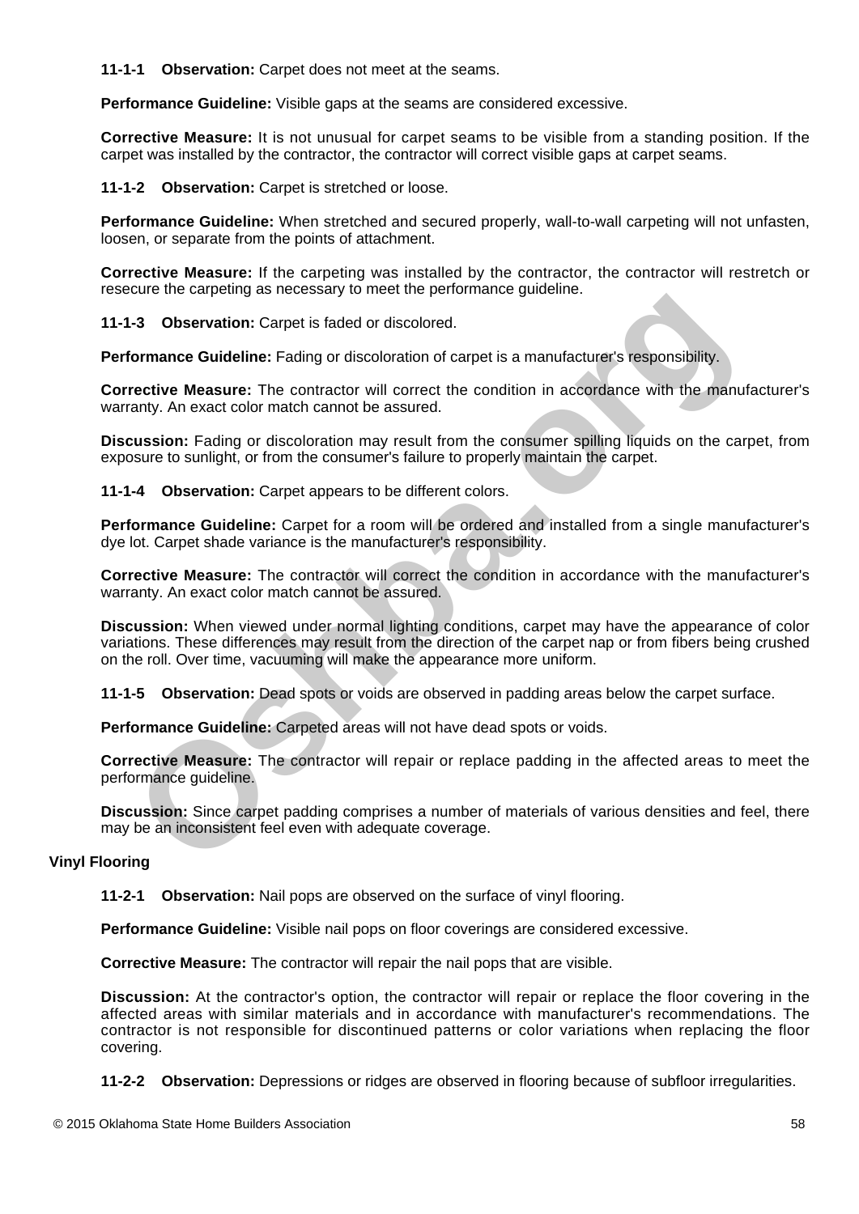**11-1-1 Observation:** Carpet does not meet at the seams.

**Performance Guideline:** Visible gaps at the seams are considered excessive.

**Corrective Measure:** It is not unusual for carpet seams to be visible from a standing position. If the carpet was installed by the contractor, the contractor will correct visible gaps at carpet seams.

**11-1-2 Observation:** Carpet is stretched or loose.

**Performance Guideline:** When stretched and secured properly, wall-to-wall carpeting will not unfasten, loosen, or separate from the points of attachment.

**Corrective Measure:** If the carpeting was installed by the contractor, the contractor will restretch or resecure the carpeting as necessary to meet the performance guideline.

**11-1-3 Observation:** Carpet is faded or discolored.

**Performance Guideline:** Fading or discoloration of carpet is a manufacturer's responsibility.

**Corrective Measure:** The contractor will correct the condition in accordance with the manufacturer's warranty. An exact color match cannot be assured.

**Discussion:** Fading or discoloration may result from the consumer spilling liquids on the carpet, from exposure to sunlight, or from the consumer's failure to properly maintain the carpet.

**11-1-4 Observation:** Carpet appears to be different colors.

**Performance Guideline:** Carpet for a room will be ordered and installed from a single manufacturer's dye lot. Carpet shade variance is the manufacturer's responsibility.

**Corrective Measure:** The contractor will correct the condition in accordance with the manufacturer's warranty. An exact color match cannot be assured.

**Discussion:** When viewed under normal lighting conditions, carpet may have the appearance of color variations. These differences may result from the direction of the carpet nap or from fibers being crushed on the roll. Over time, vacuuming will make the appearance more uniform.

**11-1-5 Observation:** Dead spots or voids are observed in padding areas below the carpet surface.

**Performance Guideline:** Carpeted areas will not have dead spots or voids.

**Corrective Measure:** The contractor will repair or replace padding in the affected areas to meet the performance guideline.

**Discussion:** Since carpet padding comprises a number of materials of various densities and feel, there may be an inconsistent feel even with adequate coverage.

## Vinyl Flooring

**11-2-1 Observation:** Nail pops are observed on the surface of vinyl flooring.

**Performance Guideline:** Visible nail pops on floor coverings are considered excessive.

**Corrective Measure:** The contractor will repair the nail pops that are visible.

**Discussion:** At the contractor's option, the contractor will repair or replace the floor covering in the affected areas with similar materials and in accordance with manufacturer's recommendations. The contractor is not responsible for discontinued patterns or color variations when replacing the floor covering.

**11-2-2 Observation:** Depressions or ridges are observed in flooring because of subfloor irregularities.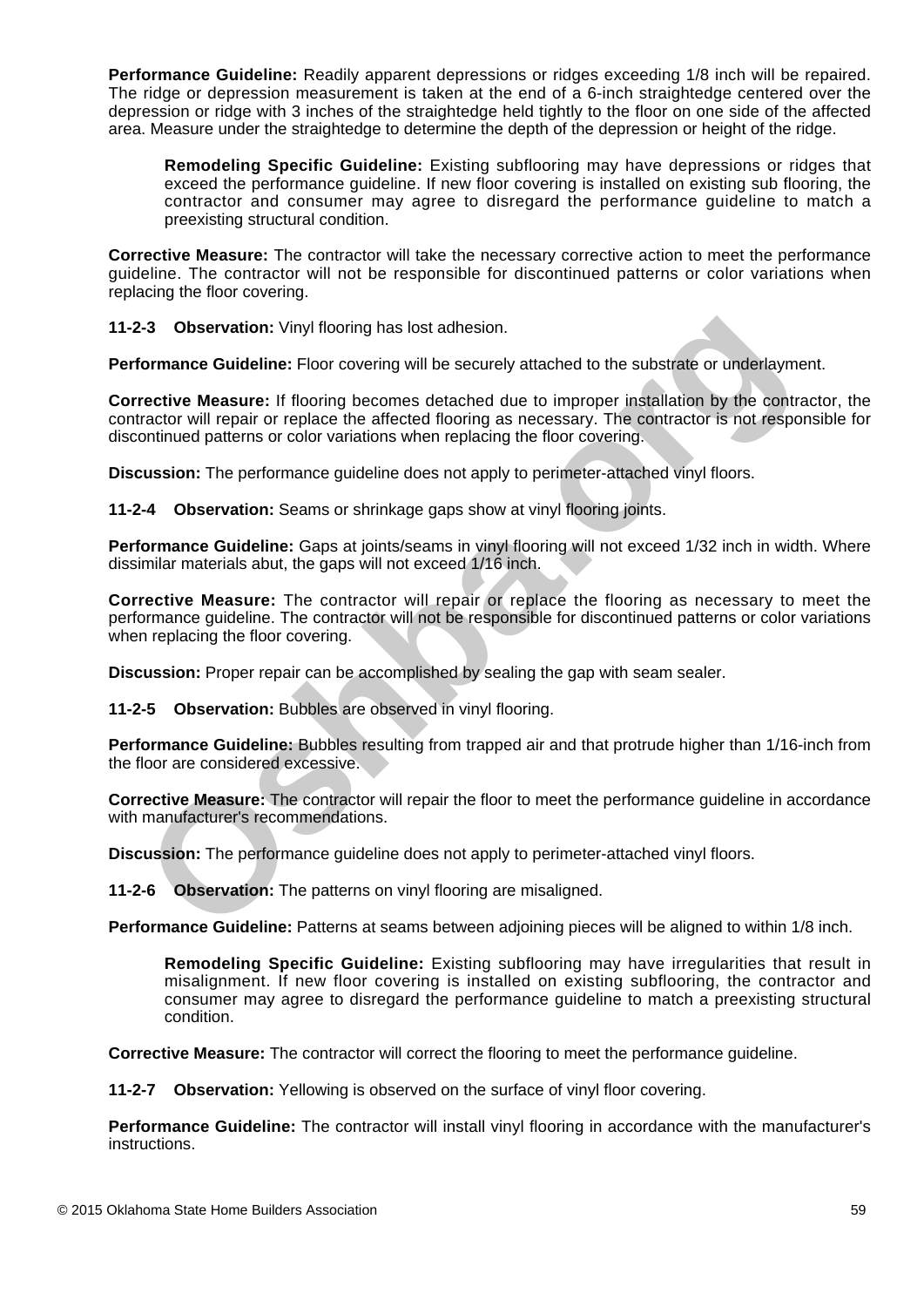**Performance Guideline:** Readily apparent depressions or ridges exceeding 1/8 inch will be repaired. The ridge or depression measurement is taken at the end of a 6-inch straightedge centered over the depression or ridge with 3 inches of the straightedge held tightly to the floor on one side of the affected area. Measure under the straightedge to determine the depth of the depression or height of the ridge.

> **Remodeling Specific Guideline:** Existing subflooring may have depressions or ridges that exceed the performance guideline. If new floor covering is installed on existing sub flooring, the contractor and consumer may agree to disregard the performance guideline to match a preexisting structural condition.

**Corrective Measure:** The contractor will take the necessary corrective action to meet the performance guideline. The contractor will not be responsible for discontinued patterns or color variations when replacing the floor covering.

**11-2-3 Observation:** Vinyl flooring has lost adhesion.

**Performance Guideline:** Floor covering will be securely attached to the substrate or underlayment.

**Corrective Measure:** If flooring becomes detached due to improper installation by the contractor, the contractor will repair or replace the affected flooring as necessary. The contractor is not responsible for discontinued patterns or color variations when replacing the floor covering.

**Discussion:** The performance guideline does not apply to perimeter-attached vinyl floors.

**11-2-4 Observation:** Seams or shrinkage gaps show at vinyl flooring joints.

**Performance Guideline:** Gaps at joints/seams in vinyl flooring will not exceed 1/32 inch in width. Where dissimilar materials abut, the gaps will not exceed 1/16 inch.

**Corrective Measure:** The contractor will repair or replace the flooring as necessary to meet the performance guideline. The contractor will not be responsible for discontinued patterns or color variations when replacing the floor covering.

**Discussion:** Proper repair can be accomplished by sealing the gap with seam sealer.

**11-2-5 Observation:** Bubbles are observed in vinyl flooring.

**Performance Guideline:** Bubbles resulting from trapped air and that protrude higher than 1/16-inch from the floor are considered excessive.

**Corrective Measure:** The contractor will repair the floor to meet the performance guideline in accordance with manufacturer's recommendations.

**Discussion:** The performance guideline does not apply to perimeter-attached vinyl floors.

**11-2-6 Observation:** The patterns on vinyl flooring are misaligned.

**Performance Guideline:** Patterns at seams between adjoining pieces will be aligned to within 1/8 inch.

> **Remodeling Specific Guideline:** Existing subflooring may have irregularities that result in misalignment. If new floor covering is installed on existing subflooring, the contractor and consumer may agree to disregard the performance guideline to match a preexisting structural condition.

**Corrective Measure:** The contractor will correct the flooring to meet the performance guideline.

**11-2-7 Observation:** Yellowing is observed on the surface of vinyl floor covering.

**Performance Guideline:** The contractor will install vinyl flooring in accordance with the manufacturer's instructions.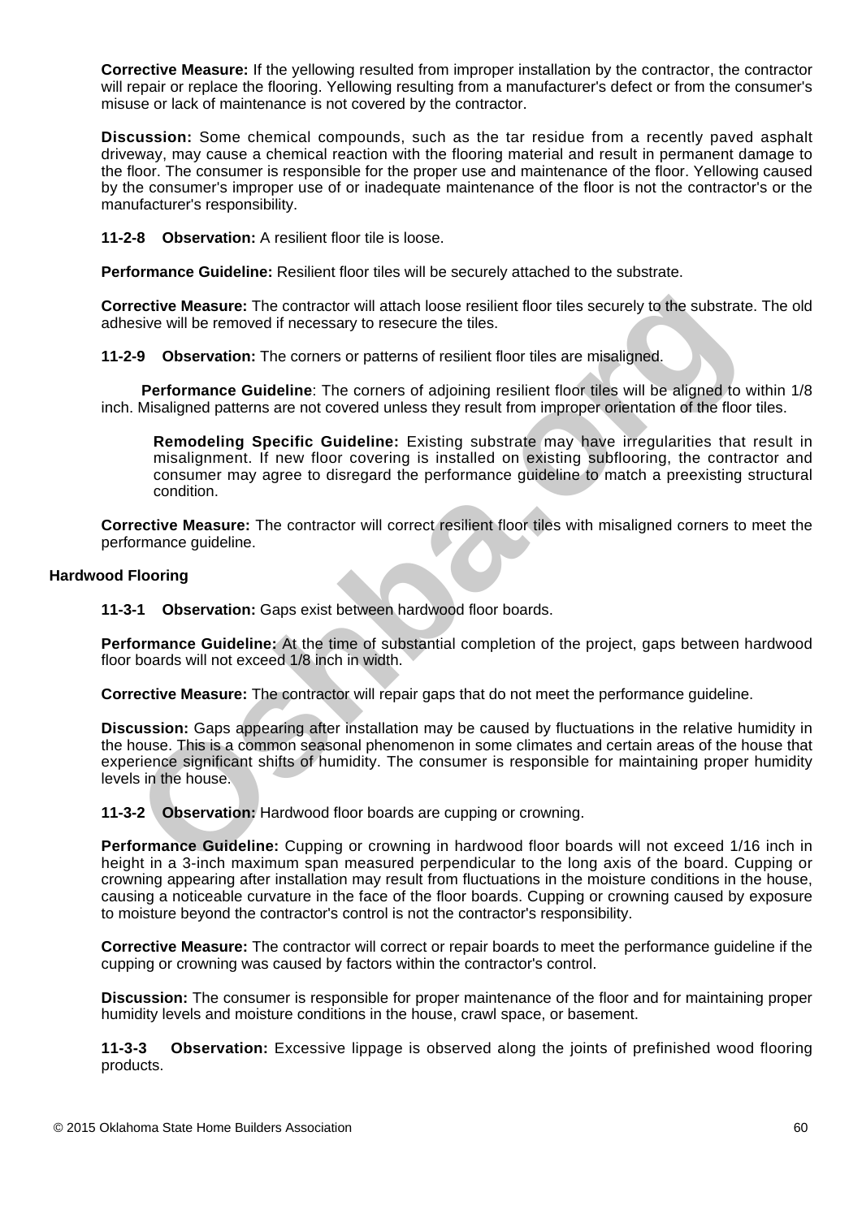**Corrective Measure:** If the yellowing resulted from improper installation by the contractor, the contractor will repair or replace the flooring. Yellowing resulting from a manufacturer's defect or from the consumer's misuse or lack of maintenance is not covered by the contractor.

**Discussion:** Some chemical compounds, such as the tar residue from a recently paved asphalt driveway, may cause a chemical reaction with the flooring material and result in permanent damage to the floor. The consumer is responsible for the proper use and maintenance of the floor. Yellowing caused by the consumer's improper use of or inadequate maintenance of the floor is not the contractor's or the manufacturer's responsibility.

**11-2-8 Observation:** A resilient floor tile is loose.

**Performance Guideline:** Resilient floor tiles will be securely attached to the substrate.

**Corrective Measure:** The contractor will attach loose resilient floor tiles securely to the substrate. The old adhesive will be removed if necessary to resecure the tiles.

**11-2-9 Observation:** The corners or patterns of resilient floor tiles are misaligned.

**Performance Guideline**: The corners of adjoining resilient floor tiles will be aligned to within 1/8 inch. Misaligned patterns are not covered unless they result from improper orientation of the floor tiles.

> **Remodeling Specific Guideline:** Existing substrate may have irregularities that result in misalignment. If new floor covering is installed on existing subflooring, the contractor and consumer may agree to disregard the performance guideline to match a preexisting structural condition.

**Corrective Measure:** The contractor will correct resilient floor tiles with misaligned corners to meet the performance guideline.

## Hardwood Flooring

**11-3-1 Observation:** Gaps exist between hardwood floor boards.

**Performance Guideline:** At the time of substantial completion of the project, gaps between hardwood floor boards will not exceed 1/8 inch in width.

**Corrective Measure:** The contractor will repair gaps that do not meet the performance guideline.

**Discussion:** Gaps appearing after installation may be caused by fluctuations in the relative humidity in the house. This is a common seasonal phenomenon in some climates and certain areas of the house that experience significant shifts of humidity. The consumer is responsible for maintaining proper humidity levels in the house.

**11-3-2 Observation:** Hardwood floor boards are cupping or crowning.

**Performance Guideline:** Cupping or crowning in hardwood floor boards will not exceed 1/16 inch in height in a 3-inch maximum span measured perpendicular to the long axis of the board. Cupping or crowning appearing after installation may result from fluctuations in the moisture conditions in the house, causing a noticeable curvature in the face of the floor boards. Cupping or crowning caused by exposure to moisture beyond the contractor's control is not the contractor's responsibility.

**Corrective Measure:** The contractor will correct or repair boards to meet the performance guideline if the cupping or crowning was caused by factors within the contractor's control.

**Discussion:** The consumer is responsible for proper maintenance of the floor and for maintaining proper humidity levels and moisture conditions in the house, crawl space, or basement.

**11-3-3 Observation:** Excessive lippage is observed along the joints of prefinished wood flooring products.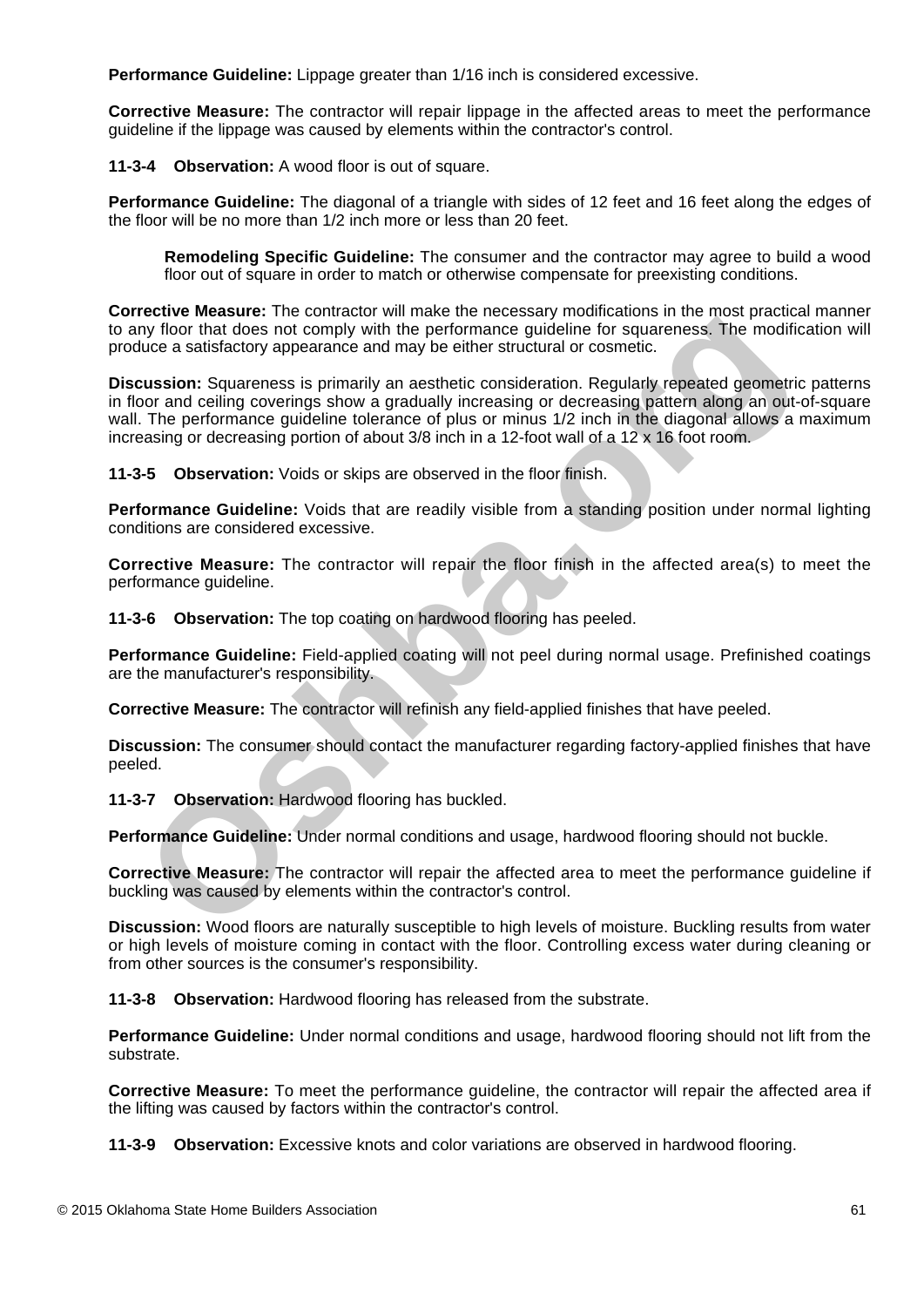**Performance Guideline:** Lippage greater than 1/16 inch is considered excessive.

**Corrective Measure:** The contractor will repair lippage in the affected areas to meet the performance guideline if the lippage was caused by elements within the contractor's control.

**11-3-4 Observation:** A wood floor is out of square.

**Performance Guideline:** The diagonal of a triangle with sides of 12 feet and 16 feet along the edges of the floor will be no more than 1/2 inch more or less than 20 feet.

> **Remodeling Specific Guideline:** The consumer and the contractor may agree to build a wood floor out of square in order to match or otherwise compensate for preexisting conditions.

**Corrective Measure:** The contractor will make the necessary modifications in the most practical manner to any floor that does not comply with the performance guideline for squareness. The modification will produce a satisfactory appearance and may be either structural or cosmetic.

**Discussion:** Squareness is primarily an aesthetic consideration. Regularly repeated geometric patterns in floor and ceiling coverings show a gradually increasing or decreasing pattern along an out-of-square wall. The performance guideline tolerance of plus or minus 1/2 inch in the diagonal allows a maximum increasing or decreasing portion of about 3/8 inch in a 12-foot wall of a 12 x 16 foot room.

**11-3-5 Observation:** Voids or skips are observed in the floor finish.

**Performance Guideline:** Voids that are readily visible from a standing position under normal lighting conditions are considered excessive.

**Corrective Measure:** The contractor will repair the floor finish in the affected area(s) to meet the performance guideline.

**11-3-6 Observation:** The top coating on hardwood flooring has peeled.

**Performance Guideline:** Field-applied coating will not peel during normal usage. Prefinished coatings are the manufacturer's responsibility.

**Corrective Measure:** The contractor will refinish any field-applied finishes that have peeled.

**Discussion:** The consumer should contact the manufacturer regarding factory-applied finishes that have peeled.

**11-3-7 Observation:** Hardwood flooring has buckled.

**Performance Guideline:** Under normal conditions and usage, hardwood flooring should not buckle.

**Corrective Measure:** The contractor will repair the affected area to meet the performance guideline if buckling was caused by elements within the contractor's control.

**Discussion:** Wood floors are naturally susceptible to high levels of moisture. Buckling results from water or high levels of moisture coming in contact with the floor. Controlling excess water during cleaning or from other sources is the consumer's responsibility.

**11-3-8 Observation:** Hardwood flooring has released from the substrate.

**Performance Guideline:** Under normal conditions and usage, hardwood flooring should not lift from the substrate.

**Corrective Measure:** To meet the performance guideline, the contractor will repair the affected area if the lifting was caused by factors within the contractor's control.

**11-3-9 Observation:** Excessive knots and color variations are observed in hardwood flooring.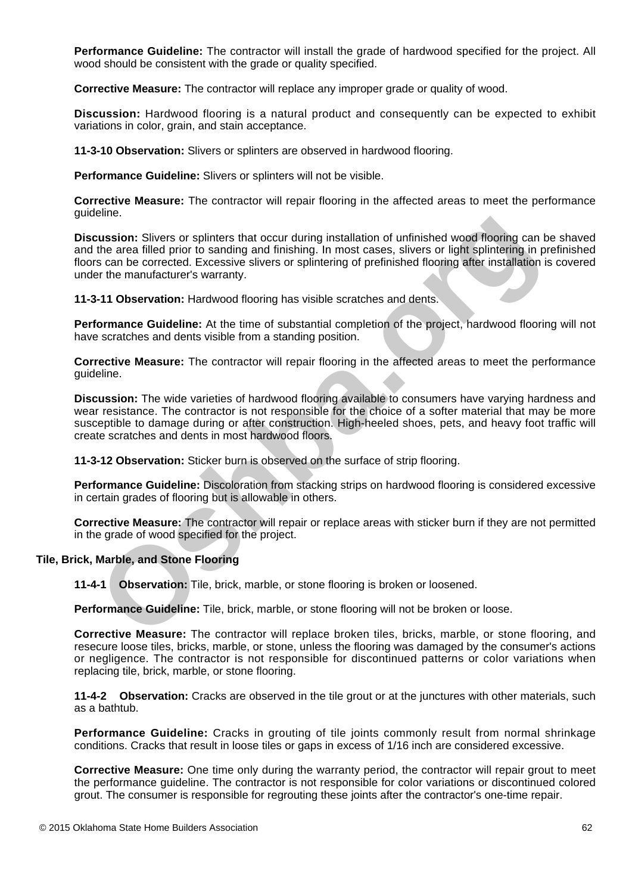**Performance Guideline:** The contractor will install the grade of hardwood specified for the project. All wood should be consistent with the grade or quality specified.

**Corrective Measure:** The contractor will replace any improper grade or quality of wood.

**Discussion:** Hardwood flooring is a natural product and consequently can be expected to exhibit variations in color, grain, and stain acceptance.

**11-3-10 Observation:** Slivers or splinters are observed in hardwood flooring.

**Performance Guideline:** Slivers or splinters will not be visible.

**Corrective Measure:** The contractor will repair flooring in the affected areas to meet the performance guideline.

**Discussion:** Slivers or splinters that occur during installation of unfinished wood flooring can be shaved and the area filled prior to sanding and finishing. In most cases, slivers or light splintering in prefinished floors can be corrected. Excessive slivers or splintering of prefinished flooring after installation is covered under the manufacturer's warranty.

**11-3-11 Observation:** Hardwood flooring has visible scratches and dents.

**Performance Guideline:** At the time of substantial completion of the project, hardwood flooring will not have scratches and dents visible from a standing position.

**Corrective Measure:** The contractor will repair flooring in the affected areas to meet the performance guideline.

**Discussion:** The wide varieties of hardwood flooring available to consumers have varying hardness and wear resistance. The contractor is not responsible for the choice of a softer material that may be more susceptible to damage during or after construction. High-heeled shoes, pets, and heavy foot traffic will create scratches and dents in most hardwood floors.

**11-3-12 Observation:** Sticker burn is observed on the surface of strip flooring.

**Performance Guideline:** Discoloration from stacking strips on hardwood flooring is considered excessive in certain grades of flooring but is allowable in others.

**Corrective Measure:** The contractor will repair or replace areas with sticker burn if they are not permitted in the grade of wood specified for the project.

**Tile, Brick, Marble, and Stone Flooring**

**11-4-1 Observation:** Tile, brick, marble, or stone flooring is broken or loosened.

**Performance Guideline:** Tile, brick, marble, or stone flooring will not be broken or loose.

**Corrective Measure:** The contractor will replace broken tiles, bricks, marble, or stone flooring, and resecure loose tiles, bricks, marble, or stone, unless the flooring was damaged by the consumer's actions or negligence. The contractor is not responsible for discontinued patterns or color variations when replacing tile, brick, marble, or stone flooring.

**11-4-2 Observation:** Cracks are observed in the tile grout or at the junctures with other materials, such as a bathtub.

**Performance Guideline:** Cracks in grouting of tile joints commonly result from normal shrinkage conditions. Cracks that result in loose tiles or gaps in excess of 1/16 inch are considered excessive.

**Corrective Measure:** One time only during the warranty period, the contractor will repair grout to meet the performance guideline. The contractor is not responsible for color variations or discontinued colored grout. The consumer is responsible for regrouting these joints after the contractor's one-time repair.

© 2015 Oklahoma State Home Builders Association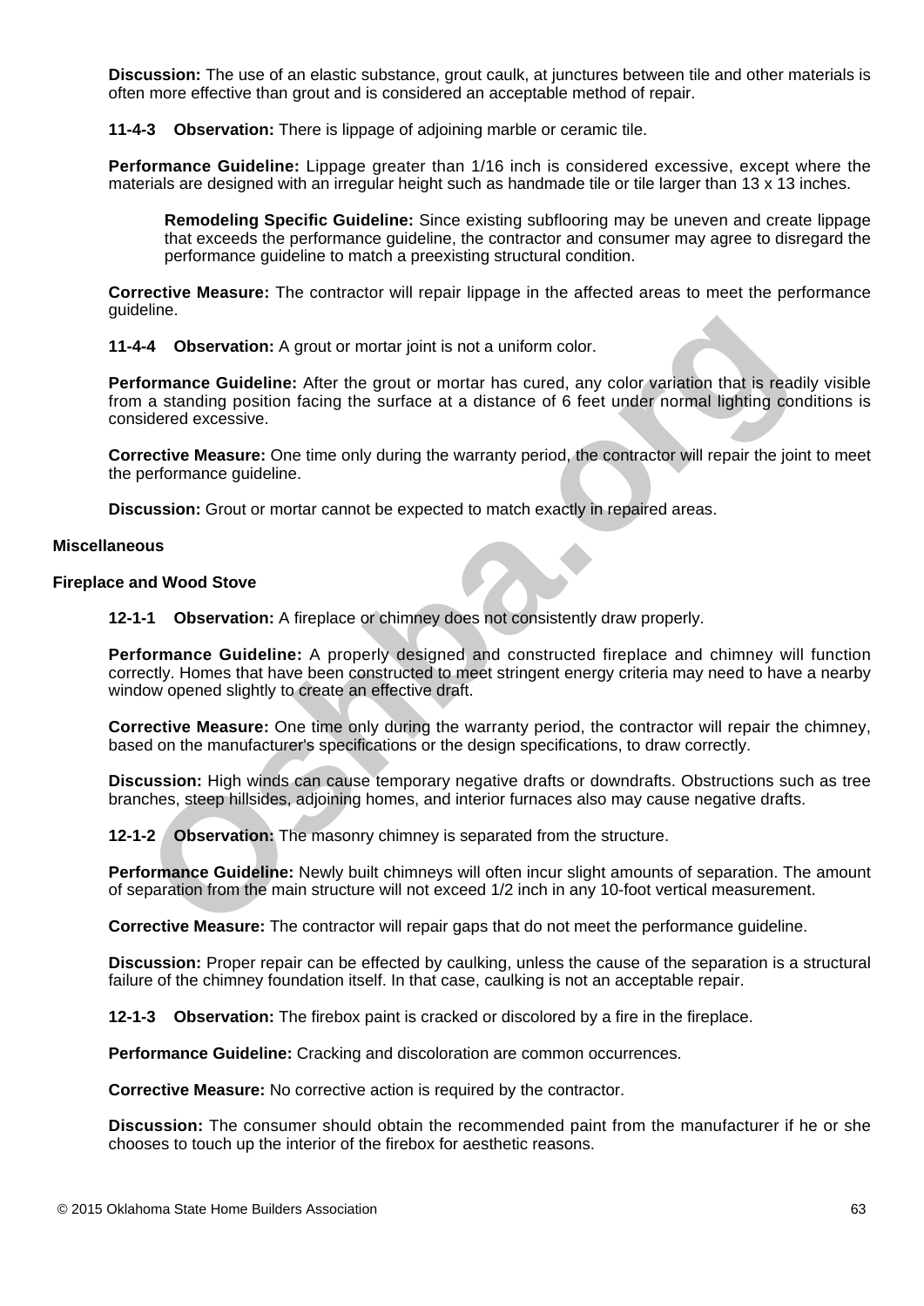**Discussion:** The use of an elastic substance, grout caulk, at junctures between tile and other materials is often more effective than grout and is considered an acceptable method of repair.

**11-4-3 Observation:** There is lippage of adjoining marble or ceramic tile.

**Performance Guideline:** Lippage greater than 1/16 inch is considered excessive, except where the materials are designed with an irregular height such as handmade tile or tile larger than 13 x 13 inches.

> **Remodeling Specific Guideline:** Since existing subflooring may be uneven and create lippage that exceeds the performance guideline, the contractor and consumer may agree to disregard the performance guideline to match a preexisting structural condition.

**Corrective Measure:** The contractor will repair lippage in the affected areas to meet the performance guideline.

**11-4-4 Observation:** A grout or mortar joint is not a uniform color.

**Performance Guideline:** After the grout or mortar has cured, any color variation that is readily visible from a standing position facing the surface at a distance of 6 feet under normal lighting conditions is considered excessive.

**Corrective Measure:** One time only during the warranty period, the contractor will repair the joint to meet the performance guideline.

**Discussion:** Grout or mortar cannot be expected to match exactly in repaired areas.

## Miscellaneous

### Fireplace and Wood Stove

**12-1-1 Observation:** A fireplace or chimney does not consistently draw properly.

**Performance Guideline:** A properly designed and constructed fireplace and chimney will function correctly. Homes that have been constructed to meet stringent energy criteria may need to have a nearby window opened slightly to create an effective draft.

**Corrective Measure:** One time only during the warranty period, the contractor will repair the chimney, based on the manufacturer's specifications or the design specifications, to draw correctly.

**Discussion:** High winds can cause temporary negative drafts or downdrafts. Obstructions such as tree branches, steep hillsides, adjoining homes, and interior furnaces also may cause negative drafts.

**12-1-2 Observation:** The masonry chimney is separated from the structure.

**Performance Guideline:** Newly built chimneys will often incur slight amounts of separation. The amount of separation from the main structure will not exceed 1/2 inch in any 10-foot vertical measurement.

**Corrective Measure:** The contractor will repair gaps that do not meet the performance guideline.

**Discussion:** Proper repair can be effected by caulking, unless the cause of the separation is a structural failure of the chimney foundation itself. In that case, caulking is not an acceptable repair.

**12-1-3 Observation:** The firebox paint is cracked or discolored by a fire in the fireplace.

**Performance Guideline:** Cracking and discoloration are common occurrences.

**Corrective Measure:** No corrective action is required by the contractor.

**Discussion:** The consumer should obtain the recommended paint from the manufacturer if he or she chooses to touch up the interior of the firebox for aesthetic reasons.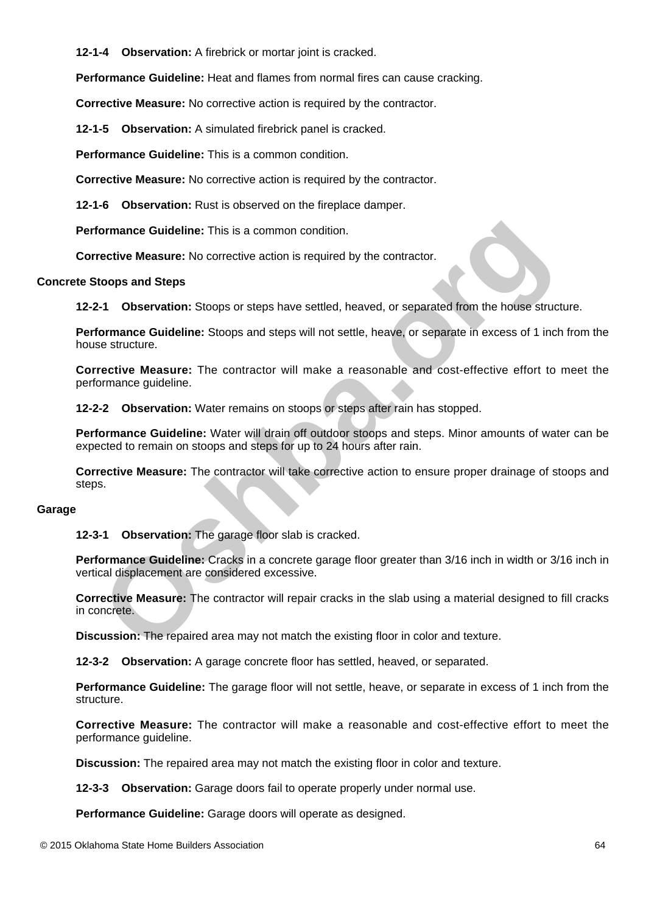**12-1-4 Observation:** A firebrick or mortar joint is cracked.

**Performance Guideline:** Heat and flames from normal fires can cause cracking.

**Corrective Measure:** No corrective action is required by the contractor.

**12-1-5 Observation:** A simulated firebrick panel is cracked.

**Performance Guideline:** This is a common condition.

**Corrective Measure:** No corrective action is required by the contractor.

**12-1-6 Observation:** Rust is observed on the fireplace damper.

**Performance Guideline:** This is a common condition.

**Corrective Measure:** No corrective action is required by the contractor.

### Concrete Stoops and Steps

**12-2-1 Observation:** Stoops or steps have settled, heaved, or separated from the house structure.

**Performance Guideline:** Stoops and steps will not settle, heave, or separate in excess of 1 inch from the house structure.

**Corrective Measure:** The contractor will make a reasonable and cost-effective effort to meet the performance guideline.

**12-2-2 Observation:** Water remains on stoops or steps after rain has stopped.

**Performance Guideline:** Water will drain off outdoor stoops and steps. Minor amounts of water can be expected to remain on stoops and steps for up to 24 hours after rain.

**Corrective Measure:** The contractor will take corrective action to ensure proper drainage of stoops and steps.

### Garage

**12-3-1 Observation:** The garage floor slab is cracked.

**Performance Guideline:** Cracks in a concrete garage floor greater than 3/16 inch in width or 3/16 inch in vertical displacement are considered excessive.

**Corrective Measure:** The contractor will repair cracks in the slab using a material designed to fill cracks in concrete.

**Discussion:** The repaired area may not match the existing floor in color and texture.

**12-3-2 Observation:** A garage concrete floor has settled, heaved, or separated.

**Performance Guideline:** The garage floor will not settle, heave, or separate in excess of 1 inch from the structure.

**Corrective Measure:** The contractor will make a reasonable and cost-effective effort to meet the performance guideline.

**Discussion:** The repaired area may not match the existing floor in color and texture.

**12-3-3 Observation:** Garage doors fail to operate properly under normal use.

**Performance Guideline:** Garage doors will operate as designed.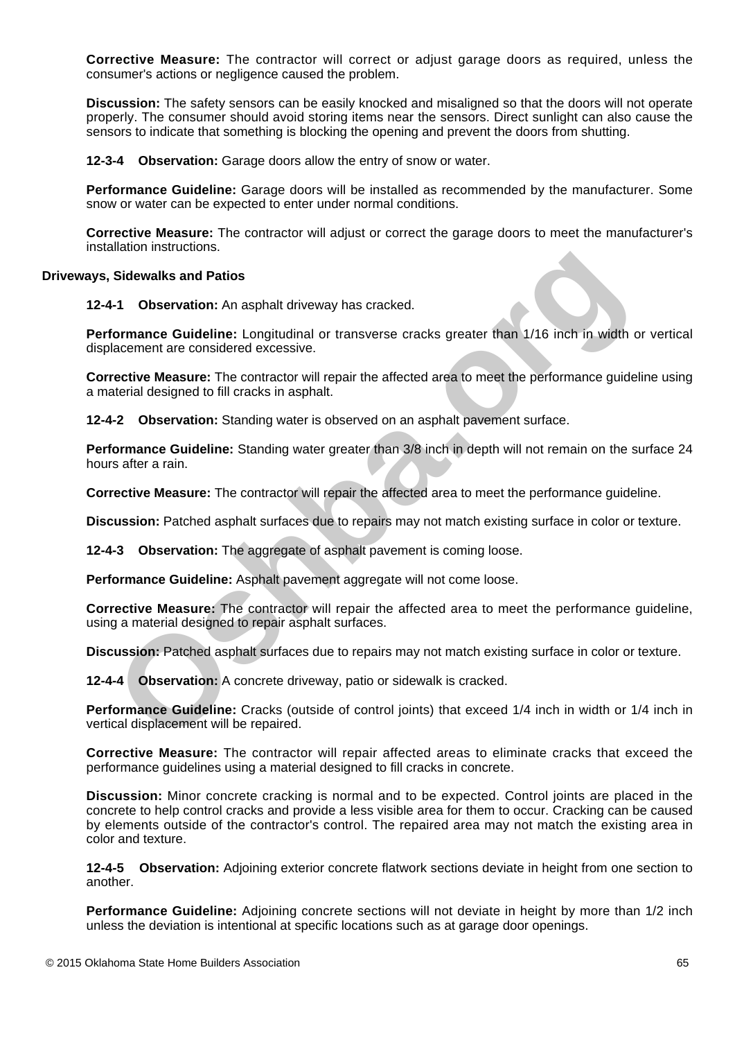**Corrective Measure:** The contractor will correct or adjust garage doors as required, unless the consumer's actions or negligence caused the problem.

**Discussion:** The safety sensors can be easily knocked and misaligned so that the doors will not operate properly. The consumer should avoid storing items near the sensors. Direct sunlight can also cause the sensors to indicate that something is blocking the opening and prevent the doors from shutting.

**12-3-4 Observation:** Garage doors allow the entry of snow or water.

**Performance Guideline:** Garage doors will be installed as recommended by the manufacturer. Some snow or water can be expected to enter under normal conditions.

**Corrective Measure:** The contractor will adjust or correct the garage doors to meet the manufacturer's installation instructions.

**Driveways, Sidewalks and Patios**

**12-4-1 Observation:** An asphalt driveway has cracked.

**Performance Guideline:** Longitudinal or transverse cracks greater than 1/16 inch in width or vertical displacement are considered excessive.

**Corrective Measure:** The contractor will repair the affected area to meet the performance guideline using a material designed to fill cracks in asphalt.

**12-4-2 Observation:** Standing water is observed on an asphalt pavement surface.

**Performance Guideline:** Standing water greater than 3/8 inch in depth will not remain on the surface 24 hours after a rain.

**Corrective Measure:** The contractor will repair the affected area to meet the performance guideline.

**Discussion:** Patched asphalt surfaces due to repairs may not match existing surface in color or texture.

**12-4-3 Observation:** The aggregate of asphalt pavement is coming loose.

**Performance Guideline:** Asphalt pavement aggregate will not come loose.

**Corrective Measure:** The contractor will repair the affected area to meet the performance guideline, using a material designed to repair asphalt surfaces.

**Discussion:** Patched asphalt surfaces due to repairs may not match existing surface in color or texture.

**12-4-4 Observation:** A concrete driveway, patio or sidewalk is cracked.

**Performance Guideline:** Cracks (outside of control joints) that exceed 1/4 inch in width or 1/4 inch in vertical displacement will be repaired.

**Corrective Measure:** The contractor will repair affected areas to eliminate cracks that exceed the performance guidelines using a material designed to fill cracks in concrete.

**Discussion:** Minor concrete cracking is normal and to be expected. Control joints are placed in the concrete to help control cracks and provide a less visible area for them to occur. Cracking can be caused by elements outside of the contractor's control. The repaired area may not match the existing area in color and texture.

**12-4-5 Observation:** Adjoining exterior concrete flatwork sections deviate in height from one section to another.

**Performance Guideline:** Adjoining concrete sections will not deviate in height by more than 1/2 inch unless the deviation is intentional at specific locations such as at garage door openings.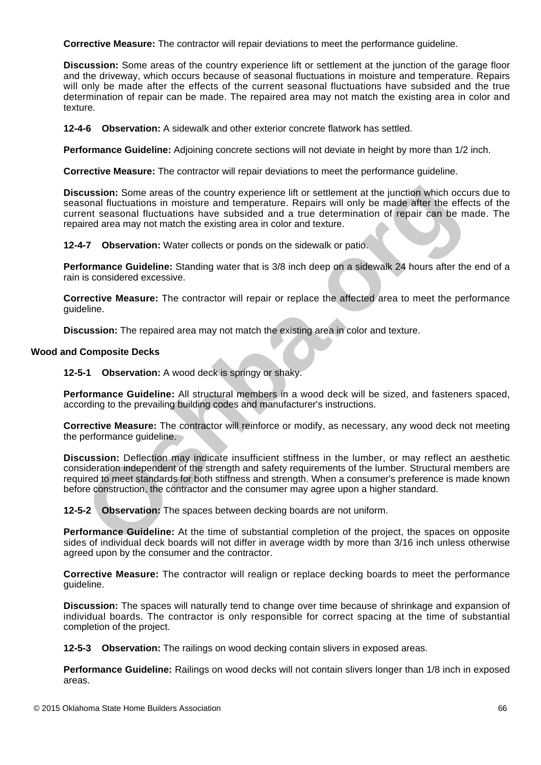**Corrective Measure:** The contractor will repair deviations to meet the performance guideline.

**Discussion:** Some areas of the country experience lift or settlement at the junction of the garage floor and the driveway, which occurs because of seasonal fluctuations in moisture and temperature. Repairs will only be made after the effects of the current seasonal fluctuations have subsided and the true determination of repair can be made. The repaired area may not match the existing area in color and texture.

**12-4-6 Observation:** A sidewalk and other exterior concrete flatwork has settled.

**Performance Guideline:** Adjoining concrete sections will not deviate in height by more than 1/2 inch.

**Corrective Measure:** The contractor will repair deviations to meet the performance guideline.

**Discussion:** Some areas of the country experience lift or settlement at the junction which occurs due to seasonal fluctuations in moisture and temperature. Repairs will only be made after the effects of the current seasonal fluctuations have subsided and a true determination of repair can be made. The repaired area may not match the existing area in color and texture.

**12-4-7 Observation:** Water collects or ponds on the sidewalk or patio.

**Performance Guideline:** Standing water that is 3/8 inch deep on a sidewalk 24 hours after the end of a rain is considered excessive.

**Corrective Measure:** The contractor will repair or replace the affected area to meet the performance guideline.

**Discussion:** The repaired area may not match the existing area in color and texture.

**Wood and Composite Decks**

**12-5-1 Observation:** A wood deck is springy or shaky.

**Performance Guideline:** All structural members in a wood deck will be sized, and fasteners spaced, according to the prevailing building codes and manufacturer's instructions.

**Corrective Measure:** The contractor will reinforce or modify, as necessary, any wood deck not meeting the performance guideline.

**Discussion:** Deflection may indicate insufficient stiffness in the lumber, or may reflect an aesthetic consideration independent of the strength and safety requirements of the lumber. Structural members are required to meet standards for both stiffness and strength. When a consumer's preference is made known before construction, the contractor and the consumer may agree upon a higher standard.

**12-5-2 Observation:** The spaces between decking boards are not uniform.

**Performance Guideline:** At the time of substantial completion of the project, the spaces on opposite sides of individual deck boards will not differ in average width by more than 3/16 inch unless otherwise agreed upon by the consumer and the contractor.

**Corrective Measure:** The contractor will realign or replace decking boards to meet the performance guideline.

**Discussion:** The spaces will naturally tend to change over time because of shrinkage and expansion of individual boards. The contractor is only responsible for correct spacing at the time of substantial completion of the project.

**12-5-3 Observation:** The railings on wood decking contain slivers in exposed areas.

**Performance Guideline:** Railings on wood decks will not contain slivers longer than 1/8 inch in exposed areas.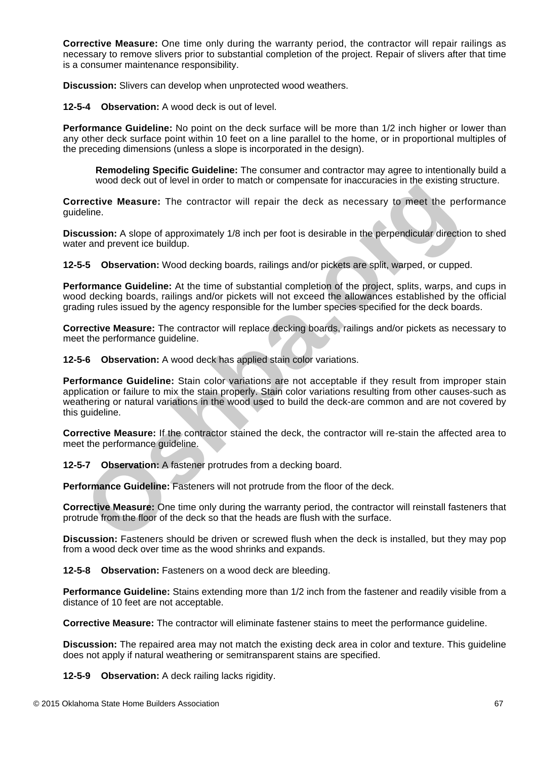**Corrective Measure:** One time only during the warranty period, the contractor will repair railings as necessary to remove slivers prior to substantial completion of the project. Repair of slivers after that time is a consumer maintenance responsibility.

**Discussion:** Slivers can develop when unprotected wood weathers.

**12-5-4 Observation:** A wood deck is out of level.

**Performance Guideline:** No point on the deck surface will be more than 1/2 inch higher or lower than any other deck surface point within 10 feet on a line parallel to the home, or in proportional multiples of the preceding dimensions (unless a slope is incorporated in the design).

> **Remodeling Specific Guideline:** The consumer and contractor may agree to intentionally build a wood deck out of level in order to match or compensate for inaccuracies in the existing structure.

**Corrective Measure:** The contractor will repair the deck as necessary to meet the performance guideline.

**Discussion:** A slope of approximately 1/8 inch per foot is desirable in the perpendicular direction to shed water and prevent ice buildup.

**12-5-5 Observation:** Wood decking boards, railings and/or pickets are split, warped, or cupped.

**Performance Guideline:** At the time of substantial completion of the project, splits, warps, and cups in wood decking boards, railings and/or pickets will not exceed the allowances established by the official grading rules issued by the agency responsible for the lumber species specified for the deck boards.

**Corrective Measure:** The contractor will replace decking boards, railings and/or pickets as necessary to meet the performance guideline.

**12-5-6 Observation:** A wood deck has applied stain color variations.

**Performance Guideline:** Stain color variations are not acceptable if they result from improper stain application or failure to mix the stain properly. Stain color variations resulting from other causes-such as weathering or natural variations in the wood used to build the deck-are common and are not covered by this guideline.

**Corrective Measure:** If the contractor stained the deck, the contractor will re-stain the affected area to meet the performance guideline.

**12-5-7 Observation:** A fastener protrudes from a decking board.

**Performance Guideline:** Fasteners will not protrude from the floor of the deck.

**Corrective Measure:** One time only during the warranty period, the contractor will reinstall fasteners that protrude from the floor of the deck so that the heads are flush with the surface.

**Discussion:** Fasteners should be driven or screwed flush when the deck is installed, but they may pop from a wood deck over time as the wood shrinks and expands.

**12-5-8 Observation:** Fasteners on a wood deck are bleeding.

**Performance Guideline:** Stains extending more than 1/2 inch from the fastener and readily visible from a distance of 10 feet are not acceptable.

**Corrective Measure:** The contractor will eliminate fastener stains to meet the performance guideline.

**Discussion:** The repaired area may not match the existing deck area in color and texture. This guideline does not apply if natural weathering or semitransparent stains are specified.

**12-5-9 Observation:** A deck railing lacks rigidity.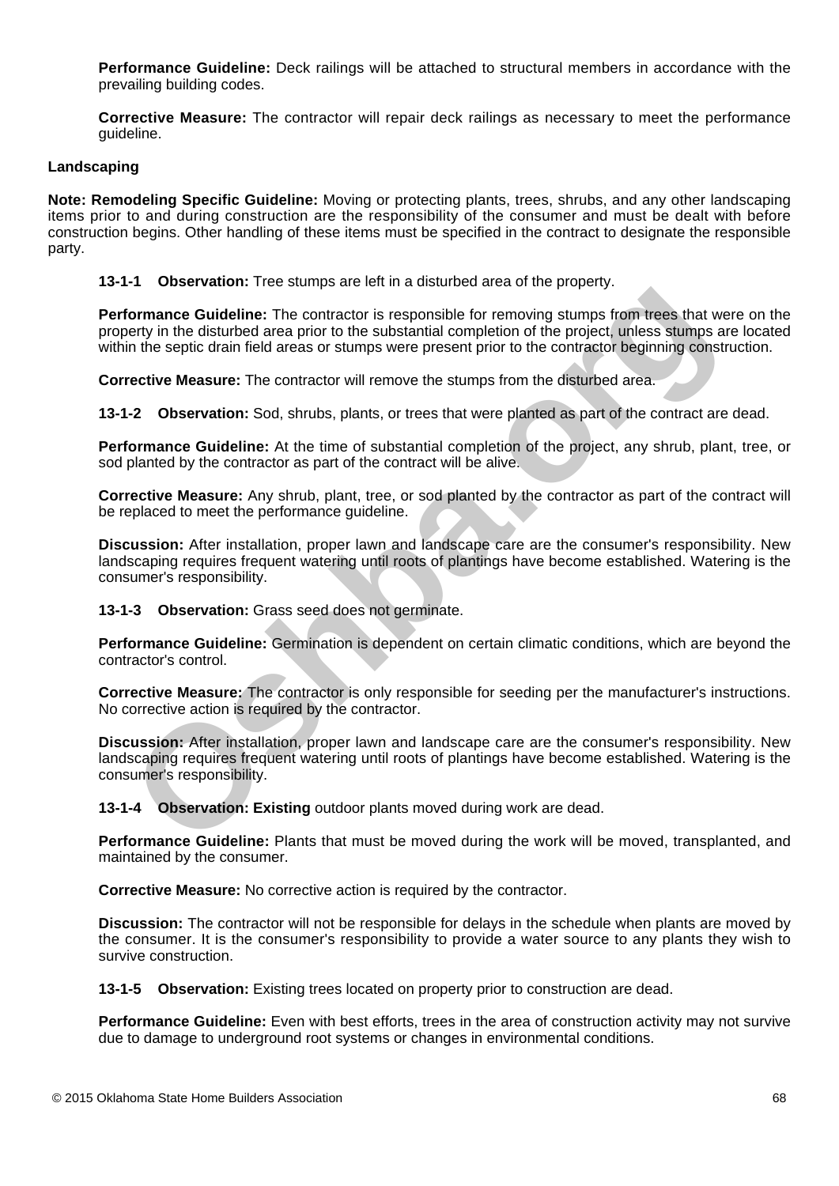**Performance Guideline:** Deck railings will be attached to structural members in accordance with the prevailing building codes.

**Corrective Measure:** The contractor will repair deck railings as necessary to meet the performance guideline.

### Landscaping

**Note: Remodeling Specific Guideline:** Moving or protecting plants, trees, shrubs, and any other landscaping items prior to and during construction are the responsibility of the consumer and must be dealt with before construction begins. Other handling of these items must be specified in the contract to designate the responsible party.

**13-1-1 Observation:** Tree stumps are left in a disturbed area of the property.

**Performance Guideline:** The contractor is responsible for removing stumps from trees that were on the property in the disturbed area prior to the substantial completion of the project, unless stumps are located within the septic drain field areas or stumps were present prior to the contractor beginning construction.

**Corrective Measure:** The contractor will remove the stumps from the disturbed area.

**13-1-2 Observation:** Sod, shrubs, plants, or trees that were planted as part of the contract are dead.

**Performance Guideline:** At the time of substantial completion of the project, any shrub, plant, tree, or sod planted by the contractor as part of the contract will be alive.

**Corrective Measure:** Any shrub, plant, tree, or sod planted by the contractor as part of the contract will be replaced to meet the performance guideline.

**Discussion:** After installation, proper lawn and landscape care are the consumer's responsibility. New landscaping requires frequent watering until roots of plantings have become established. Watering is the consumer's responsibility.

**13-1-3 Observation:** Grass seed does not germinate.

**Performance Guideline:** Germination is dependent on certain climatic conditions, which are beyond the contractor's control.

**Corrective Measure:** The contractor is only responsible for seeding per the manufacturer's instructions. No corrective action is required by the contractor.

**Discussion:** After installation, proper lawn and landscape care are the consumer's responsibility. New landscaping requires frequent watering until roots of plantings have become established. Watering is the consumer's responsibility.

**13-1-4 Observation: Existing** outdoor plants moved during work are dead.

**Performance Guideline:** Plants that must be moved during the work will be moved, transplanted, and maintained by the consumer.

**Corrective Measure:** No corrective action is required by the contractor.

**Discussion:** The contractor will not be responsible for delays in the schedule when plants are moved by the consumer. It is the consumer's responsibility to provide a water source to any plants they wish to survive construction.

**13-1-5 Observation:** Existing trees located on property prior to construction are dead.

**Performance Guideline:** Even with best efforts, trees in the area of construction activity may not survive due to damage to underground root systems or changes in environmental conditions.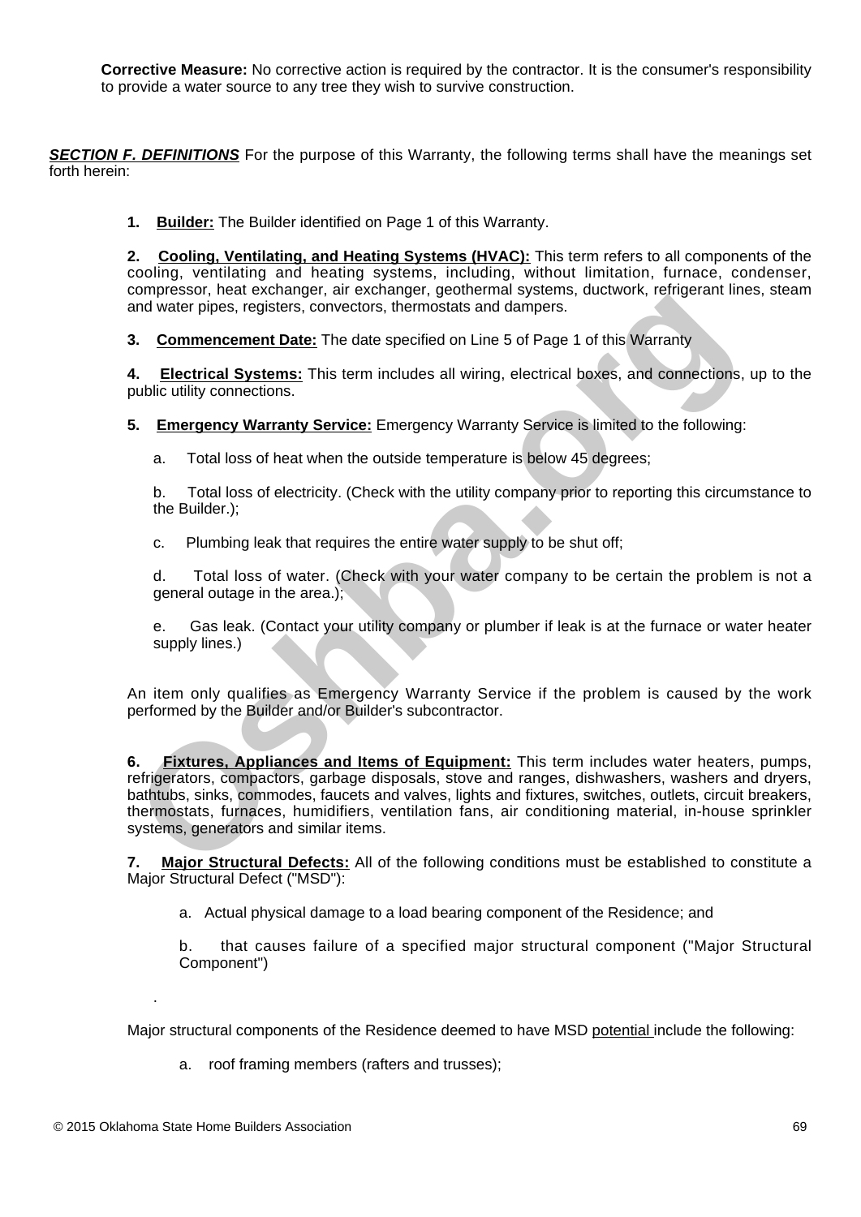**Corrective Measure:** No corrective action is required by the contractor. It is the consumer's responsibility to provide a water source to any tree they wish to survive construction.

***SECTION F. DEFINITIONS*** For the purpose of this Warranty, the following terms shall have the meanings set forth herein:

**1. Builder:** The Builder identified on Page 1 of this Warranty.

**2. Cooling, Ventilating, and Heating Systems (HVAC):** This term refers to all components of the cooling, ventilating and heating systems, including, without limitation, furnace, condenser, compressor, heat exchanger, air exchanger, geothermal systems, ductwork, refrigerant lines, steam and water pipes, registers, convectors, thermostats and dampers.

**3. Commencement Date:** The date specified on Line 5 of Page 1 of this Warranty

**4. Electrical Systems:** This term includes all wiring, electrical boxes, and connections, up to the public utility connections.

**5. Emergency Warranty Service:** Emergency Warranty Service is limited to the following:

a. Total loss of heat when the outside temperature is below 45 degrees;

b. Total loss of electricity. (Check with the utility company prior to reporting this circumstance to the Builder.);

c. Plumbing leak that requires the entire water supply to be shut off;

d. Total loss of water. (Check with your water company to be certain the problem is not a general outage in the area.);

e. Gas leak. (Contact your utility company or plumber if leak is at the furnace or water heater supply lines.)

An item only qualifies as Emergency Warranty Service if the problem is caused by the work performed by the Builder and/or Builder's subcontractor.

**6. Fixtures, Appliances and Items of Equipment:** This term includes water heaters, pumps, refrigerators, compactors, garbage disposals, stove and ranges, dishwashers, washers and dryers, bathtubs, sinks, commodes, faucets and valves, lights and fixtures, switches, outlets, circuit breakers, thermostats, furnaces, humidifiers, ventilation fans, air conditioning material, in-house sprinkler systems, generators and similar items.

**7. Major Structural Defects:** All of the following conditions must be established to constitute a Major Structural Defect ("MSD"):

a. Actual physical damage to a load bearing component of the Residence; and

b. that causes failure of a specified major structural component ("Major Structural Component")

.

Major structural components of the Residence deemed to have MSD potential include the following:

a. roof framing members (rafters and trusses);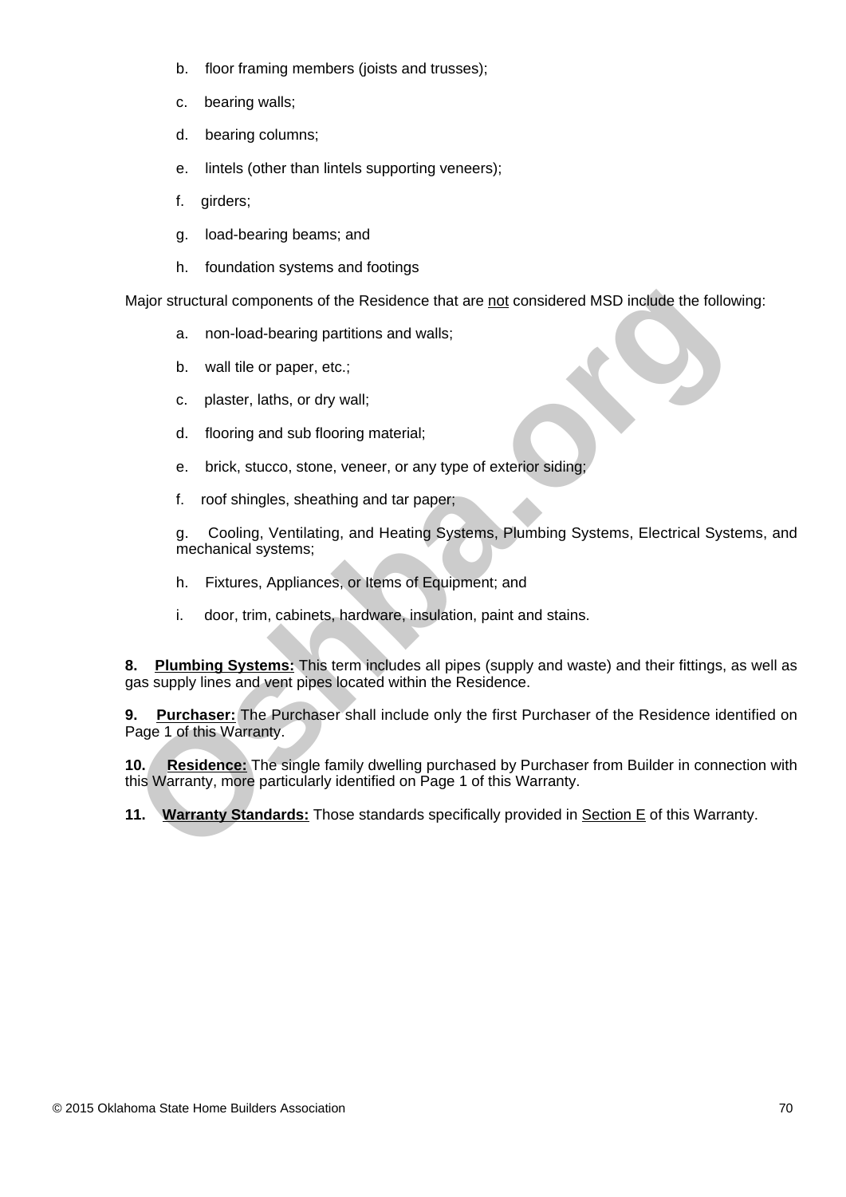b. floor framing members (joists and trusses);

c. bearing walls;

d. bearing columns;

e. lintels (other than lintels supporting veneers);

f. girders;

g. load-bearing beams; and

h. foundation systems and footings

Major structural components of the Residence that are not considered MSD include the following:

a. non-load-bearing partitions and walls;

b. wall tile or paper, etc.;

c. plaster, laths, or dry wall;

d. flooring and sub flooring material;

e. brick, stucco, stone, veneer, or any type of exterior siding;

f. roof shingles, sheathing and tar paper;

g. Cooling, Ventilating, and Heating Systems, Plumbing Systems, Electrical Systems, and mechanical systems;

h. Fixtures, Appliances, or Items of Equipment; and

i. door, trim, cabinets, hardware, insulation, paint and stains.

**8. Plumbing Systems:** This term includes all pipes (supply and waste) and their fittings, as well as gas supply lines and vent pipes located within the Residence.

**9. Purchaser:** The Purchaser shall include only the first Purchaser of the Residence identified on Page 1 of this Warranty.

**10. Residence:** The single family dwelling purchased by Purchaser from Builder in connection with this Warranty, more particularly identified on Page 1 of this Warranty.

**11. Warranty Standards:** Those standards specifically provided in Section E of this Warranty.

© 2015 Oklahoma State Home Builders Association